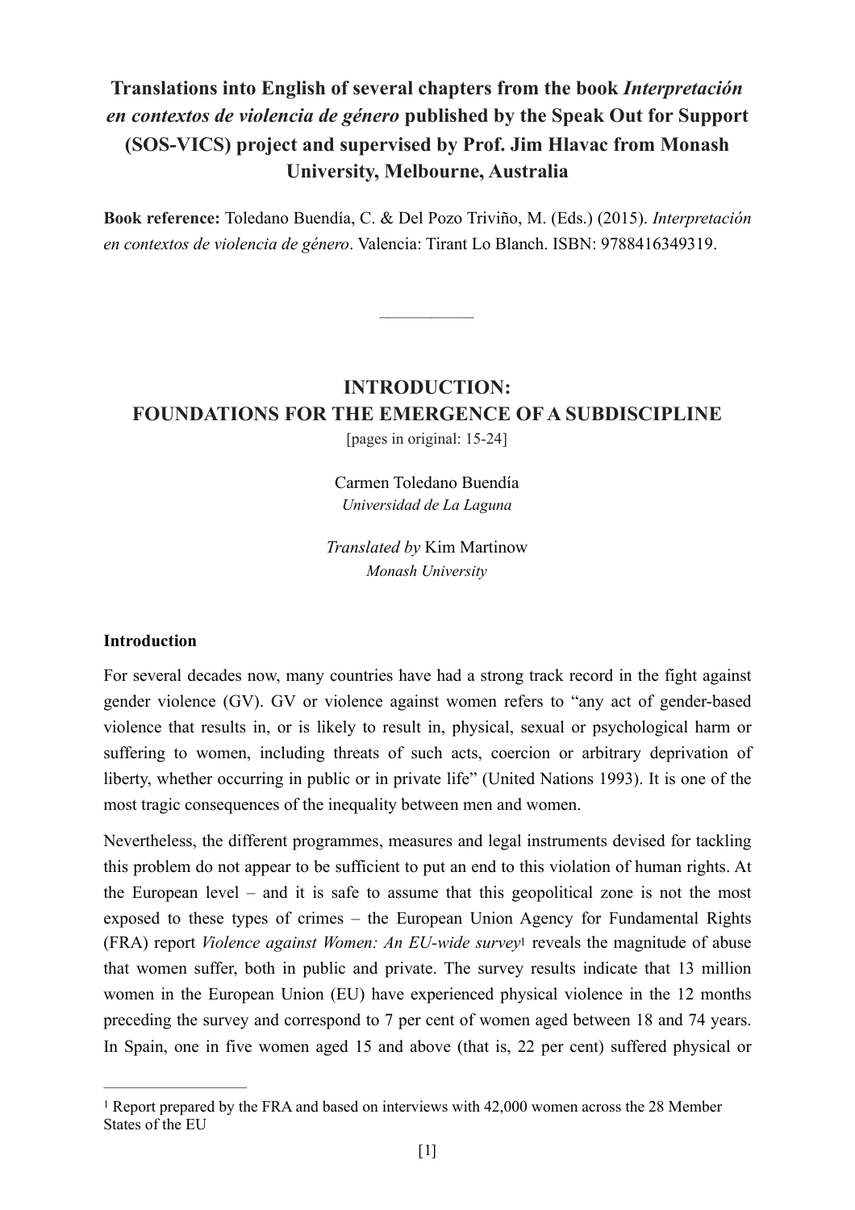**Translations into English of several chapters from the book *Interpretación en contextos de violencia de género* published by the Speak Out for Support (SOS-VICS) project and supervised by Prof. Jim Hlavac from Monash University, Melbourne, Australia**

**Book reference:** Toledano Buendía, C. & Del Pozo Triviño, M. (Eds.) (2015). *Interpretación en contextos de violencia de género*. Valencia: Tirant Lo Blanch. ISBN: 9788416349319.

---

# INTRODUCTION: FOUNDATIONS FOR THE EMERGENCE OF A SUBDISCIPLINE

[pages in original: 15-24]

Carmen Toledano Buendía
*Universidad de La Laguna*

*Translated by* Kim Martinow
*Monash University*

### Introduction

For several decades now, many countries have had a strong track record in the fight against gender violence (GV). GV or violence against women refers to "any act of gender-based violence that results in, or is likely to result in, physical, sexual or psychological harm or suffering to women, including threats of such acts, coercion or arbitrary deprivation of liberty, whether occurring in public or in private life" (United Nations 1993). It is one of the most tragic consequences of the inequality between men and women.

Nevertheless, the different programmes, measures and legal instruments devised for tackling this problem do not appear to be sufficient to put an end to this violation of human rights. At the European level – and it is safe to assume that this geopolitical zone is not the most exposed to these types of crimes – the European Union Agency for Fundamental Rights (FRA) report *Violence against Women: An EU-wide survey*[1] reveals the magnitude of abuse that women suffer, both in public and private. The survey results indicate that 13 million women in the European Union (EU) have experienced physical violence in the 12 months preceding the survey and correspond to 7 per cent of women aged between 18 and 74 years. In Spain, one in five women aged 15 and above (that is, 22 per cent) suffered physical or

---

[1] Report prepared by the FRA and based on interviews with 42,000 women across the 28 Member States of the EU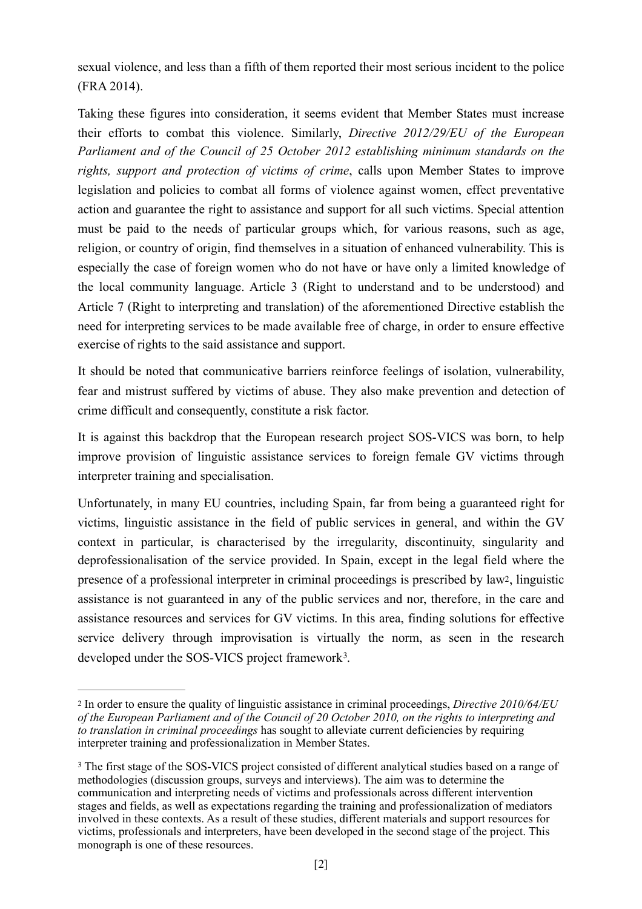sexual violence, and less than a fifth of them reported their most serious incident to the police (FRA 2014).

Taking these figures into consideration, it seems evident that Member States must increase their efforts to combat this violence. Similarly, *Directive 2012/29/EU of the European Parliament and of the Council of 25 October 2012 establishing minimum standards on the rights, support and protection of victims of crime*, calls upon Member States to improve legislation and policies to combat all forms of violence against women, effect preventative action and guarantee the right to assistance and support for all such victims. Special attention must be paid to the needs of particular groups which, for various reasons, such as age, religion, or country of origin, find themselves in a situation of enhanced vulnerability. This is especially the case of foreign women who do not have or have only a limited knowledge of the local community language. Article 3 (Right to understand and to be understood) and Article 7 (Right to interpreting and translation) of the aforementioned Directive establish the need for interpreting services to be made available free of charge, in order to ensure effective exercise of rights to the said assistance and support.

It should be noted that communicative barriers reinforce feelings of isolation, vulnerability, fear and mistrust suffered by victims of abuse. They also make prevention and detection of crime difficult and consequently, constitute a risk factor.

It is against this backdrop that the European research project SOS-VICS was born, to help improve provision of linguistic assistance services to foreign female GV victims through interpreter training and specialisation.

Unfortunately, in many EU countries, including Spain, far from being a guaranteed right for victims, linguistic assistance in the field of public services in general, and within the GV context in particular, is characterised by the irregularity, discontinuity, singularity and deprofessionalisation of the service provided. In Spain, except in the legal field where the presence of a professional interpreter in criminal proceedings is prescribed by law[2], linguistic assistance is not guaranteed in any of the public services and nor, therefore, in the care and assistance resources and services for GV victims. In this area, finding solutions for effective service delivery through improvisation is virtually the norm, as seen in the research developed under the SOS-VICS project framework[3].

---

[2] In order to ensure the quality of linguistic assistance in criminal proceedings, *Directive 2010/64/EU of the European Parliament and of the Council of 20 October 2010, on the rights to interpreting and to translation in criminal proceedings* has sought to alleviate current deficiencies by requiring interpreter training and professionalization in Member States.

[3] The first stage of the SOS-VICS project consisted of different analytical studies based on a range of methodologies (discussion groups, surveys and interviews). The aim was to determine the communication and interpreting needs of victims and professionals across different intervention stages and fields, as well as expectations regarding the training and professionalization of mediators involved in these contexts. As a result of these studies, different materials and support resources for victims, professionals and interpreters, have been developed in the second stage of the project. This monograph is one of these resources.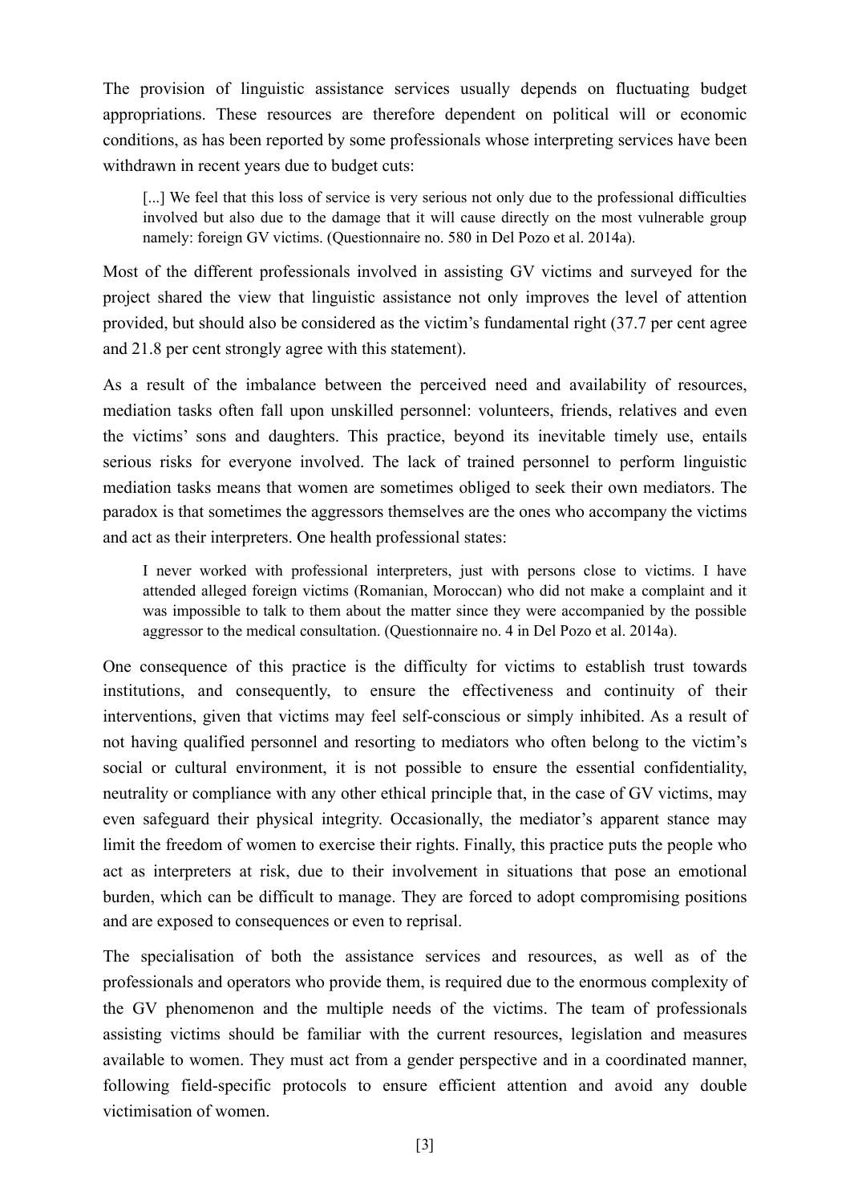The provision of linguistic assistance services usually depends on fluctuating budget appropriations. These resources are therefore dependent on political will or economic conditions, as has been reported by some professionals whose interpreting services have been withdrawn in recent years due to budget cuts:

> [...] We feel that this loss of service is very serious not only due to the professional difficulties involved but also due to the damage that it will cause directly on the most vulnerable group namely: foreign GV victims. (Questionnaire no. 580 in Del Pozo et al. 2014a).

Most of the different professionals involved in assisting GV victims and surveyed for the project shared the view that linguistic assistance not only improves the level of attention provided, but should also be considered as the victim's fundamental right (37.7 per cent agree and 21.8 per cent strongly agree with this statement).

As a result of the imbalance between the perceived need and availability of resources, mediation tasks often fall upon unskilled personnel: volunteers, friends, relatives and even the victims' sons and daughters. This practice, beyond its inevitable timely use, entails serious risks for everyone involved. The lack of trained personnel to perform linguistic mediation tasks means that women are sometimes obliged to seek their own mediators. The paradox is that sometimes the aggressors themselves are the ones who accompany the victims and act as their interpreters. One health professional states:

> I never worked with professional interpreters, just with persons close to victims. I have attended alleged foreign victims (Romanian, Moroccan) who did not make a complaint and it was impossible to talk to them about the matter since they were accompanied by the possible aggressor to the medical consultation. (Questionnaire no. 4 in Del Pozo et al. 2014a).

One consequence of this practice is the difficulty for victims to establish trust towards institutions, and consequently, to ensure the effectiveness and continuity of their interventions, given that victims may feel self-conscious or simply inhibited. As a result of not having qualified personnel and resorting to mediators who often belong to the victim's social or cultural environment, it is not possible to ensure the essential confidentiality, neutrality or compliance with any other ethical principle that, in the case of GV victims, may even safeguard their physical integrity. Occasionally, the mediator's apparent stance may limit the freedom of women to exercise their rights. Finally, this practice puts the people who act as interpreters at risk, due to their involvement in situations that pose an emotional burden, which can be difficult to manage. They are forced to adopt compromising positions and are exposed to consequences or even to reprisal.

The specialisation of both the assistance services and resources, as well as of the professionals and operators who provide them, is required due to the enormous complexity of the GV phenomenon and the multiple needs of the victims. The team of professionals assisting victims should be familiar with the current resources, legislation and measures available to women. They must act from a gender perspective and in a coordinated manner, following field-specific protocols to ensure efficient attention and avoid any double victimisation of women.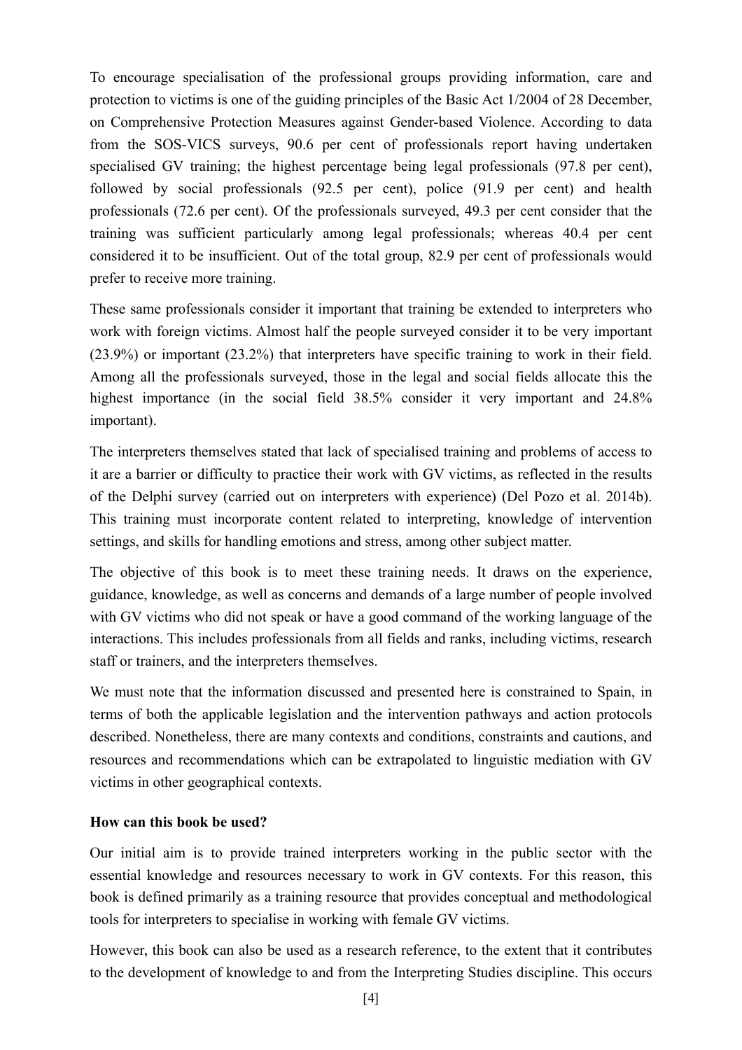To encourage specialisation of the professional groups providing information, care and protection to victims is one of the guiding principles of the Basic Act 1/2004 of 28 December, on Comprehensive Protection Measures against Gender-based Violence. According to data from the SOS-VICS surveys, 90.6 per cent of professionals report having undertaken specialised GV training; the highest percentage being legal professionals (97.8 per cent), followed by social professionals (92.5 per cent), police (91.9 per cent) and health professionals (72.6 per cent). Of the professionals surveyed, 49.3 per cent consider that the training was sufficient particularly among legal professionals; whereas 40.4 per cent considered it to be insufficient. Out of the total group, 82.9 per cent of professionals would prefer to receive more training.

These same professionals consider it important that training be extended to interpreters who work with foreign victims. Almost half the people surveyed consider it to be very important (23.9%) or important (23.2%) that interpreters have specific training to work in their field. Among all the professionals surveyed, those in the legal and social fields allocate this the highest importance (in the social field 38.5% consider it very important and 24.8% important).

The interpreters themselves stated that lack of specialised training and problems of access to it are a barrier or difficulty to practice their work with GV victims, as reflected in the results of the Delphi survey (carried out on interpreters with experience) (Del Pozo et al. 2014b). This training must incorporate content related to interpreting, knowledge of intervention settings, and skills for handling emotions and stress, among other subject matter.

The objective of this book is to meet these training needs. It draws on the experience, guidance, knowledge, as well as concerns and demands of a large number of people involved with GV victims who did not speak or have a good command of the working language of the interactions. This includes professionals from all fields and ranks, including victims, research staff or trainers, and the interpreters themselves.

We must note that the information discussed and presented here is constrained to Spain, in terms of both the applicable legislation and the intervention pathways and action protocols described. Nonetheless, there are many contexts and conditions, constraints and cautions, and resources and recommendations which can be extrapolated to linguistic mediation with GV victims in other geographical contexts.

**How can this book be used?**

Our initial aim is to provide trained interpreters working in the public sector with the essential knowledge and resources necessary to work in GV contexts. For this reason, this book is defined primarily as a training resource that provides conceptual and methodological tools for interpreters to specialise in working with female GV victims.

However, this book can also be used as a research reference, to the extent that it contributes to the development of knowledge to and from the Interpreting Studies discipline. This occurs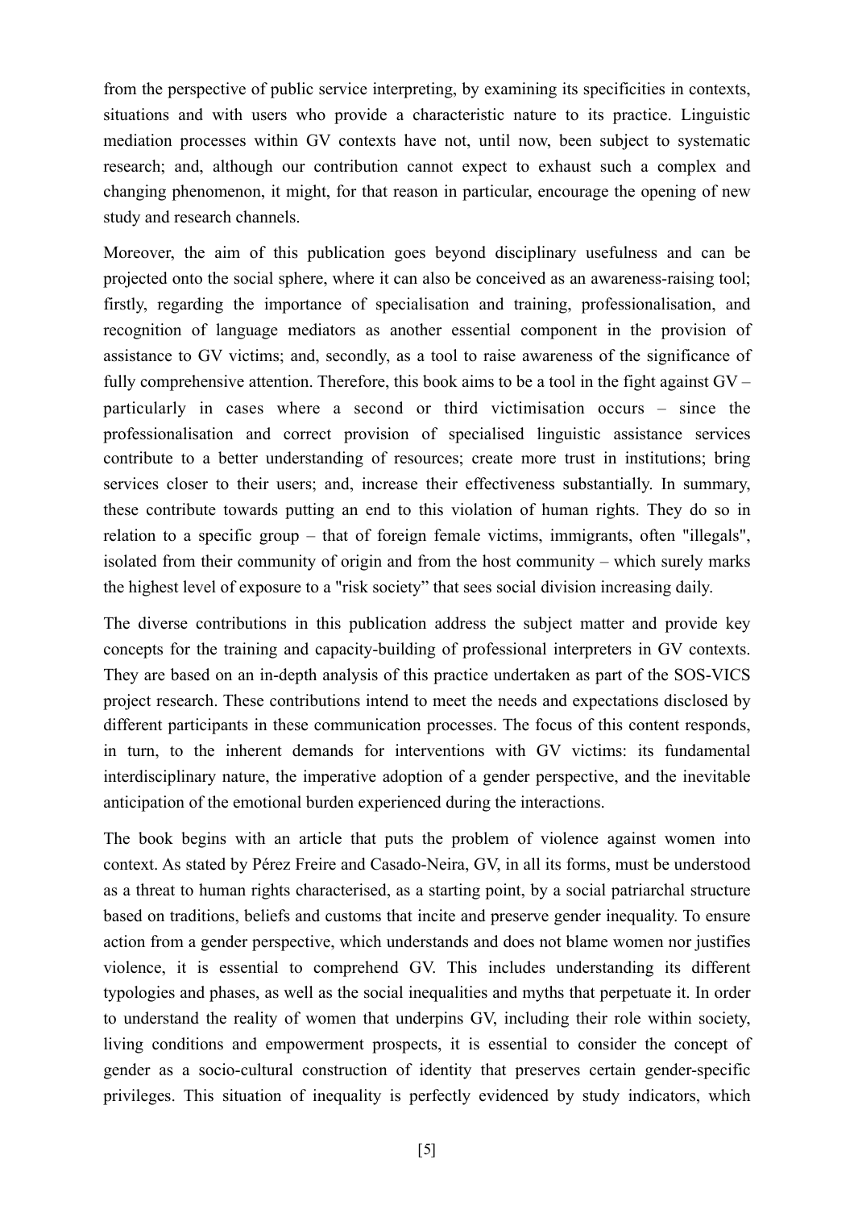from the perspective of public service interpreting, by examining its specificities in contexts, situations and with users who provide a characteristic nature to its practice. Linguistic mediation processes within GV contexts have not, until now, been subject to systematic research; and, although our contribution cannot expect to exhaust such a complex and changing phenomenon, it might, for that reason in particular, encourage the opening of new study and research channels.

Moreover, the aim of this publication goes beyond disciplinary usefulness and can be projected onto the social sphere, where it can also be conceived as an awareness-raising tool; firstly, regarding the importance of specialisation and training, professionalisation, and recognition of language mediators as another essential component in the provision of assistance to GV victims; and, secondly, as a tool to raise awareness of the significance of fully comprehensive attention. Therefore, this book aims to be a tool in the fight against GV – particularly in cases where a second or third victimisation occurs – since the professionalisation and correct provision of specialised linguistic assistance services contribute to a better understanding of resources; create more trust in institutions; bring services closer to their users; and, increase their effectiveness substantially. In summary, these contribute towards putting an end to this violation of human rights. They do so in relation to a specific group – that of foreign female victims, immigrants, often "illegals", isolated from their community of origin and from the host community – which surely marks the highest level of exposure to a "risk society" that sees social division increasing daily.

The diverse contributions in this publication address the subject matter and provide key concepts for the training and capacity-building of professional interpreters in GV contexts. They are based on an in-depth analysis of this practice undertaken as part of the SOS-VICS project research. These contributions intend to meet the needs and expectations disclosed by different participants in these communication processes. The focus of this content responds, in turn, to the inherent demands for interventions with GV victims: its fundamental interdisciplinary nature, the imperative adoption of a gender perspective, and the inevitable anticipation of the emotional burden experienced during the interactions.

The book begins with an article that puts the problem of violence against women into context. As stated by Pérez Freire and Casado-Neira, GV, in all its forms, must be understood as a threat to human rights characterised, as a starting point, by a social patriarchal structure based on traditions, beliefs and customs that incite and preserve gender inequality. To ensure action from a gender perspective, which understands and does not blame women nor justifies violence, it is essential to comprehend GV. This includes understanding its different typologies and phases, as well as the social inequalities and myths that perpetuate it. In order to understand the reality of women that underpins GV, including their role within society, living conditions and empowerment prospects, it is essential to consider the concept of gender as a socio-cultural construction of identity that preserves certain gender-specific privileges. This situation of inequality is perfectly evidenced by study indicators, which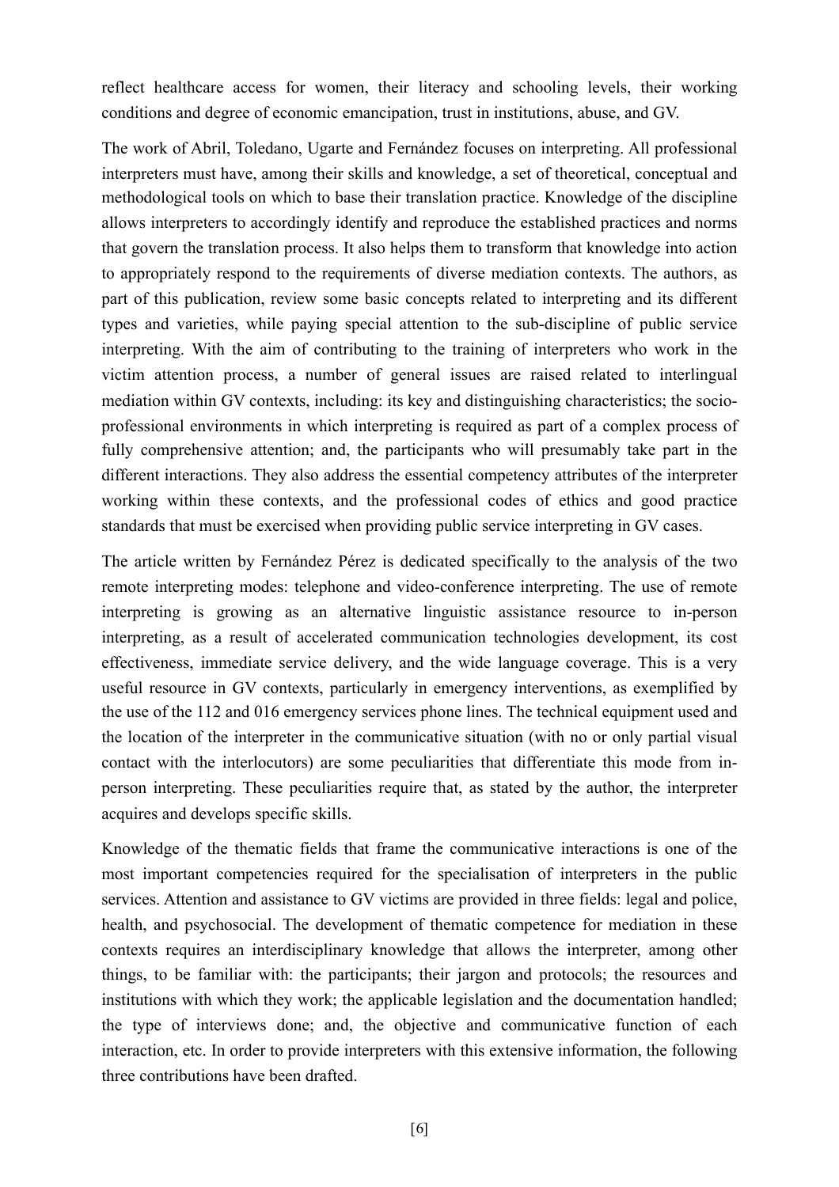reflect healthcare access for women, their literacy and schooling levels, their working conditions and degree of economic emancipation, trust in institutions, abuse, and GV.

The work of Abril, Toledano, Ugarte and Fernández focuses on interpreting. All professional interpreters must have, among their skills and knowledge, a set of theoretical, conceptual and methodological tools on which to base their translation practice. Knowledge of the discipline allows interpreters to accordingly identify and reproduce the established practices and norms that govern the translation process. It also helps them to transform that knowledge into action to appropriately respond to the requirements of diverse mediation contexts. The authors, as part of this publication, review some basic concepts related to interpreting and its different types and varieties, while paying special attention to the sub-discipline of public service interpreting. With the aim of contributing to the training of interpreters who work in the victim attention process, a number of general issues are raised related to interlingual mediation within GV contexts, including: its key and distinguishing characteristics; the socio-professional environments in which interpreting is required as part of a complex process of fully comprehensive attention; and, the participants who will presumably take part in the different interactions. They also address the essential competency attributes of the interpreter working within these contexts, and the professional codes of ethics and good practice standards that must be exercised when providing public service interpreting in GV cases.

The article written by Fernández Pérez is dedicated specifically to the analysis of the two remote interpreting modes: telephone and video-conference interpreting. The use of remote interpreting is growing as an alternative linguistic assistance resource to in-person interpreting, as a result of accelerated communication technologies development, its cost effectiveness, immediate service delivery, and the wide language coverage. This is a very useful resource in GV contexts, particularly in emergency interventions, as exemplified by the use of the 112 and 016 emergency services phone lines. The technical equipment used and the location of the interpreter in the communicative situation (with no or only partial visual contact with the interlocutors) are some peculiarities that differentiate this mode from in-person interpreting. These peculiarities require that, as stated by the author, the interpreter acquires and develops specific skills.

Knowledge of the thematic fields that frame the communicative interactions is one of the most important competencies required for the specialisation of interpreters in the public services. Attention and assistance to GV victims are provided in three fields: legal and police, health, and psychosocial. The development of thematic competence for mediation in these contexts requires an interdisciplinary knowledge that allows the interpreter, among other things, to be familiar with: the participants; their jargon and protocols; the resources and institutions with which they work; the applicable legislation and the documentation handled; the type of interviews done; and, the objective and communicative function of each interaction, etc. In order to provide interpreters with this extensive information, the following three contributions have been drafted.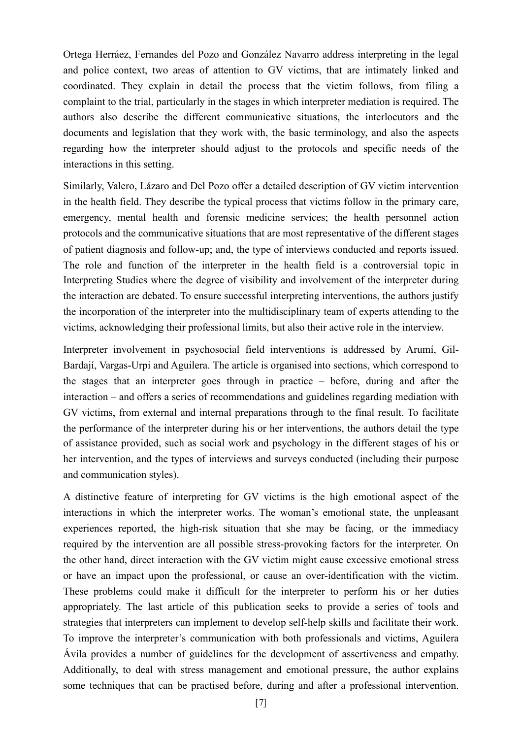Ortega Herráez, Fernandes del Pozo and González Navarro address interpreting in the legal and police context, two areas of attention to GV victims, that are intimately linked and coordinated. They explain in detail the process that the victim follows, from filing a complaint to the trial, particularly in the stages in which interpreter mediation is required. The authors also describe the different communicative situations, the interlocutors and the documents and legislation that they work with, the basic terminology, and also the aspects regarding how the interpreter should adjust to the protocols and specific needs of the interactions in this setting.

Similarly, Valero, Lázaro and Del Pozo offer a detailed description of GV victim intervention in the health field. They describe the typical process that victims follow in the primary care, emergency, mental health and forensic medicine services; the health personnel action protocols and the communicative situations that are most representative of the different stages of patient diagnosis and follow-up; and, the type of interviews conducted and reports issued. The role and function of the interpreter in the health field is a controversial topic in Interpreting Studies where the degree of visibility and involvement of the interpreter during the interaction are debated. To ensure successful interpreting interventions, the authors justify the incorporation of the interpreter into the multidisciplinary team of experts attending to the victims, acknowledging their professional limits, but also their active role in the interview.

Interpreter involvement in psychosocial field interventions is addressed by Arumí, Gil-Bardají, Vargas-Urpi and Aguilera. The article is organised into sections, which correspond to the stages that an interpreter goes through in practice – before, during and after the interaction – and offers a series of recommendations and guidelines regarding mediation with GV victims, from external and internal preparations through to the final result. To facilitate the performance of the interpreter during his or her interventions, the authors detail the type of assistance provided, such as social work and psychology in the different stages of his or her intervention, and the types of interviews and surveys conducted (including their purpose and communication styles).

A distinctive feature of interpreting for GV victims is the high emotional aspect of the interactions in which the interpreter works. The woman's emotional state, the unpleasant experiences reported, the high-risk situation that she may be facing, or the immediacy required by the intervention are all possible stress-provoking factors for the interpreter. On the other hand, direct interaction with the GV victim might cause excessive emotional stress or have an impact upon the professional, or cause an over-identification with the victim. These problems could make it difficult for the interpreter to perform his or her duties appropriately. The last article of this publication seeks to provide a series of tools and strategies that interpreters can implement to develop self-help skills and facilitate their work. To improve the interpreter's communication with both professionals and victims, Aguilera Ávila provides a number of guidelines for the development of assertiveness and empathy. Additionally, to deal with stress management and emotional pressure, the author explains some techniques that can be practised before, during and after a professional intervention.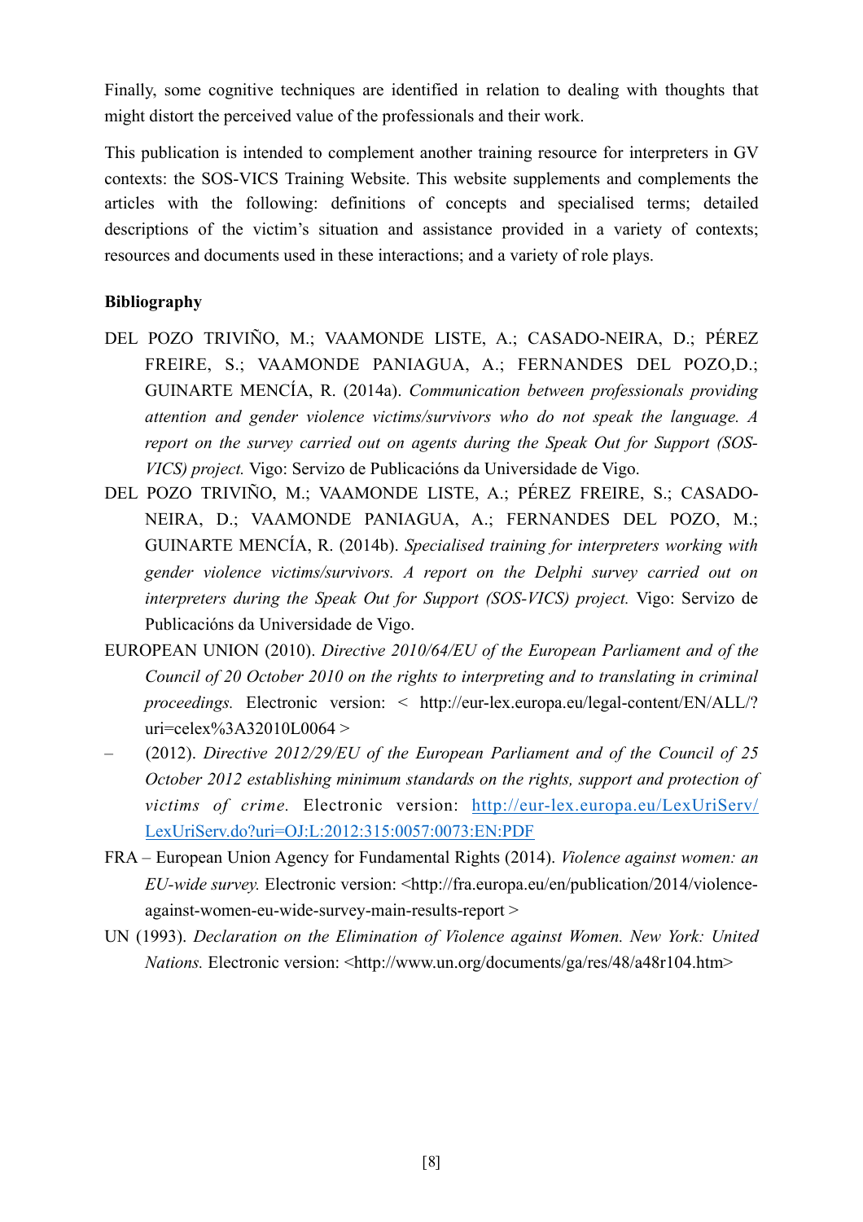Finally, some cognitive techniques are identified in relation to dealing with thoughts that might distort the perceived value of the professionals and their work.

This publication is intended to complement another training resource for interpreters in GV contexts: the SOS-VICS Training Website. This website supplements and complements the articles with the following: definitions of concepts and specialised terms; detailed descriptions of the victim's situation and assistance provided in a variety of contexts; resources and documents used in these interactions; and a variety of role plays.

**Bibliography**

DEL POZO TRIVIÑO, M.; VAAMONDE LISTE, A.; CASADO-NEIRA, D.; PÉREZ FREIRE, S.; VAAMONDE PANIAGUA, A.; FERNANDES DEL POZO,D.; GUINARTE MENCÍA, R. (2014a). *Communication between professionals providing attention and gender violence victims/survivors who do not speak the language. A report on the survey carried out on agents during the Speak Out for Support (SOS-VICS) project.* Vigo: Servizo de Publicacións da Universidade de Vigo.

DEL POZO TRIVIÑO, M.; VAAMONDE LISTE, A.; PÉREZ FREIRE, S.; CASADO-NEIRA, D.; VAAMONDE PANIAGUA, A.; FERNANDES DEL POZO, M.; GUINARTE MENCÍA, R. (2014b). *Specialised training for interpreters working with gender violence victims/survivors. A report on the Delphi survey carried out on interpreters during the Speak Out for Support (SOS-VICS) project.* Vigo: Servizo de Publicacións da Universidade de Vigo.

EUROPEAN UNION (2010). *Directive 2010/64/EU of the European Parliament and of the Council of 20 October 2010 on the rights to interpreting and to translating in criminal proceedings.* Electronic version: < http://eur-lex.europa.eu/legal-content/EN/ALL/?uri=celex%3A32010L0064 >

– (2012). *Directive 2012/29/EU of the European Parliament and of the Council of 25 October 2012 establishing minimum standards on the rights, support and protection of victims of crime.* Electronic version: http://eur-lex.europa.eu/LexUriServ/LexUriServ.do?uri=OJ:L:2012:315:0057:0073:EN:PDF

FRA – European Union Agency for Fundamental Rights (2014). *Violence against women: an EU-wide survey.* Electronic version: <http://fra.europa.eu/en/publication/2014/violence-against-women-eu-wide-survey-main-results-report >

UN (1993). *Declaration on the Elimination of Violence against Women. New York: United Nations.* Electronic version: <http://www.un.org/documents/ga/res/48/a48r104.htm>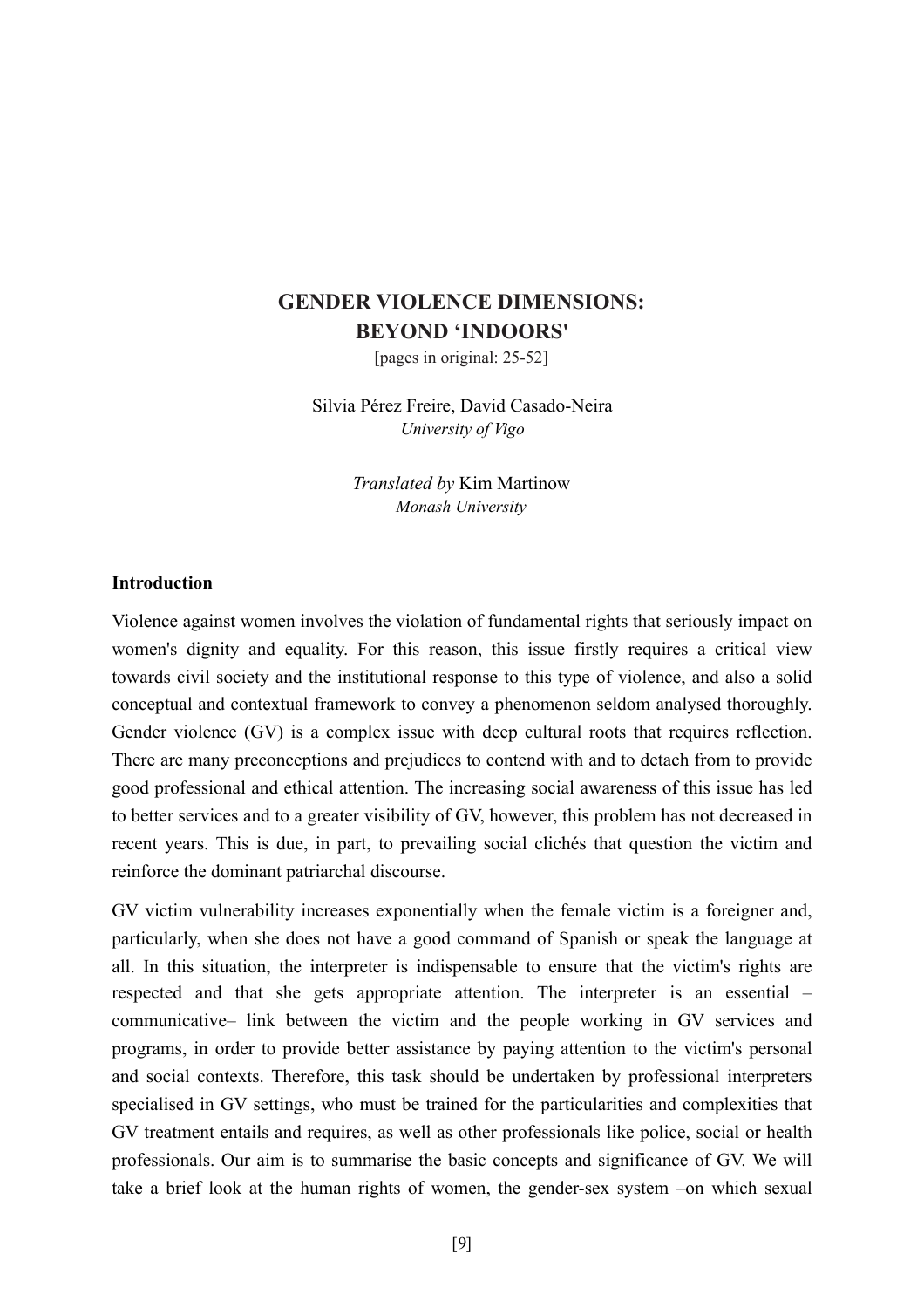# GENDER VIOLENCE DIMENSIONS: BEYOND 'INDOORS'

[pages in original: 25-52]

Silvia Pérez Freire, David Casado-Neira
*University of Vigo*

*Translated by* Kim Martinow
*Monash University*

## Introduction

Violence against women involves the violation of fundamental rights that seriously impact on women's dignity and equality. For this reason, this issue firstly requires a critical view towards civil society and the institutional response to this type of violence, and also a solid conceptual and contextual framework to convey a phenomenon seldom analysed thoroughly. Gender violence (GV) is a complex issue with deep cultural roots that requires reflection. There are many preconceptions and prejudices to contend with and to detach from to provide good professional and ethical attention. The increasing social awareness of this issue has led to better services and to a greater visibility of GV, however, this problem has not decreased in recent years. This is due, in part, to prevailing social clichés that question the victim and reinforce the dominant patriarchal discourse.

GV victim vulnerability increases exponentially when the female victim is a foreigner and, particularly, when she does not have a good command of Spanish or speak the language at all. In this situation, the interpreter is indispensable to ensure that the victim's rights are respected and that she gets appropriate attention. The interpreter is an essential –communicative– link between the victim and the people working in GV services and programs, in order to provide better assistance by paying attention to the victim's personal and social contexts. Therefore, this task should be undertaken by professional interpreters specialised in GV settings, who must be trained for the particularities and complexities that GV treatment entails and requires, as well as other professionals like police, social or health professionals. Our aim is to summarise the basic concepts and significance of GV. We will take a brief look at the human rights of women, the gender-sex system –on which sexual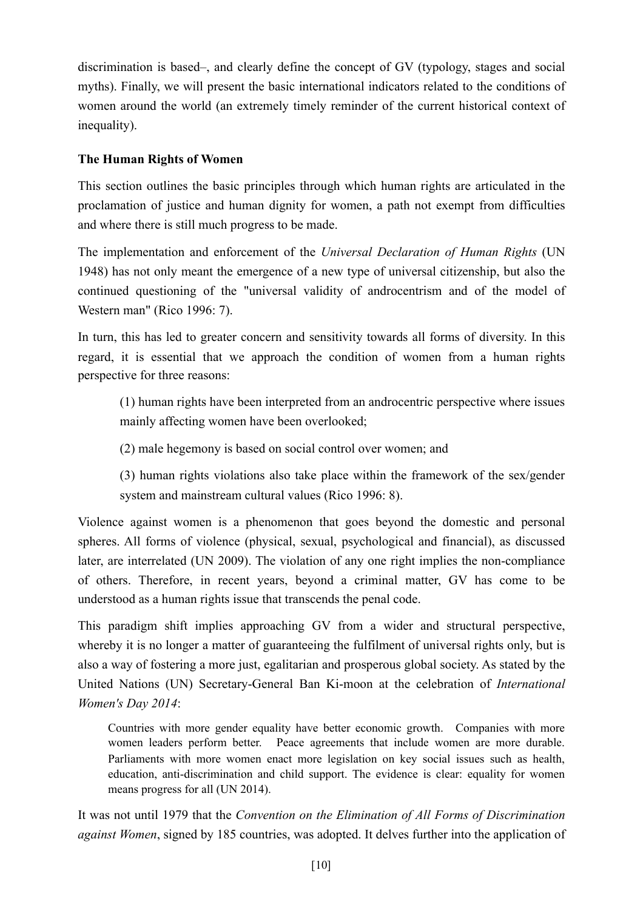discrimination is based–, and clearly define the concept of GV (typology, stages and social myths). Finally, we will present the basic international indicators related to the conditions of women around the world (an extremely timely reminder of the current historical context of inequality).

## The Human Rights of Women

This section outlines the basic principles through which human rights are articulated in the proclamation of justice and human dignity for women, a path not exempt from difficulties and where there is still much progress to be made.

The implementation and enforcement of the *Universal Declaration of Human Rights* (UN 1948) has not only meant the emergence of a new type of universal citizenship, but also the continued questioning of the "universal validity of androcentrism and of the model of Western man" (Rico 1996: 7).

In turn, this has led to greater concern and sensitivity towards all forms of diversity. In this regard, it is essential that we approach the condition of women from a human rights perspective for three reasons:

> (1) human rights have been interpreted from an androcentric perspective where issues mainly affecting women have been overlooked;
>
> (2) male hegemony is based on social control over women; and
>
> (3) human rights violations also take place within the framework of the sex/gender system and mainstream cultural values (Rico 1996: 8).

Violence against women is a phenomenon that goes beyond the domestic and personal spheres. All forms of violence (physical, sexual, psychological and financial), as discussed later, are interrelated (UN 2009). The violation of any one right implies the non-compliance of others. Therefore, in recent years, beyond a criminal matter, GV has come to be understood as a human rights issue that transcends the penal code.

This paradigm shift implies approaching GV from a wider and structural perspective, whereby it is no longer a matter of guaranteeing the fulfilment of universal rights only, but is also a way of fostering a more just, egalitarian and prosperous global society. As stated by the United Nations (UN) Secretary-General Ban Ki-moon at the celebration of *International Women's Day 2014*:

> Countries with more gender equality have better economic growth. Companies with more women leaders perform better. Peace agreements that include women are more durable. Parliaments with more women enact more legislation on key social issues such as health, education, anti-discrimination and child support. The evidence is clear: equality for women means progress for all (UN 2014).

It was not until 1979 that the *Convention on the Elimination of All Forms of Discrimination against Women*, signed by 185 countries, was adopted. It delves further into the application of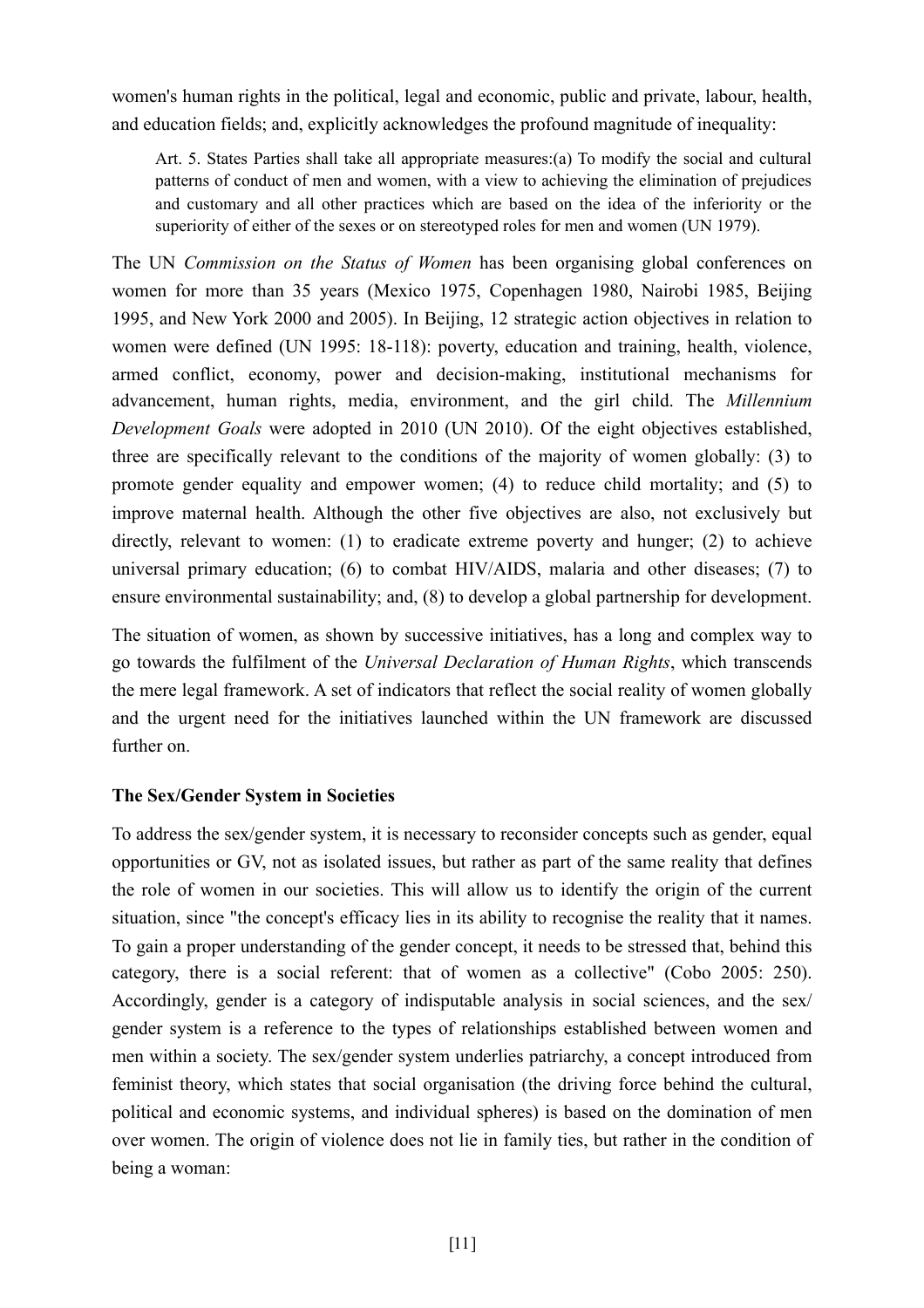women's human rights in the political, legal and economic, public and private, labour, health, and education fields; and, explicitly acknowledges the profound magnitude of inequality:

> Art. 5. States Parties shall take all appropriate measures:(a) To modify the social and cultural patterns of conduct of men and women, with a view to achieving the elimination of prejudices and customary and all other practices which are based on the idea of the inferiority or the superiority of either of the sexes or on stereotyped roles for men and women (UN 1979).

The UN *Commission on the Status of Women* has been organising global conferences on women for more than 35 years (Mexico 1975, Copenhagen 1980, Nairobi 1985, Beijing 1995, and New York 2000 and 2005). In Beijing, 12 strategic action objectives in relation to women were defined (UN 1995: 18-118): poverty, education and training, health, violence, armed conflict, economy, power and decision-making, institutional mechanisms for advancement, human rights, media, environment, and the girl child. The *Millennium Development Goals* were adopted in 2010 (UN 2010). Of the eight objectives established, three are specifically relevant to the conditions of the majority of women globally: (3) to promote gender equality and empower women; (4) to reduce child mortality; and (5) to improve maternal health. Although the other five objectives are also, not exclusively but directly, relevant to women: (1) to eradicate extreme poverty and hunger; (2) to achieve universal primary education; (6) to combat HIV/AIDS, malaria and other diseases; (7) to ensure environmental sustainability; and, (8) to develop a global partnership for development.

The situation of women, as shown by successive initiatives, has a long and complex way to go towards the fulfilment of the *Universal Declaration of Human Rights*, which transcends the mere legal framework. A set of indicators that reflect the social reality of women globally and the urgent need for the initiatives launched within the UN framework are discussed further on.

**The Sex/Gender System in Societies**

To address the sex/gender system, it is necessary to reconsider concepts such as gender, equal opportunities or GV, not as isolated issues, but rather as part of the same reality that defines the role of women in our societies. This will allow us to identify the origin of the current situation, since "the concept's efficacy lies in its ability to recognise the reality that it names. To gain a proper understanding of the gender concept, it needs to be stressed that, behind this category, there is a social referent: that of women as a collective" (Cobo 2005: 250). Accordingly, gender is a category of indisputable analysis in social sciences, and the sex/ gender system is a reference to the types of relationships established between women and men within a society. The sex/gender system underlies patriarchy, a concept introduced from feminist theory, which states that social organisation (the driving force behind the cultural, political and economic systems, and individual spheres) is based on the domination of men over women. The origin of violence does not lie in family ties, but rather in the condition of being a woman: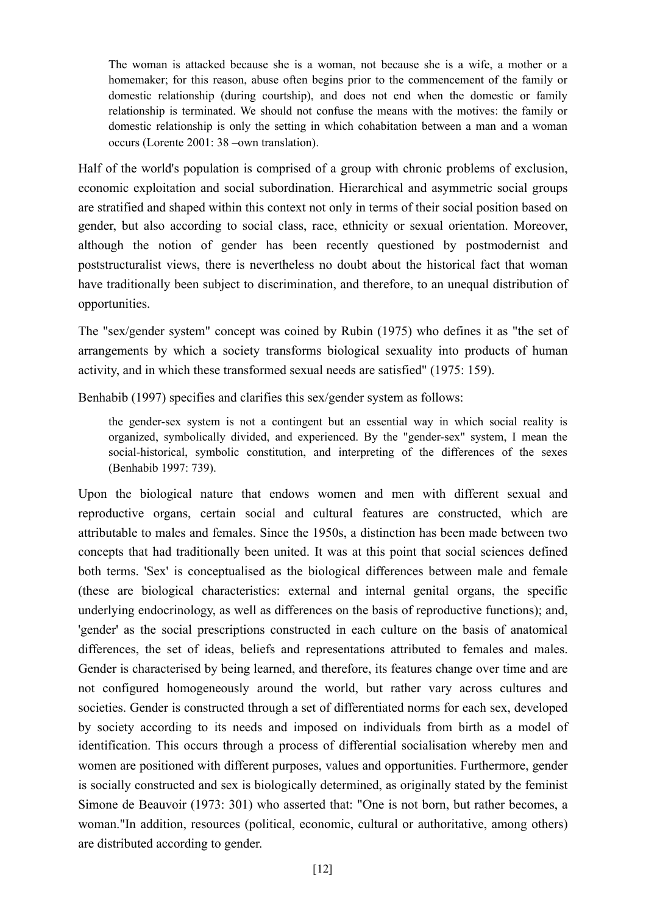> The woman is attacked because she is a woman, not because she is a wife, a mother or a homemaker; for this reason, abuse often begins prior to the commencement of the family or domestic relationship (during courtship), and does not end when the domestic or family relationship is terminated. We should not confuse the means with the motives: the family or domestic relationship is only the setting in which cohabitation between a man and a woman occurs (Lorente 2001: 38 –own translation).

Half of the world's population is comprised of a group with chronic problems of exclusion, economic exploitation and social subordination. Hierarchical and asymmetric social groups are stratified and shaped within this context not only in terms of their social position based on gender, but also according to social class, race, ethnicity or sexual orientation. Moreover, although the notion of gender has been recently questioned by postmodernist and poststructuralist views, there is nevertheless no doubt about the historical fact that woman have traditionally been subject to discrimination, and therefore, to an unequal distribution of opportunities.

The "sex/gender system" concept was coined by Rubin (1975) who defines it as "the set of arrangements by which a society transforms biological sexuality into products of human activity, and in which these transformed sexual needs are satisfied" (1975: 159).

Benhabib (1997) specifies and clarifies this sex/gender system as follows:

> the gender-sex system is not a contingent but an essential way in which social reality is organized, symbolically divided, and experienced. By the "gender-sex" system, I mean the social-historical, symbolic constitution, and interpreting of the differences of the sexes (Benhabib 1997: 739).

Upon the biological nature that endows women and men with different sexual and reproductive organs, certain social and cultural features are constructed, which are attributable to males and females. Since the 1950s, a distinction has been made between two concepts that had traditionally been united. It was at this point that social sciences defined both terms. 'Sex' is conceptualised as the biological differences between male and female (these are biological characteristics: external and internal genital organs, the specific underlying endocrinology, as well as differences on the basis of reproductive functions); and, 'gender' as the social prescriptions constructed in each culture on the basis of anatomical differences, the set of ideas, beliefs and representations attributed to females and males. Gender is characterised by being learned, and therefore, its features change over time and are not configured homogeneously around the world, but rather vary across cultures and societies. Gender is constructed through a set of differentiated norms for each sex, developed by society according to its needs and imposed on individuals from birth as a model of identification. This occurs through a process of differential socialisation whereby men and women are positioned with different purposes, values and opportunities. Furthermore, gender is socially constructed and sex is biologically determined, as originally stated by the feminist Simone de Beauvoir (1973: 301) who asserted that: "One is not born, but rather becomes, a woman."In addition, resources (political, economic, cultural or authoritative, among others) are distributed according to gender.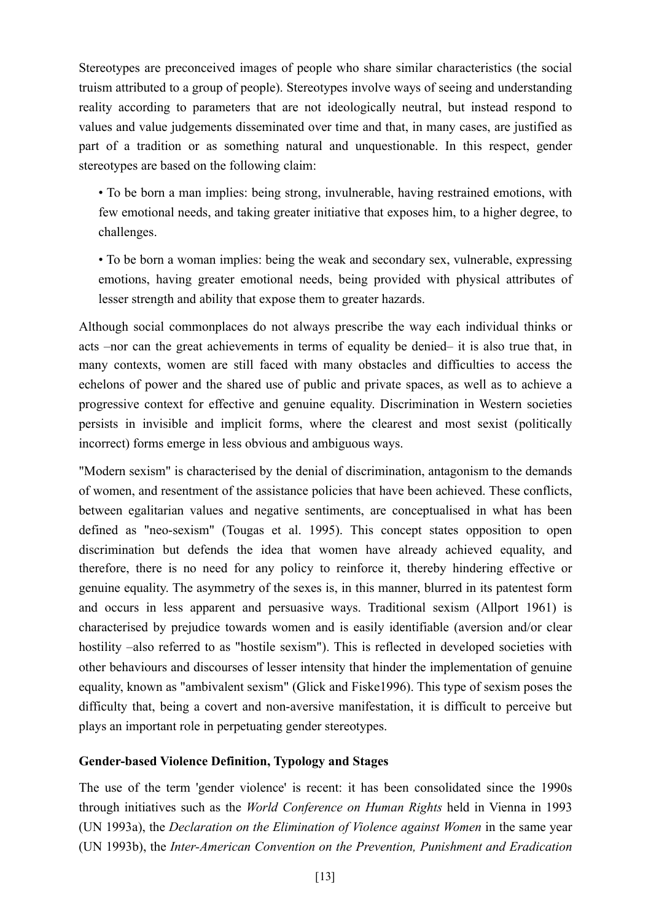Stereotypes are preconceived images of people who share similar characteristics (the social truism attributed to a group of people). Stereotypes involve ways of seeing and understanding reality according to parameters that are not ideologically neutral, but instead respond to values and value judgements disseminated over time and that, in many cases, are justified as part of a tradition or as something natural and unquestionable. In this respect, gender stereotypes are based on the following claim:

- To be born a man implies: being strong, invulnerable, having restrained emotions, with few emotional needs, and taking greater initiative that exposes him, to a higher degree, to challenges.
- To be born a woman implies: being the weak and secondary sex, vulnerable, expressing emotions, having greater emotional needs, being provided with physical attributes of lesser strength and ability that expose them to greater hazards.

Although social commonplaces do not always prescribe the way each individual thinks or acts –nor can the great achievements in terms of equality be denied– it is also true that, in many contexts, women are still faced with many obstacles and difficulties to access the echelons of power and the shared use of public and private spaces, as well as to achieve a progressive context for effective and genuine equality. Discrimination in Western societies persists in invisible and implicit forms, where the clearest and most sexist (politically incorrect) forms emerge in less obvious and ambiguous ways.

"Modern sexism" is characterised by the denial of discrimination, antagonism to the demands of women, and resentment of the assistance policies that have been achieved. These conflicts, between egalitarian values and negative sentiments, are conceptualised in what has been defined as "neo-sexism" (Tougas et al. 1995). This concept states opposition to open discrimination but defends the idea that women have already achieved equality, and therefore, there is no need for any policy to reinforce it, thereby hindering effective or genuine equality. The asymmetry of the sexes is, in this manner, blurred in its patentest form and occurs in less apparent and persuasive ways. Traditional sexism (Allport 1961) is characterised by prejudice towards women and is easily identifiable (aversion and/or clear hostility –also referred to as "hostile sexism"). This is reflected in developed societies with other behaviours and discourses of lesser intensity that hinder the implementation of genuine equality, known as "ambivalent sexism" (Glick and Fiske1996). This type of sexism poses the difficulty that, being a covert and non-aversive manifestation, it is difficult to perceive but plays an important role in perpetuating gender stereotypes.

**Gender-based Violence Definition, Typology and Stages**

The use of the term 'gender violence' is recent: it has been consolidated since the 1990s through initiatives such as the *World Conference on Human Rights* held in Vienna in 1993 (UN 1993a), the *Declaration on the Elimination of Violence against Women* in the same year (UN 1993b), the *Inter-American Convention on the Prevention, Punishment and Eradication*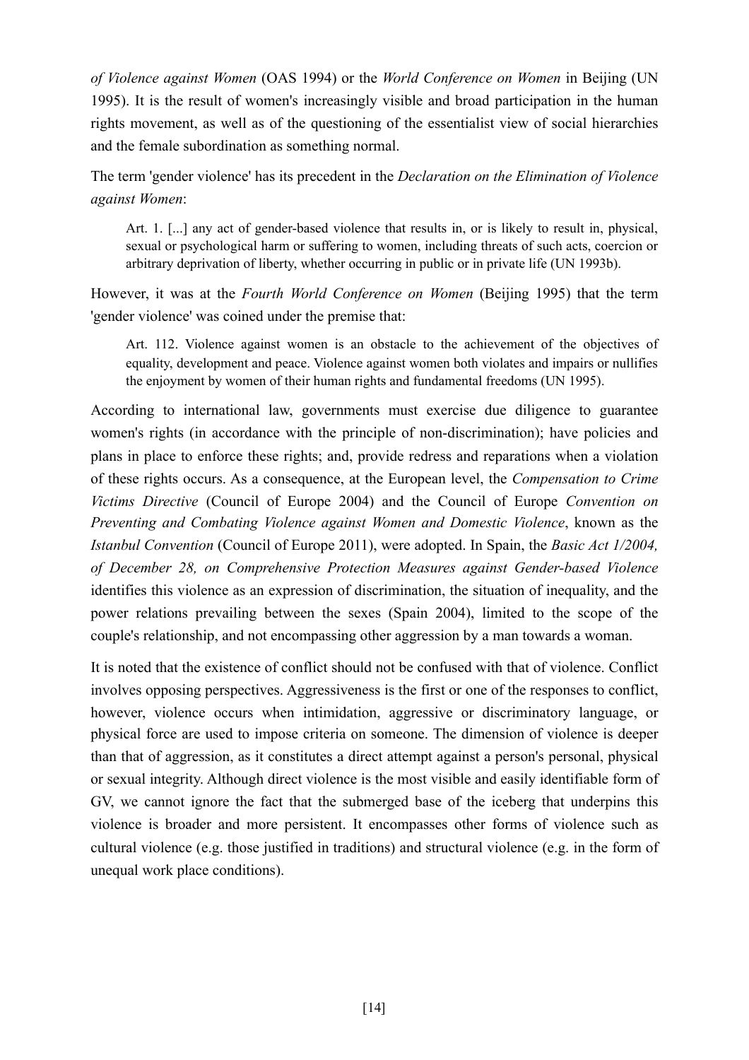*of Violence against Women* (OAS 1994) or the *World Conference on Women* in Beijing (UN 1995). It is the result of women's increasingly visible and broad participation in the human rights movement, as well as of the questioning of the essentialist view of social hierarchies and the female subordination as something normal.

The term 'gender violence' has its precedent in the *Declaration on the Elimination of Violence against Women*:

> Art. 1. [...] any act of gender-based violence that results in, or is likely to result in, physical, sexual or psychological harm or suffering to women, including threats of such acts, coercion or arbitrary deprivation of liberty, whether occurring in public or in private life (UN 1993b).

However, it was at the *Fourth World Conference on Women* (Beijing 1995) that the term 'gender violence' was coined under the premise that:

> Art. 112. Violence against women is an obstacle to the achievement of the objectives of equality, development and peace. Violence against women both violates and impairs or nullifies the enjoyment by women of their human rights and fundamental freedoms (UN 1995).

According to international law, governments must exercise due diligence to guarantee women's rights (in accordance with the principle of non-discrimination); have policies and plans in place to enforce these rights; and, provide redress and reparations when a violation of these rights occurs. As a consequence, at the European level, the *Compensation to Crime Victims Directive* (Council of Europe 2004) and the Council of Europe *Convention on Preventing and Combating Violence against Women and Domestic Violence*, known as the *Istanbul Convention* (Council of Europe 2011), were adopted. In Spain, the *Basic Act 1/2004, of December 28, on Comprehensive Protection Measures against Gender-based Violence* identifies this violence as an expression of discrimination, the situation of inequality, and the power relations prevailing between the sexes (Spain 2004), limited to the scope of the couple's relationship, and not encompassing other aggression by a man towards a woman.

It is noted that the existence of conflict should not be confused with that of violence. Conflict involves opposing perspectives. Aggressiveness is the first or one of the responses to conflict, however, violence occurs when intimidation, aggressive or discriminatory language, or physical force are used to impose criteria on someone. The dimension of violence is deeper than that of aggression, as it constitutes a direct attempt against a person's personal, physical or sexual integrity. Although direct violence is the most visible and easily identifiable form of GV, we cannot ignore the fact that the submerged base of the iceberg that underpins this violence is broader and more persistent. It encompasses other forms of violence such as cultural violence (e.g. those justified in traditions) and structural violence (e.g. in the form of unequal work place conditions).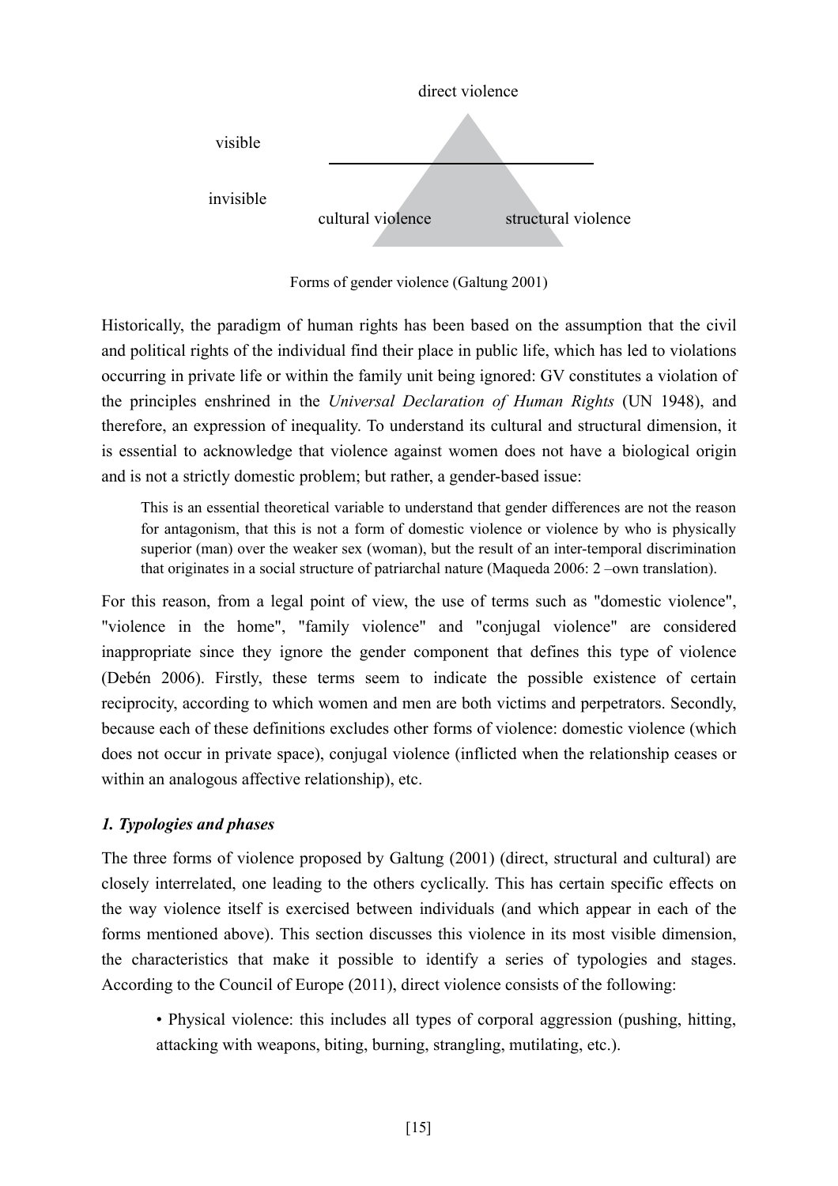direct violence

visible

invisible

cultural violence structural violence

Forms of gender violence (Galtung 2001)

Historically, the paradigm of human rights has been based on the assumption that the civil and political rights of the individual find their place in public life, which has led to violations occurring in private life or within the family unit being ignored: GV constitutes a violation of the principles enshrined in the *Universal Declaration of Human Rights* (UN 1948), and therefore, an expression of inequality. To understand its cultural and structural dimension, it is essential to acknowledge that violence against women does not have a biological origin and is not a strictly domestic problem; but rather, a gender-based issue:

> This is an essential theoretical variable to understand that gender differences are not the reason for antagonism, that this is not a form of domestic violence or violence by who is physically superior (man) over the weaker sex (woman), but the result of an inter-temporal discrimination that originates in a social structure of patriarchal nature (Maqueda 2006: 2 –own translation).

For this reason, from a legal point of view, the use of terms such as "domestic violence", "violence in the home", "family violence" and "conjugal violence" are considered inappropriate since they ignore the gender component that defines this type of violence (Debén 2006). Firstly, these terms seem to indicate the possible existence of certain reciprocity, according to which women and men are both victims and perpetrators. Secondly, because each of these definitions excludes other forms of violence: domestic violence (which does not occur in private space), conjugal violence (inflicted when the relationship ceases or within an analogous affective relationship), etc.

### *1. Typologies and phases*

The three forms of violence proposed by Galtung (2001) (direct, structural and cultural) are closely interrelated, one leading to the others cyclically. This has certain specific effects on the way violence itself is exercised between individuals (and which appear in each of the forms mentioned above). This section discusses this violence in its most visible dimension, the characteristics that make it possible to identify a series of typologies and stages. According to the Council of Europe (2011), direct violence consists of the following:

- Physical violence: this includes all types of corporal aggression (pushing, hitting, attacking with weapons, biting, burning, strangling, mutilating, etc.).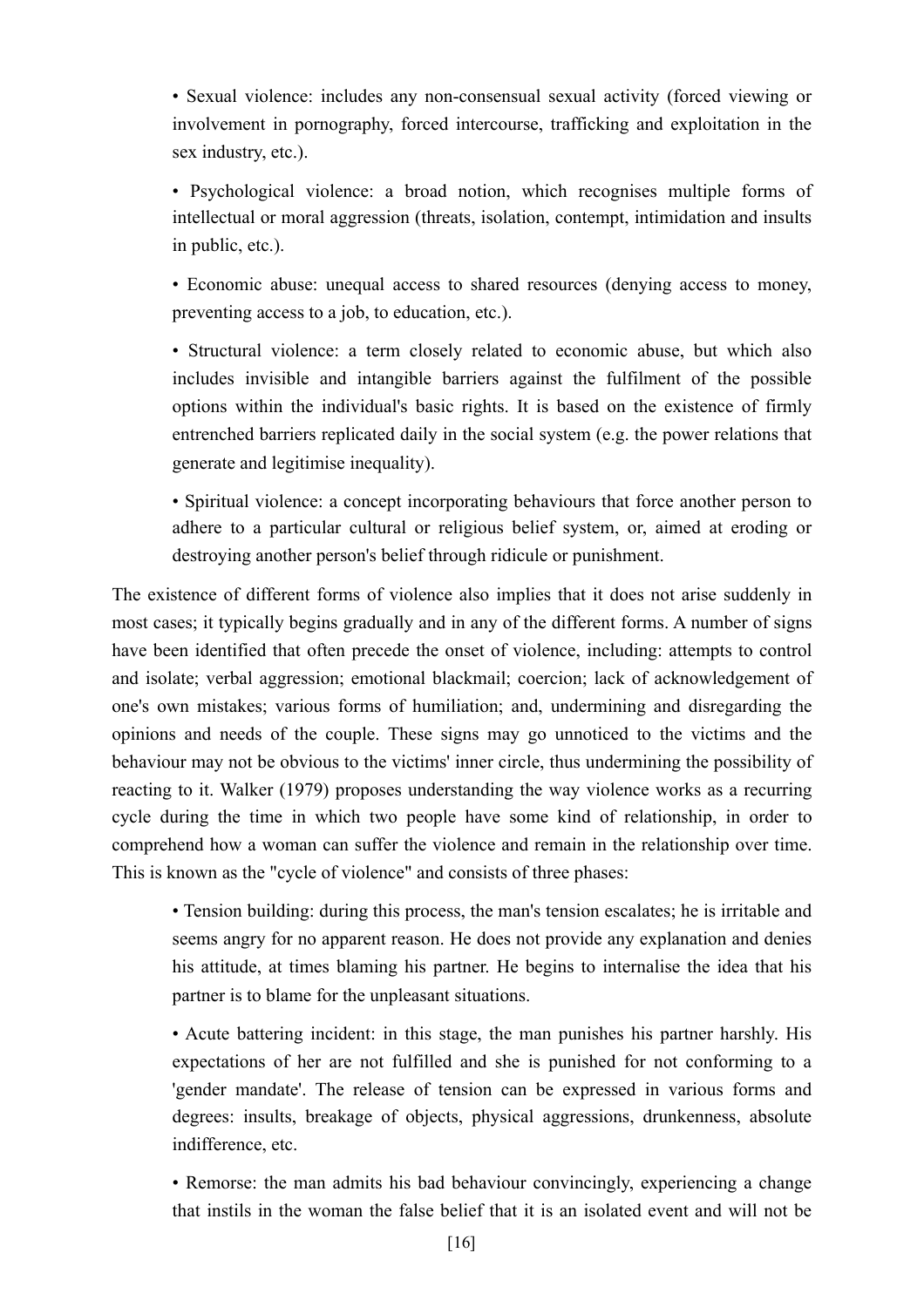- Sexual violence: includes any non-consensual sexual activity (forced viewing or involvement in pornography, forced intercourse, trafficking and exploitation in the sex industry, etc.).

- Psychological violence: a broad notion, which recognises multiple forms of intellectual or moral aggression (threats, isolation, contempt, intimidation and insults in public, etc.).

- Economic abuse: unequal access to shared resources (denying access to money, preventing access to a job, to education, etc.).

- Structural violence: a term closely related to economic abuse, but which also includes invisible and intangible barriers against the fulfilment of the possible options within the individual's basic rights. It is based on the existence of firmly entrenched barriers replicated daily in the social system (e.g. the power relations that generate and legitimise inequality).

- Spiritual violence: a concept incorporating behaviours that force another person to adhere to a particular cultural or religious belief system, or, aimed at eroding or destroying another person's belief through ridicule or punishment.

The existence of different forms of violence also implies that it does not arise suddenly in most cases; it typically begins gradually and in any of the different forms. A number of signs have been identified that often precede the onset of violence, including: attempts to control and isolate; verbal aggression; emotional blackmail; coercion; lack of acknowledgement of one's own mistakes; various forms of humiliation; and, undermining and disregarding the opinions and needs of the couple. These signs may go unnoticed to the victims and the behaviour may not be obvious to the victims' inner circle, thus undermining the possibility of reacting to it. Walker (1979) proposes understanding the way violence works as a recurring cycle during the time in which two people have some kind of relationship, in order to comprehend how a woman can suffer the violence and remain in the relationship over time. This is known as the "cycle of violence" and consists of three phases:

- Tension building: during this process, the man's tension escalates; he is irritable and seems angry for no apparent reason. He does not provide any explanation and denies his attitude, at times blaming his partner. He begins to internalise the idea that his partner is to blame for the unpleasant situations.

- Acute battering incident: in this stage, the man punishes his partner harshly. His expectations of her are not fulfilled and she is punished for not conforming to a 'gender mandate'. The release of tension can be expressed in various forms and degrees: insults, breakage of objects, physical aggressions, drunkenness, absolute indifference, etc.

- Remorse: the man admits his bad behaviour convincingly, experiencing a change that instils in the woman the false belief that it is an isolated event and will not be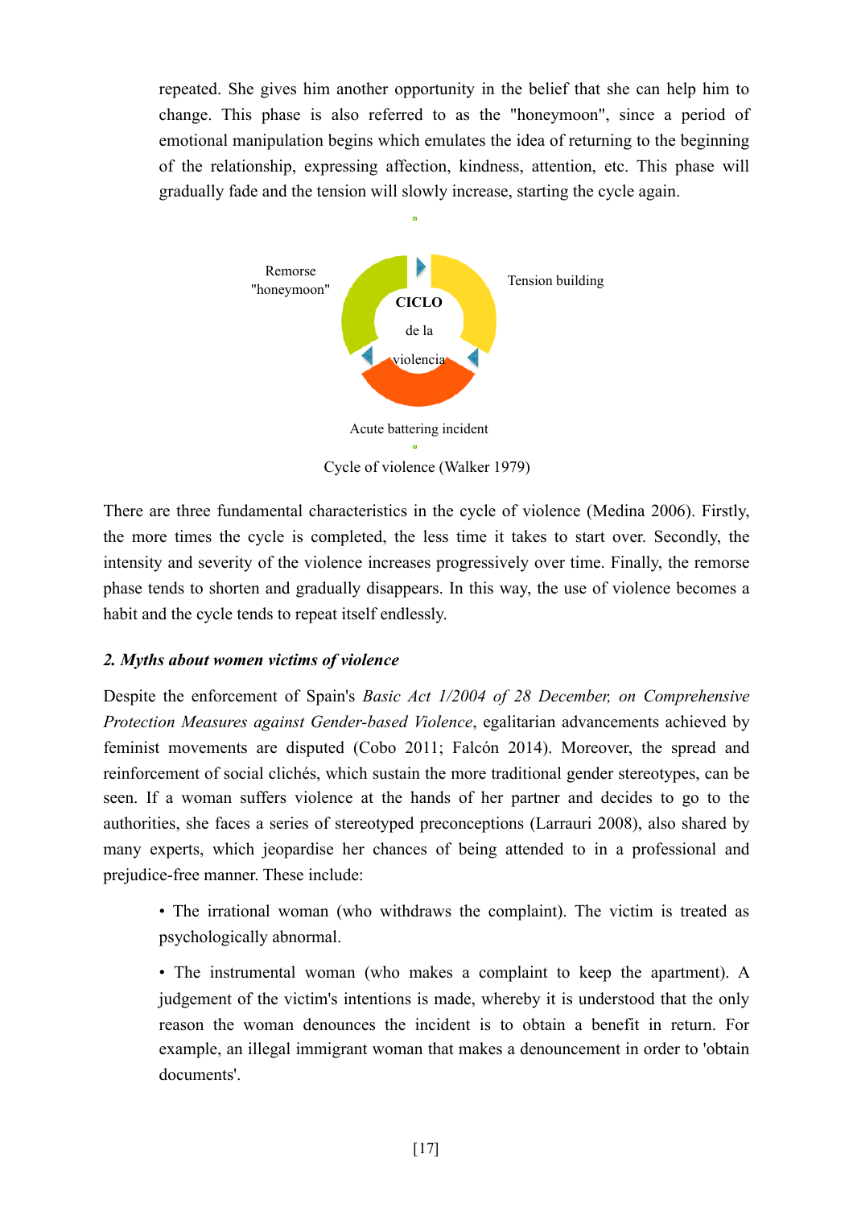repeated. She gives him another opportunity in the belief that she can help him to change. This phase is also referred to as the "honeymoon", since a period of emotional manipulation begins which emulates the idea of returning to the beginning of the relationship, expressing affection, kindness, attention, etc. This phase will gradually fade and the tension will slowly increase, starting the cycle again.

Remorse "honeymoon"

Tension building

**CICLO** de la violencia

Acute battering incident

Cycle of violence (Walker 1979)

There are three fundamental characteristics in the cycle of violence (Medina 2006). Firstly, the more times the cycle is completed, the less time it takes to start over. Secondly, the intensity and severity of the violence increases progressively over time. Finally, the remorse phase tends to shorten and gradually disappears. In this way, the use of violence becomes a habit and the cycle tends to repeat itself endlessly.

### *2. Myths about women victims of violence*

Despite the enforcement of Spain's *Basic Act 1/2004 of 28 December, on Comprehensive Protection Measures against Gender-based Violence*, egalitarian advancements achieved by feminist movements are disputed (Cobo 2011; Falcón 2014). Moreover, the spread and reinforcement of social clichés, which sustain the more traditional gender stereotypes, can be seen. If a woman suffers violence at the hands of her partner and decides to go to the authorities, she faces a series of stereotyped preconceptions (Larrauri 2008), also shared by many experts, which jeopardise her chances of being attended to in a professional and prejudice-free manner. These include:

- The irrational woman (who withdraws the complaint). The victim is treated as psychologically abnormal.
- The instrumental woman (who makes a complaint to keep the apartment). A judgement of the victim's intentions is made, whereby it is understood that the only reason the woman denounces the incident is to obtain a benefit in return. For example, an illegal immigrant woman that makes a denouncement in order to 'obtain documents'.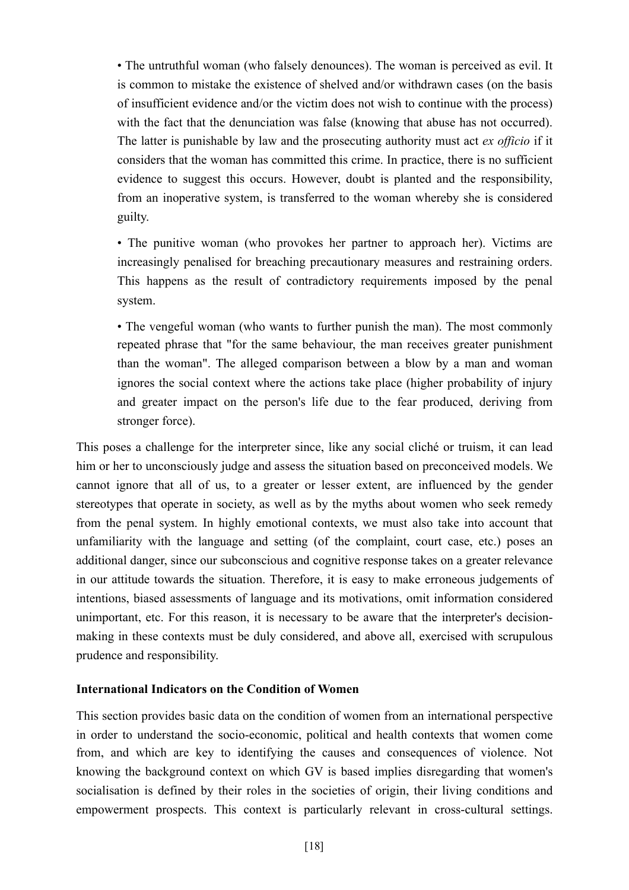- The untruthful woman (who falsely denounces). The woman is perceived as evil. It is common to mistake the existence of shelved and/or withdrawn cases (on the basis of insufficient evidence and/or the victim does not wish to continue with the process) with the fact that the denunciation was false (knowing that abuse has not occurred). The latter is punishable by law and the prosecuting authority must act *ex officio* if it considers that the woman has committed this crime. In practice, there is no sufficient evidence to suggest this occurs. However, doubt is planted and the responsibility, from an inoperative system, is transferred to the woman whereby she is considered guilty.

- The punitive woman (who provokes her partner to approach her). Victims are increasingly penalised for breaching precautionary measures and restraining orders. This happens as the result of contradictory requirements imposed by the penal system.

- The vengeful woman (who wants to further punish the man). The most commonly repeated phrase that "for the same behaviour, the man receives greater punishment than the woman". The alleged comparison between a blow by a man and woman ignores the social context where the actions take place (higher probability of injury and greater impact on the person's life due to the fear produced, deriving from stronger force).

This poses a challenge for the interpreter since, like any social cliché or truism, it can lead him or her to unconsciously judge and assess the situation based on preconceived models. We cannot ignore that all of us, to a greater or lesser extent, are influenced by the gender stereotypes that operate in society, as well as by the myths about women who seek remedy from the penal system. In highly emotional contexts, we must also take into account that unfamiliarity with the language and setting (of the complaint, court case, etc.) poses an additional danger, since our subconscious and cognitive response takes on a greater relevance in our attitude towards the situation. Therefore, it is easy to make erroneous judgements of intentions, biased assessments of language and its motivations, omit information considered unimportant, etc. For this reason, it is necessary to be aware that the interpreter's decision-making in these contexts must be duly considered, and above all, exercised with scrupulous prudence and responsibility.

**International Indicators on the Condition of Women**

This section provides basic data on the condition of women from an international perspective in order to understand the socio-economic, political and health contexts that women come from, and which are key to identifying the causes and consequences of violence. Not knowing the background context on which GV is based implies disregarding that women's socialisation is defined by their roles in the societies of origin, their living conditions and empowerment prospects. This context is particularly relevant in cross-cultural settings.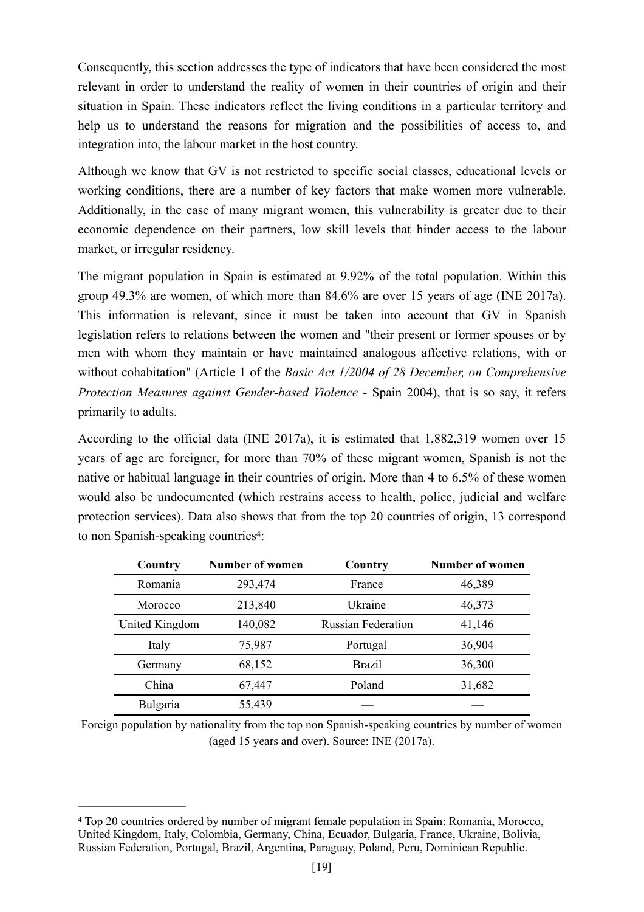Consequently, this section addresses the type of indicators that have been considered the most relevant in order to understand the reality of women in their countries of origin and their situation in Spain. These indicators reflect the living conditions in a particular territory and help us to understand the reasons for migration and the possibilities of access to, and integration into, the labour market in the host country.

Although we know that GV is not restricted to specific social classes, educational levels or working conditions, there are a number of key factors that make women more vulnerable. Additionally, in the case of many migrant women, this vulnerability is greater due to their economic dependence on their partners, low skill levels that hinder access to the labour market, or irregular residency.

The migrant population in Spain is estimated at 9.92% of the total population. Within this group 49.3% are women, of which more than 84.6% are over 15 years of age (INE 2017a). This information is relevant, since it must be taken into account that GV in Spanish legislation refers to relations between the women and "their present or former spouses or by men with whom they maintain or have maintained analogous affective relations, with or without cohabitation" (Article 1 of the *Basic Act 1/2004 of 28 December, on Comprehensive Protection Measures against Gender-based Violence* - Spain 2004), that is so say, it refers primarily to adults.

According to the official data (INE 2017a), it is estimated that 1,882,319 women over 15 years of age are foreigner, for more than 70% of these migrant women, Spanish is not the native or habitual language in their countries of origin. More than 4 to 6.5% of these women would also be undocumented (which restrains access to health, police, judicial and welfare protection services). Data also shows that from the top 20 countries of origin, 13 correspond to non Spanish-speaking countries[4]:

| Country | Number of women | Country | Number of women |
|---|---|---|---|
| Romania | 293,474 | France | 46,389 |
| Morocco | 213,840 | Ukraine | 46,373 |
| United Kingdom | 140,082 | Russian Federation | 41,146 |
| Italy | 75,987 | Portugal | 36,904 |
| Germany | 68,152 | Brazil | 36,300 |
| China | 67,447 | Poland | 31,682 |
| Bulgaria | 55,439 | — | — |

Foreign population by nationality from the top non Spanish-speaking countries by number of women (aged 15 years and over). Source: INE (2017a).

[4] Top 20 countries ordered by number of migrant female population in Spain: Romania, Morocco, United Kingdom, Italy, Colombia, Germany, China, Ecuador, Bulgaria, France, Ukraine, Bolivia, Russian Federation, Portugal, Brazil, Argentina, Paraguay, Poland, Peru, Dominican Republic.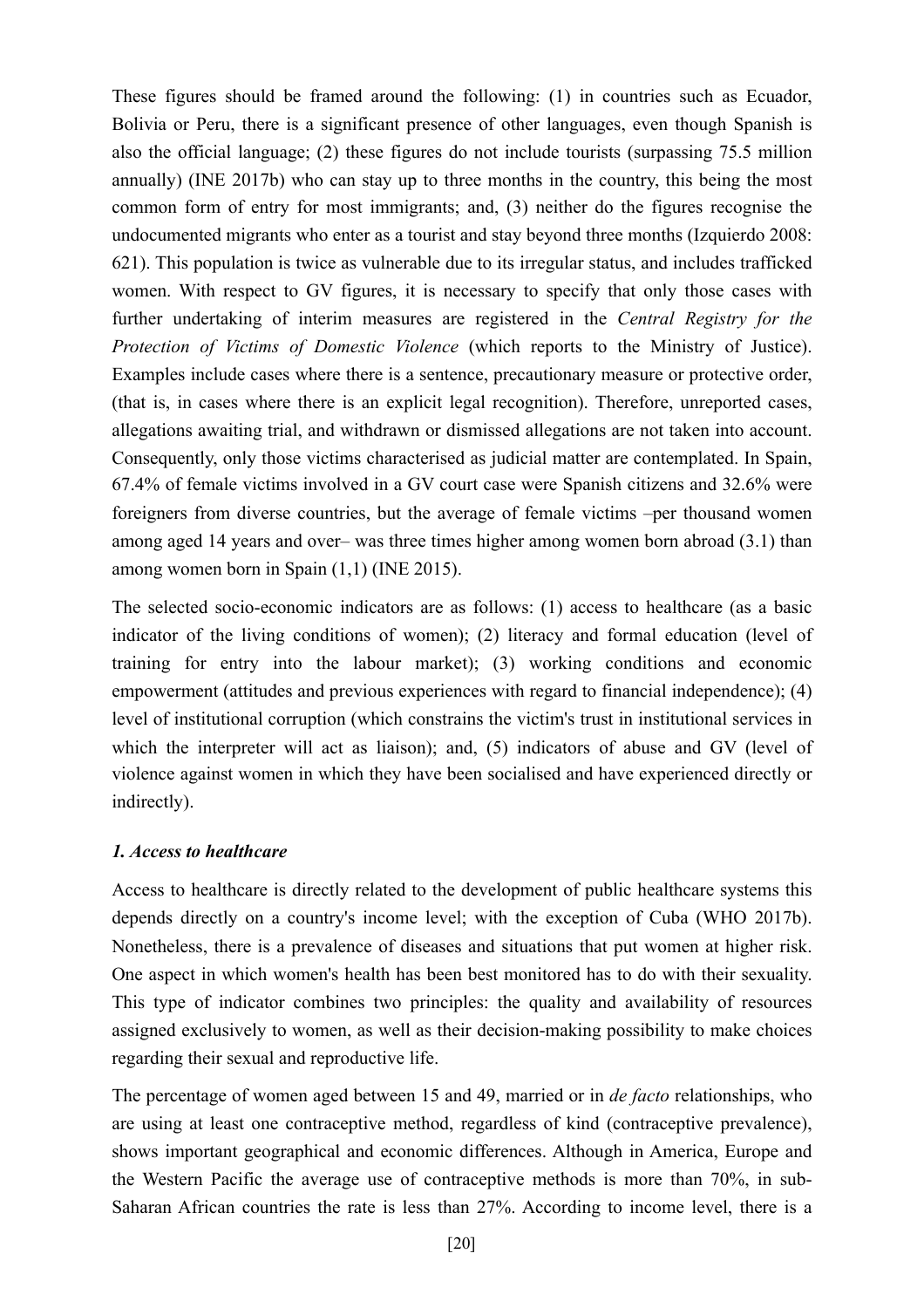These figures should be framed around the following: (1) in countries such as Ecuador, Bolivia or Peru, there is a significant presence of other languages, even though Spanish is also the official language; (2) these figures do not include tourists (surpassing 75.5 million annually) (INE 2017b) who can stay up to three months in the country, this being the most common form of entry for most immigrants; and, (3) neither do the figures recognise the undocumented migrants who enter as a tourist and stay beyond three months (Izquierdo 2008: 621). This population is twice as vulnerable due to its irregular status, and includes trafficked women. With respect to GV figures, it is necessary to specify that only those cases with further undertaking of interim measures are registered in the *Central Registry for the Protection of Victims of Domestic Violence* (which reports to the Ministry of Justice). Examples include cases where there is a sentence, precautionary measure or protective order, (that is, in cases where there is an explicit legal recognition). Therefore, unreported cases, allegations awaiting trial, and withdrawn or dismissed allegations are not taken into account. Consequently, only those victims characterised as judicial matter are contemplated. In Spain, 67.4% of female victims involved in a GV court case were Spanish citizens and 32.6% were foreigners from diverse countries, but the average of female victims –per thousand women among aged 14 years and over– was three times higher among women born abroad (3.1) than among women born in Spain (1,1) (INE 2015).

The selected socio-economic indicators are as follows: (1) access to healthcare (as a basic indicator of the living conditions of women); (2) literacy and formal education (level of training for entry into the labour market); (3) working conditions and economic empowerment (attitudes and previous experiences with regard to financial independence); (4) level of institutional corruption (which constrains the victim's trust in institutional services in which the interpreter will act as liaison); and, (5) indicators of abuse and GV (level of violence against women in which they have been socialised and have experienced directly or indirectly).

### *1. Access to healthcare*

Access to healthcare is directly related to the development of public healthcare systems this depends directly on a country's income level; with the exception of Cuba (WHO 2017b). Nonetheless, there is a prevalence of diseases and situations that put women at higher risk. One aspect in which women's health has been best monitored has to do with their sexuality. This type of indicator combines two principles: the quality and availability of resources assigned exclusively to women, as well as their decision-making possibility to make choices regarding their sexual and reproductive life.

The percentage of women aged between 15 and 49, married or in *de facto* relationships, who are using at least one contraceptive method, regardless of kind (contraceptive prevalence), shows important geographical and economic differences. Although in America, Europe and the Western Pacific the average use of contraceptive methods is more than 70%, in sub-Saharan African countries the rate is less than 27%. According to income level, there is a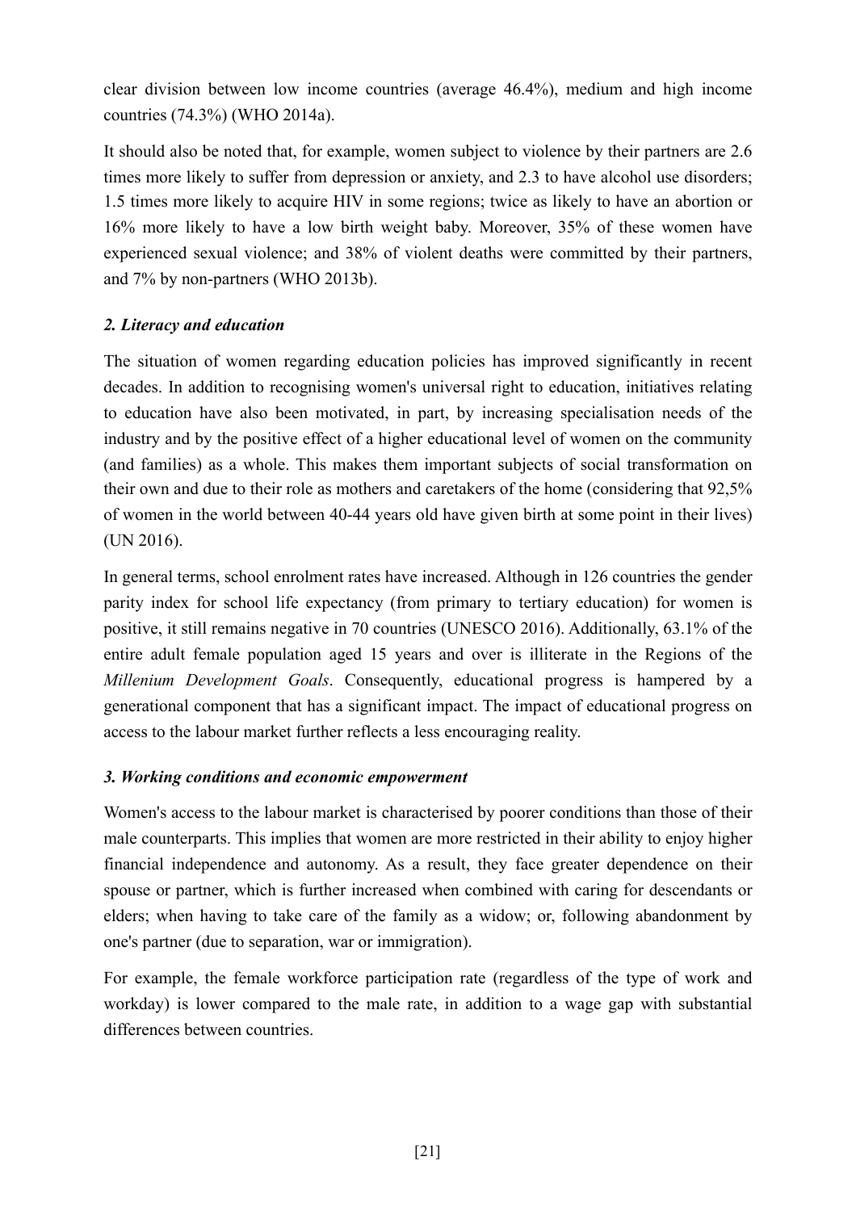clear division between low income countries (average 46.4%), medium and high income countries (74.3%) (WHO 2014a).

It should also be noted that, for example, women subject to violence by their partners are 2.6 times more likely to suffer from depression or anxiety, and 2.3 to have alcohol use disorders; 1.5 times more likely to acquire HIV in some regions; twice as likely to have an abortion or 16% more likely to have a low birth weight baby. Moreover, 35% of these women have experienced sexual violence; and 38% of violent deaths were committed by their partners, and 7% by non-partners (WHO 2013b).

### *2. Literacy and education*

The situation of women regarding education policies has improved significantly in recent decades. In addition to recognising women's universal right to education, initiatives relating to education have also been motivated, in part, by increasing specialisation needs of the industry and by the positive effect of a higher educational level of women on the community (and families) as a whole. This makes them important subjects of social transformation on their own and due to their role as mothers and caretakers of the home (considering that 92,5% of women in the world between 40-44 years old have given birth at some point in their lives) (UN 2016).

In general terms, school enrolment rates have increased. Although in 126 countries the gender parity index for school life expectancy (from primary to tertiary education) for women is positive, it still remains negative in 70 countries (UNESCO 2016). Additionally, 63.1% of the entire adult female population aged 15 years and over is illiterate in the Regions of the *Millenium Development Goals*. Consequently, educational progress is hampered by a generational component that has a significant impact. The impact of educational progress on access to the labour market further reflects a less encouraging reality.

### *3. Working conditions and economic empowerment*

Women's access to the labour market is characterised by poorer conditions than those of their male counterparts. This implies that women are more restricted in their ability to enjoy higher financial independence and autonomy. As a result, they face greater dependence on their spouse or partner, which is further increased when combined with caring for descendants or elders; when having to take care of the family as a widow; or, following abandonment by one's partner (due to separation, war or immigration).

For example, the female workforce participation rate (regardless of the type of work and workday) is lower compared to the male rate, in addition to a wage gap with substantial differences between countries.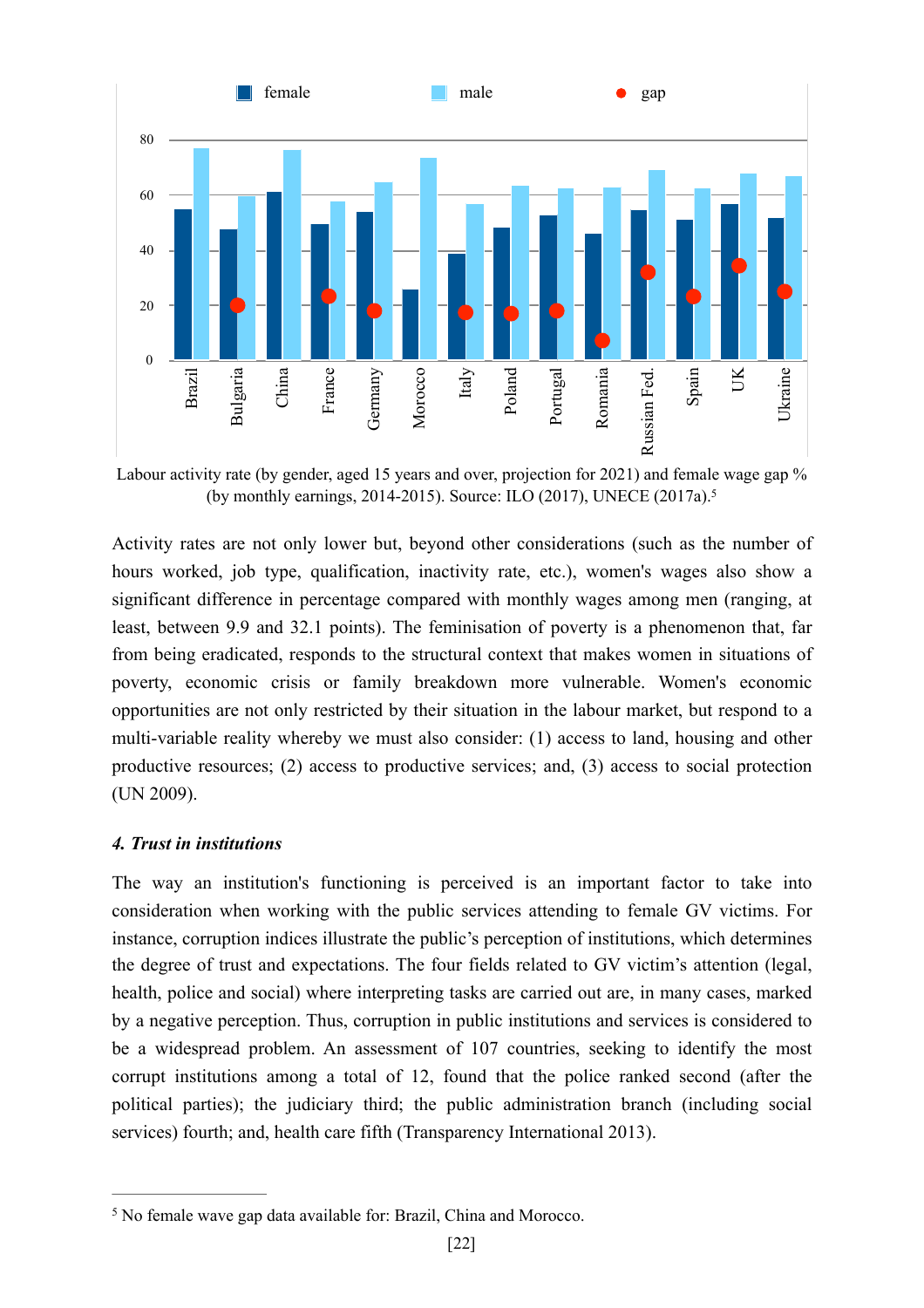Labour activity rate (by gender, aged 15 years and over, projection for 2021) and female wage gap % (by monthly earnings, 2014-2015). Source: ILO (2017), UNECE (2017a).[5]

Activity rates are not only lower but, beyond other considerations (such as the number of hours worked, job type, qualification, inactivity rate, etc.), women's wages also show a significant difference in percentage compared with monthly wages among men (ranging, at least, between 9.9 and 32.1 points). The feminisation of poverty is a phenomenon that, far from being eradicated, responds to the structural context that makes women in situations of poverty, economic crisis or family breakdown more vulnerable. Women's economic opportunities are not only restricted by their situation in the labour market, but respond to a multi-variable reality whereby we must also consider: (1) access to land, housing and other productive resources; (2) access to productive services; and, (3) access to social protection (UN 2009).

#### *4. Trust in institutions*

The way an institution's functioning is perceived is an important factor to take into consideration when working with the public services attending to female GV victims. For instance, corruption indices illustrate the public's perception of institutions, which determines the degree of trust and expectations. The four fields related to GV victim's attention (legal, health, police and social) where interpreting tasks are carried out are, in many cases, marked by a negative perception. Thus, corruption in public institutions and services is considered to be a widespread problem. An assessment of 107 countries, seeking to identify the most corrupt institutions among a total of 12, found that the police ranked second (after the political parties); the judiciary third; the public administration branch (including social services) fourth; and, health care fifth (Transparency International 2013).

[5] No female wave gap data available for: Brazil, China and Morocco.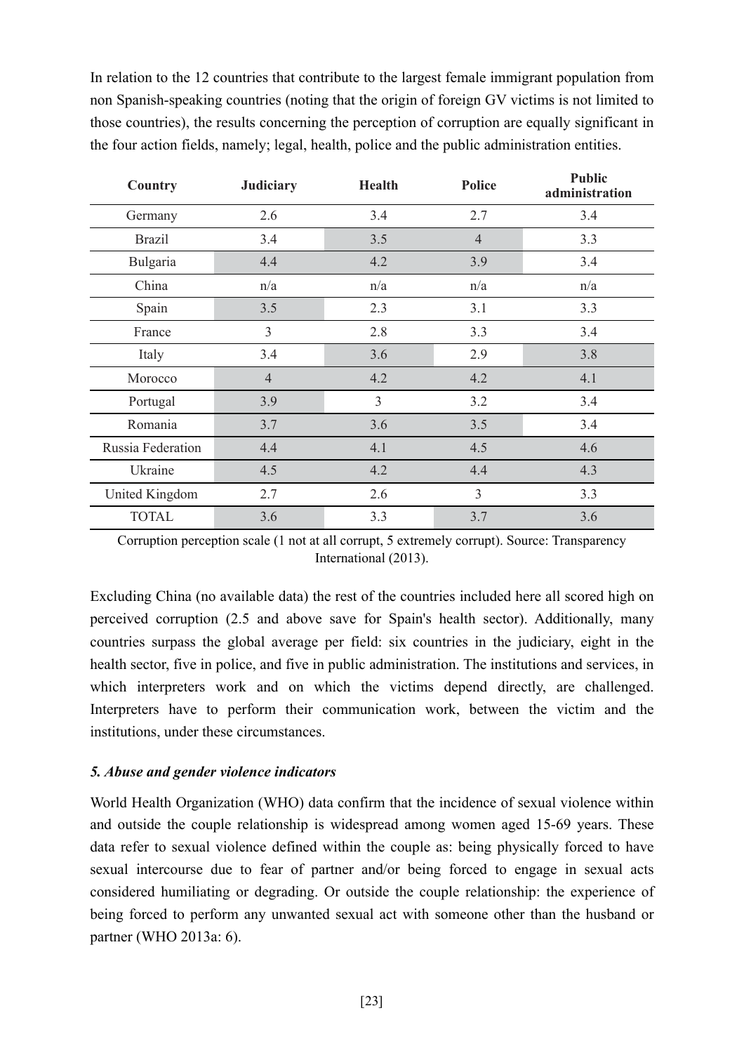In relation to the 12 countries that contribute to the largest female immigrant population from non Spanish-speaking countries (noting that the origin of foreign GV victims is not limited to those countries), the results concerning the perception of corruption are equally significant in the four action fields, namely; legal, health, police and the public administration entities.

| Country | Judiciary | Health | Police | Public administration |
|---|---|---|---|---|
| Germany | 2.6 | 3.4 | 2.7 | 3.4 |
| Brazil | 3.4 | 3.5 | 4 | 3.3 |
| Bulgaria | 4.4 | 4.2 | 3.9 | 3.4 |
| China | n/a | n/a | n/a | n/a |
| Spain | 3.5 | 2.3 | 3.1 | 3.3 |
| France | 3 | 2.8 | 3.3 | 3.4 |
| Italy | 3.4 | 3.6 | 2.9 | 3.8 |
| Morocco | 4 | 4.2 | 4.2 | 4.1 |
| Portugal | 3.9 | 3 | 3.2 | 3.4 |
| Romania | 3.7 | 3.6 | 3.5 | 3.4 |
| Russia Federation | 4.4 | 4.1 | 4.5 | 4.6 |
| Ukraine | 4.5 | 4.2 | 4.4 | 4.3 |
| United Kingdom | 2.7 | 2.6 | 3 | 3.3 |
| TOTAL | 3.6 | 3.3 | 3.7 | 3.6 |

Corruption perception scale (1 not at all corrupt, 5 extremely corrupt). Source: Transparency International (2013).

Excluding China (no available data) the rest of the countries included here all scored high on perceived corruption (2.5 and above save for Spain's health sector). Additionally, many countries surpass the global average per field: six countries in the judiciary, eight in the health sector, five in police, and five in public administration. The institutions and services, in which interpreters work and on which the victims depend directly, are challenged. Interpreters have to perform their communication work, between the victim and the institutions, under these circumstances.

### *5. Abuse and gender violence indicators*

World Health Organization (WHO) data confirm that the incidence of sexual violence within and outside the couple relationship is widespread among women aged 15-69 years. These data refer to sexual violence defined within the couple as: being physically forced to have sexual intercourse due to fear of partner and/or being forced to engage in sexual acts considered humiliating or degrading. Or outside the couple relationship: the experience of being forced to perform any unwanted sexual act with someone other than the husband or partner (WHO 2013a: 6).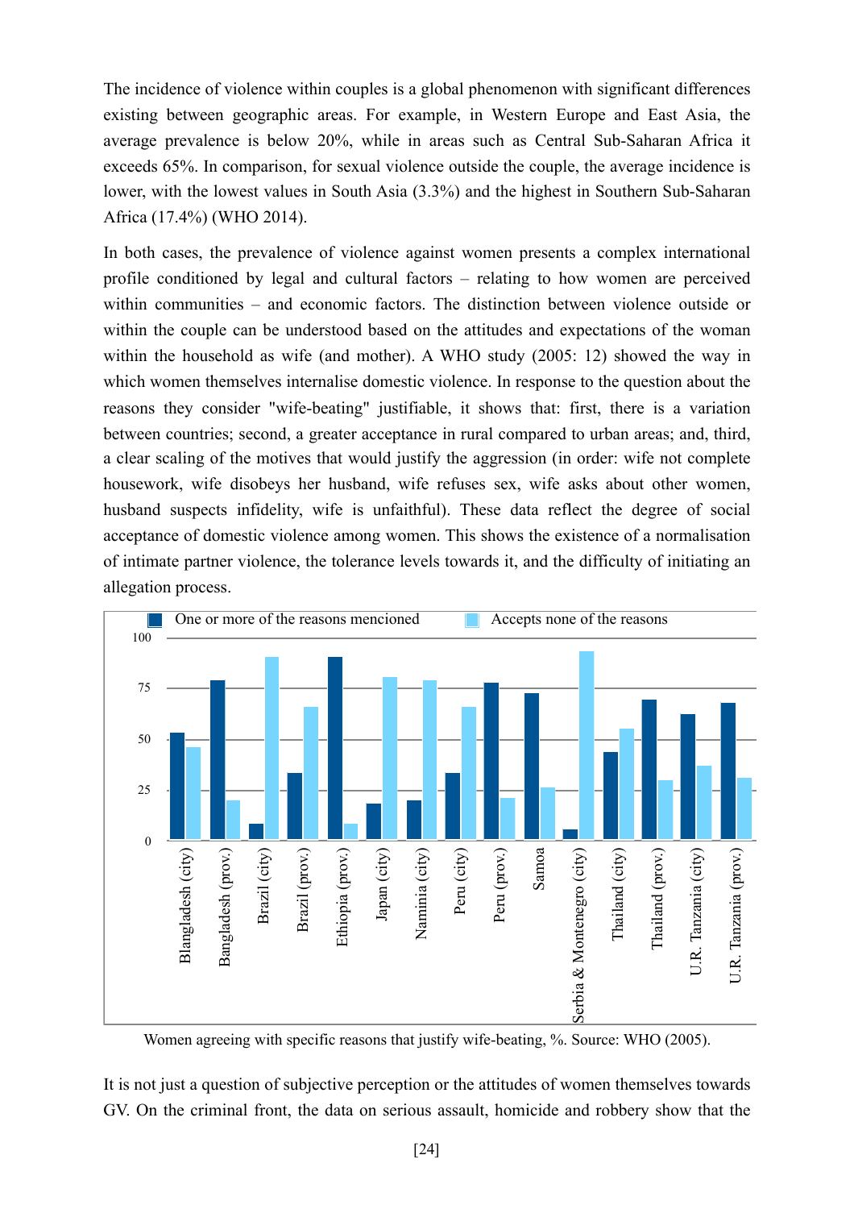The incidence of violence within couples is a global phenomenon with significant differences existing between geographic areas. For example, in Western Europe and East Asia, the average prevalence is below 20%, while in areas such as Central Sub-Saharan Africa it exceeds 65%. In comparison, for sexual violence outside the couple, the average incidence is lower, with the lowest values in South Asia (3.3%) and the highest in Southern Sub-Saharan Africa (17.4%) (WHO 2014).

In both cases, the prevalence of violence against women presents a complex international profile conditioned by legal and cultural factors – relating to how women are perceived within communities – and economic factors. The distinction between violence outside or within the couple can be understood based on the attitudes and expectations of the woman within the household as wife (and mother). A WHO study (2005: 12) showed the way in which women themselves internalise domestic violence. In response to the question about the reasons they consider "wife-beating" justifiable, it shows that: first, there is a variation between countries; second, a greater acceptance in rural compared to urban areas; and, third, a clear scaling of the motives that would justify the aggression (in order: wife not complete housework, wife disobeys her husband, wife refuses sex, wife asks about other women, husband suspects infidelity, wife is unfaithful). These data reflect the degree of social acceptance of domestic violence among women. This shows the existence of a normalisation of intimate partner violence, the tolerance levels towards it, and the difficulty of initiating an allegation process.

Women agreeing with specific reasons that justify wife-beating, %. Source: WHO (2005).

It is not just a question of subjective perception or the attitudes of women themselves towards GV. On the criminal front, the data on serious assault, homicide and robbery show that the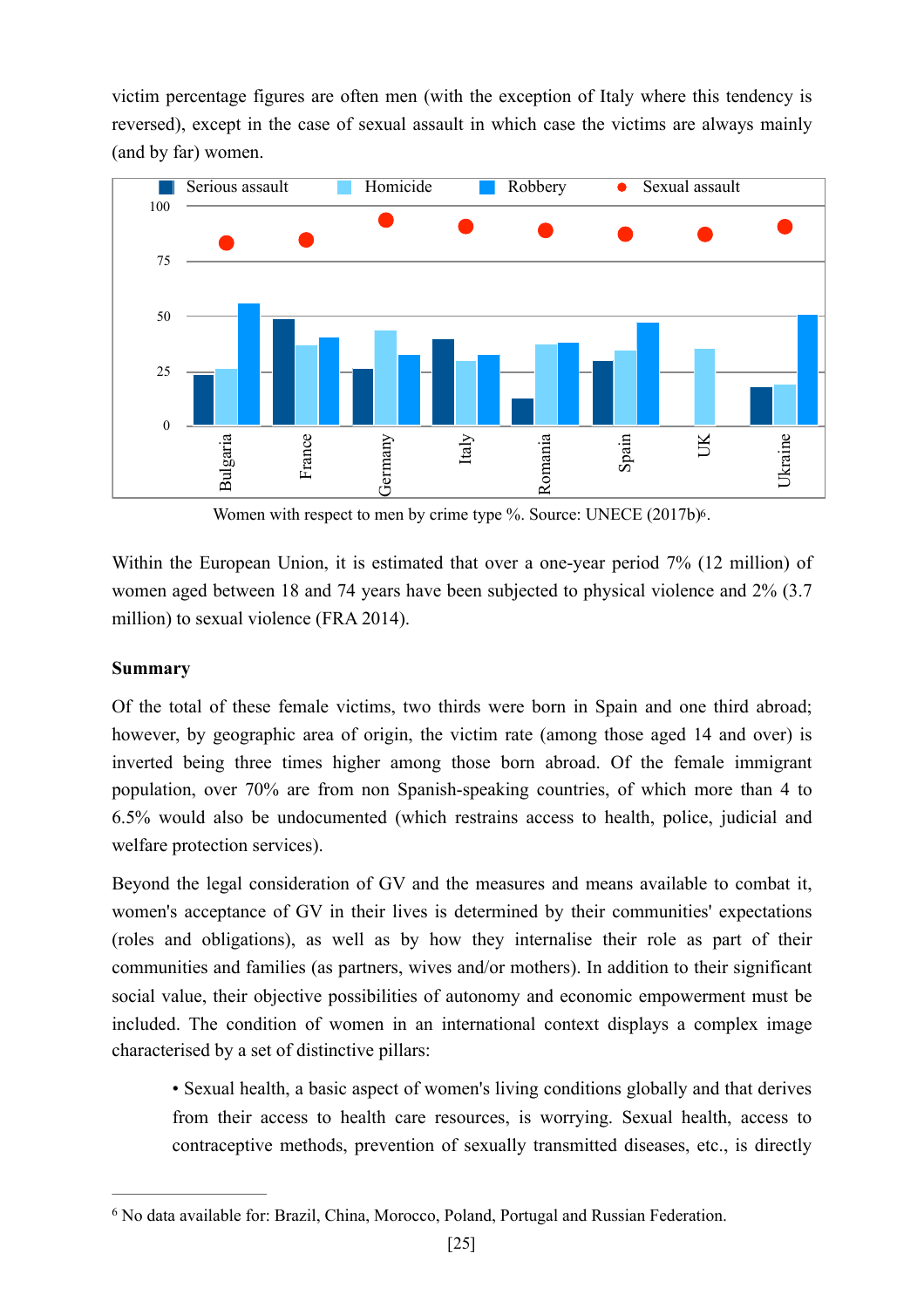victim percentage figures are often men (with the exception of Italy where this tendency is reversed), except in the case of sexual assault in which case the victims are always mainly (and by far) women.

Women with respect to men by crime type %. Source: UNECE (2017b)[6].

Within the European Union, it is estimated that over a one-year period 7% (12 million) of women aged between 18 and 74 years have been subjected to physical violence and 2% (3.7 million) to sexual violence (FRA 2014).

**Summary**

Of the total of these female victims, two thirds were born in Spain and one third abroad; however, by geographic area of origin, the victim rate (among those aged 14 and over) is inverted being three times higher among those born abroad. Of the female immigrant population, over 70% are from non Spanish-speaking countries, of which more than 4 to 6.5% would also be undocumented (which restrains access to health, police, judicial and welfare protection services).

Beyond the legal consideration of GV and the measures and means available to combat it, women's acceptance of GV in their lives is determined by their communities' expectations (roles and obligations), as well as by how they internalise their role as part of their communities and families (as partners, wives and/or mothers). In addition to their significant social value, their objective possibilities of autonomy and economic empowerment must be included. The condition of women in an international context displays a complex image characterised by a set of distinctive pillars:

- Sexual health, a basic aspect of women's living conditions globally and that derives from their access to health care resources, is worrying. Sexual health, access to contraceptive methods, prevention of sexually transmitted diseases, etc., is directly

[6] No data available for: Brazil, China, Morocco, Poland, Portugal and Russian Federation.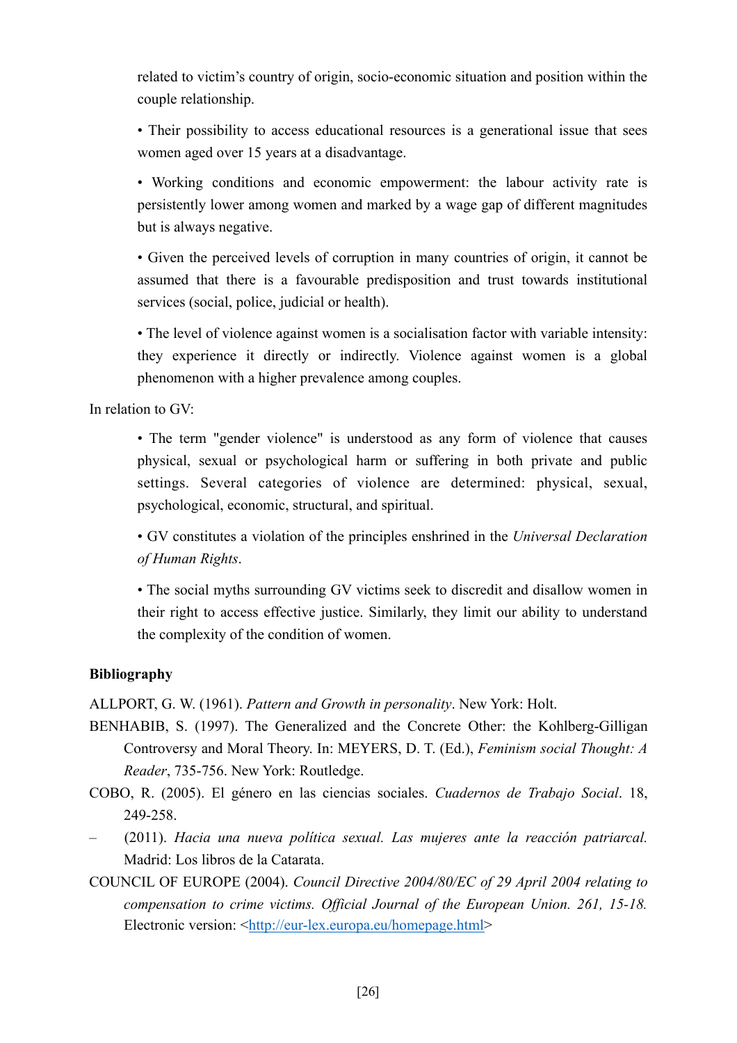related to victim's country of origin, socio-economic situation and position within the couple relationship.

- Their possibility to access educational resources is a generational issue that sees women aged over 15 years at a disadvantage.

- Working conditions and economic empowerment: the labour activity rate is persistently lower among women and marked by a wage gap of different magnitudes but is always negative.

- Given the perceived levels of corruption in many countries of origin, it cannot be assumed that there is a favourable predisposition and trust towards institutional services (social, police, judicial or health).

- The level of violence against women is a socialisation factor with variable intensity: they experience it directly or indirectly. Violence against women is a global phenomenon with a higher prevalence among couples.

In relation to GV:

- The term "gender violence" is understood as any form of violence that causes physical, sexual or psychological harm or suffering in both private and public settings. Several categories of violence are determined: physical, sexual, psychological, economic, structural, and spiritual.

- GV constitutes a violation of the principles enshrined in the *Universal Declaration of Human Rights*.

- The social myths surrounding GV victims seek to discredit and disallow women in their right to access effective justice. Similarly, they limit our ability to understand the complexity of the condition of women.

**Bibliography**

ALLPORT, G. W. (1961). *Pattern and Growth in personality*. New York: Holt.

BENHABIB, S. (1997). The Generalized and the Concrete Other: the Kohlberg-Gilligan Controversy and Moral Theory. In: MEYERS, D. T. (Ed.), *Feminism social Thought: A Reader*, 735-756. New York: Routledge.

COBO, R. (2005). El género en las ciencias sociales. *Cuadernos de Trabajo Social*. 18, 249-258.

– (2011). *Hacia una nueva política sexual. Las mujeres ante la reacción patriarcal.* Madrid: Los libros de la Catarata.

COUNCIL OF EUROPE (2004). *Council Directive 2004/80/EC of 29 April 2004 relating to compensation to crime victims. Official Journal of the European Union. 261, 15-18.* Electronic version: <http://eur-lex.europa.eu/homepage.html>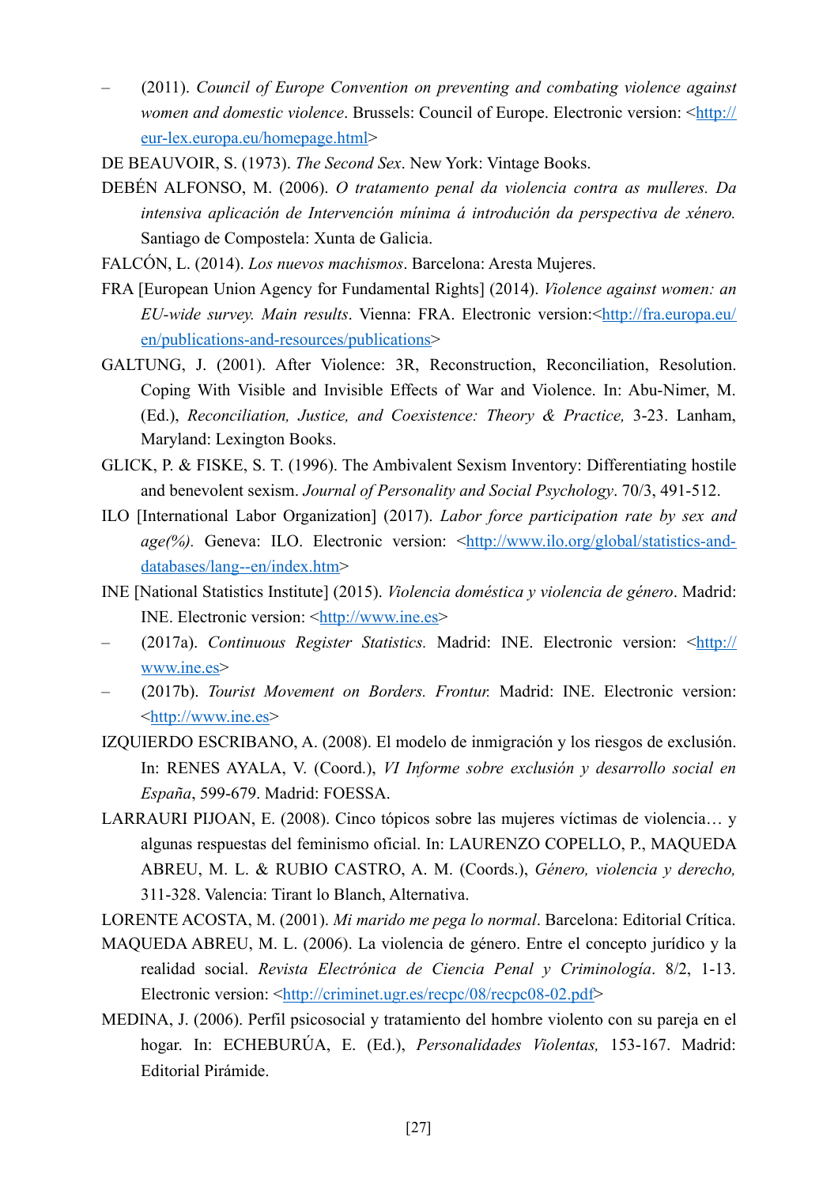– (2011). *Council of Europe Convention on preventing and combating violence against women and domestic violence*. Brussels: Council of Europe. Electronic version: <http://eur-lex.europa.eu/homepage.html>

DE BEAUVOIR, S. (1973). *The Second Sex*. New York: Vintage Books.

DEBÉN ALFONSO, M. (2006). *O tratamento penal da violencia contra as mulleres. Da intensiva aplicación de Intervención mínima á introdución da perspectiva de xénero.* Santiago de Compostela: Xunta de Galicia.

FALCÓN, L. (2014). *Los nuevos machismos*. Barcelona: Aresta Mujeres.

FRA [European Union Agency for Fundamental Rights] (2014). *Violence against women: an EU-wide survey. Main results*. Vienna: FRA. Electronic version:<http://fra.europa.eu/en/publications-and-resources/publications>

GALTUNG, J. (2001). After Violence: 3R, Reconstruction, Reconciliation, Resolution. Coping With Visible and Invisible Effects of War and Violence. In: Abu-Nimer, M. (Ed.), *Reconciliation, Justice, and Coexistence: Theory & Practice,* 3-23. Lanham, Maryland: Lexington Books.

GLICK, P. & FISKE, S. T. (1996). The Ambivalent Sexism Inventory: Differentiating hostile and benevolent sexism. *Journal of Personality and Social Psychology*. 70/3, 491-512.

ILO [International Labor Organization] (2017). *Labor force participation rate by sex and age(%).* Geneva: ILO. Electronic version: <http://www.ilo.org/global/statistics-and-databases/lang--en/index.htm>

INE [National Statistics Institute] (2015). *Violencia doméstica y violencia de género*. Madrid: INE. Electronic version: <http://www.ine.es>

– (2017a). *Continuous Register Statistics.* Madrid: INE. Electronic version: <http://www.ine.es>

– (2017b). *Tourist Movement on Borders. Frontur.* Madrid: INE. Electronic version: <http://www.ine.es>

IZQUIERDO ESCRIBANO, A. (2008). El modelo de inmigración y los riesgos de exclusión. In: RENES AYALA, V. (Coord.), *VI Informe sobre exclusión y desarrollo social en España*, 599-679. Madrid: FOESSA.

LARRAURI PIJOAN, E. (2008). Cinco tópicos sobre las mujeres víctimas de violencia… y algunas respuestas del feminismo oficial. In: LAURENZO COPELLO, P., MAQUEDA ABREU, M. L. & RUBIO CASTRO, A. M. (Coords.), *Género, violencia y derecho,* 311-328. Valencia: Tirant lo Blanch, Alternativa.

LORENTE ACOSTA, M. (2001). *Mi marido me pega lo normal*. Barcelona: Editorial Crítica.

MAQUEDA ABREU, M. L. (2006). La violencia de género. Entre el concepto jurídico y la realidad social. *Revista Electrónica de Ciencia Penal y Criminología*. 8/2, 1-13. Electronic version: <http://criminet.ugr.es/recpc/08/recpc08-02.pdf>

MEDINA, J. (2006). Perfil psicosocial y tratamiento del hombre violento con su pareja en el hogar. In: ECHEBURÚA, E. (Ed.), *Personalidades Violentas,* 153-167. Madrid: Editorial Pirámide.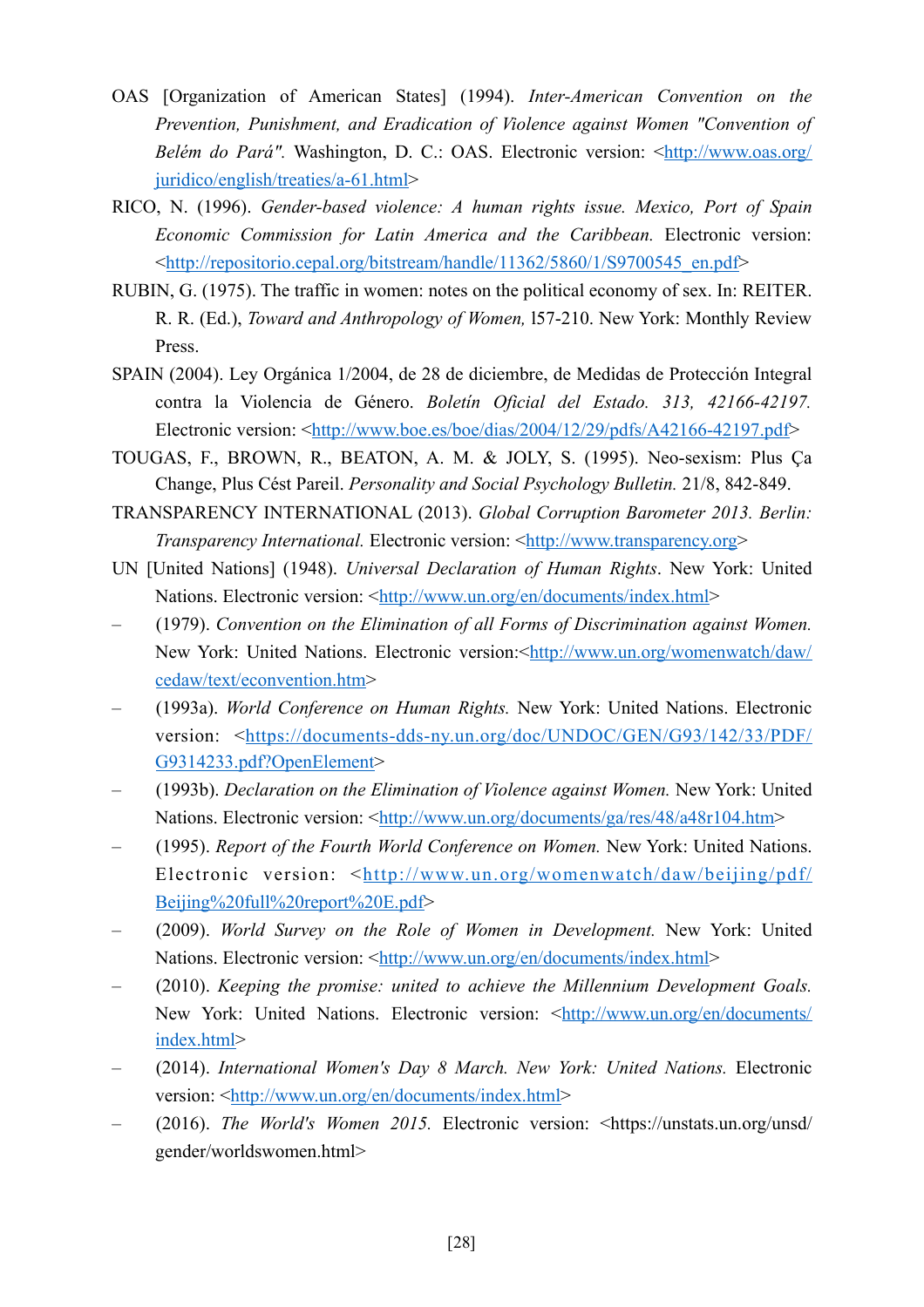OAS [Organization of American States] (1994). *Inter-American Convention on the Prevention, Punishment, and Eradication of Violence against Women "Convention of Belém do Pará".* Washington, D. C.: OAS. Electronic version: <http://www.oas.org/juridico/english/treaties/a-61.html>

RICO, N. (1996). *Gender-based violence: A human rights issue. Mexico, Port of Spain Economic Commission for Latin America and the Caribbean.* Electronic version: <http://repositorio.cepal.org/bitstream/handle/11362/5860/1/S9700545_en.pdf>

RUBIN, G. (1975). The traffic in women: notes on the political economy of sex. In: REITER. R. R. (Ed.), *Toward and Anthropology of Women,* l57-210. New York: Monthly Review Press.

SPAIN (2004). Ley Orgánica 1/2004, de 28 de diciembre, de Medidas de Protección Integral contra la Violencia de Género. *Boletín Oficial del Estado. 313, 42166-42197.* Electronic version: <http://www.boe.es/boe/dias/2004/12/29/pdfs/A42166-42197.pdf>

TOUGAS, F., BROWN, R., BEATON, A. M. & JOLY, S. (1995). Neo-sexism: Plus Ça Change, Plus Cést Pareil. *Personality and Social Psychology Bulletin.* 21/8, 842-849.

TRANSPARENCY INTERNATIONAL (2013). *Global Corruption Barometer 2013. Berlin: Transparency International.* Electronic version: <http://www.transparency.org>

UN [United Nations] (1948). *Universal Declaration of Human Rights*. New York: United Nations. Electronic version: <http://www.un.org/en/documents/index.html>

– (1979). *Convention on the Elimination of all Forms of Discrimination against Women.* New York: United Nations. Electronic version:<http://www.un.org/womenwatch/daw/cedaw/text/econvention.htm>

– (1993a). *World Conference on Human Rights.* New York: United Nations. Electronic version: <https://documents-dds-ny.un.org/doc/UNDOC/GEN/G93/142/33/PDF/G9314233.pdf?OpenElement>

– (1993b). *Declaration on the Elimination of Violence against Women.* New York: United Nations. Electronic version: <http://www.un.org/documents/ga/res/48/a48r104.htm>

– (1995). *Report of the Fourth World Conference on Women.* New York: United Nations. Electronic version: <http://www.un.org/womenwatch/daw/beijing/pdf/Beijing%20full%20report%20E.pdf>

– (2009). *World Survey on the Role of Women in Development.* New York: United Nations. Electronic version: <http://www.un.org/en/documents/index.html>

– (2010). *Keeping the promise: united to achieve the Millennium Development Goals.* New York: United Nations. Electronic version: <http://www.un.org/en/documents/index.html>

– (2014). *International Women's Day 8 March. New York: United Nations.* Electronic version: <http://www.un.org/en/documents/index.html>

– (2016). *The World's Women 2015.* Electronic version: <https://unstats.un.org/unsd/gender/worldswomen.html>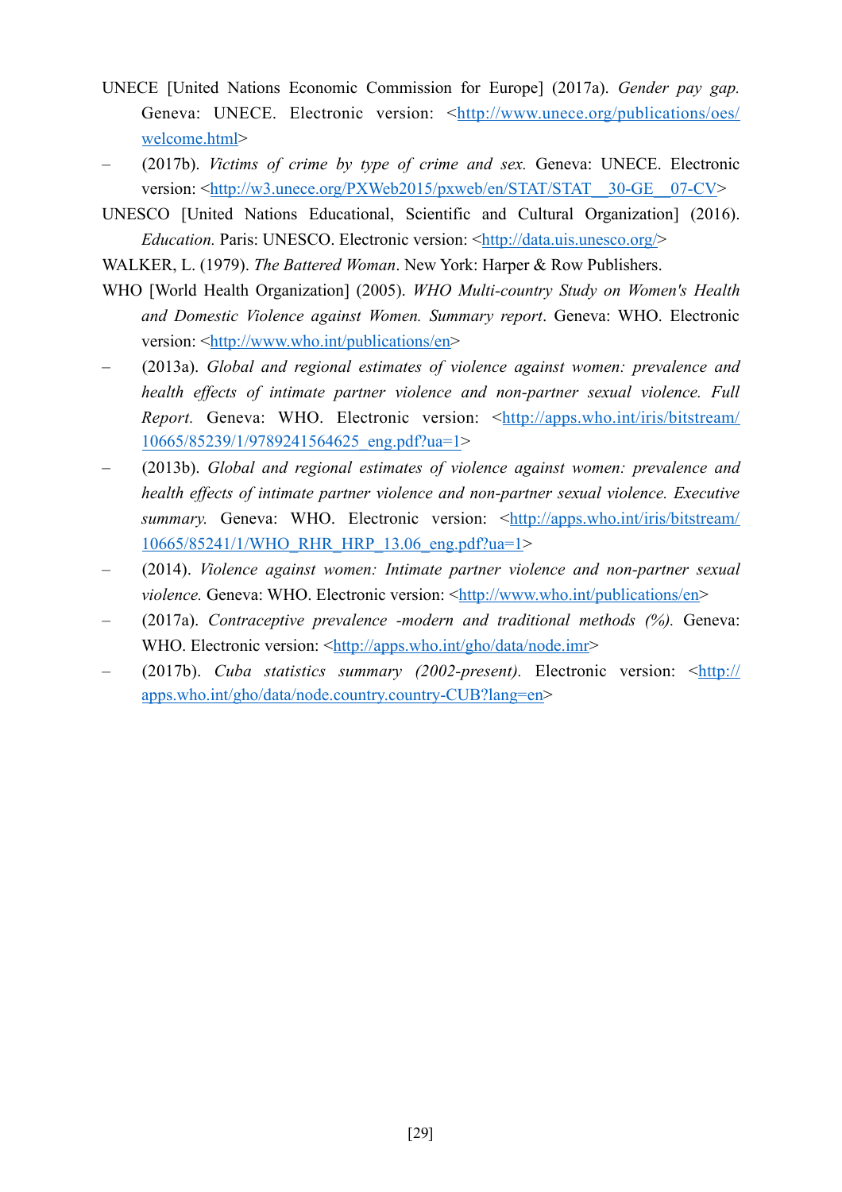UNECE [United Nations Economic Commission for Europe] (2017a). *Gender pay gap.* Geneva: UNECE. Electronic version: <http://www.unece.org/publications/oes/welcome.html>

– (2017b). *Victims of crime by type of crime and sex.* Geneva: UNECE. Electronic version: <http://w3.unece.org/PXWeb2015/pxweb/en/STAT/STAT__30-GE__07-CV>

UNESCO [United Nations Educational, Scientific and Cultural Organization] (2016). *Education.* Paris: UNESCO. Electronic version: <http://data.uis.unesco.org/>

WALKER, L. (1979). *The Battered Woman*. New York: Harper & Row Publishers.

WHO [World Health Organization] (2005). *WHO Multi-country Study on Women's Health and Domestic Violence against Women. Summary report*. Geneva: WHO. Electronic version: <http://www.who.int/publications/en>

– (2013a). *Global and regional estimates of violence against women: prevalence and health effects of intimate partner violence and non-partner sexual violence. Full Report.* Geneva: WHO. Electronic version: <http://apps.who.int/iris/bitstream/10665/85239/1/9789241564625_eng.pdf?ua=1>

– (2013b). *Global and regional estimates of violence against women: prevalence and health effects of intimate partner violence and non-partner sexual violence. Executive summary.* Geneva: WHO. Electronic version: <http://apps.who.int/iris/bitstream/10665/85241/1/WHO_RHR_HRP_13.06_eng.pdf?ua=1>

– (2014). *Violence against women: Intimate partner violence and non-partner sexual violence.* Geneva: WHO. Electronic version: <http://www.who.int/publications/en>

– (2017a). *Contraceptive prevalence -modern and traditional methods (%).* Geneva: WHO. Electronic version: <http://apps.who.int/gho/data/node.imr>

– (2017b). *Cuba statistics summary (2002-present).* Electronic version: <http://apps.who.int/gho/data/node.country.country-CUB?lang=en>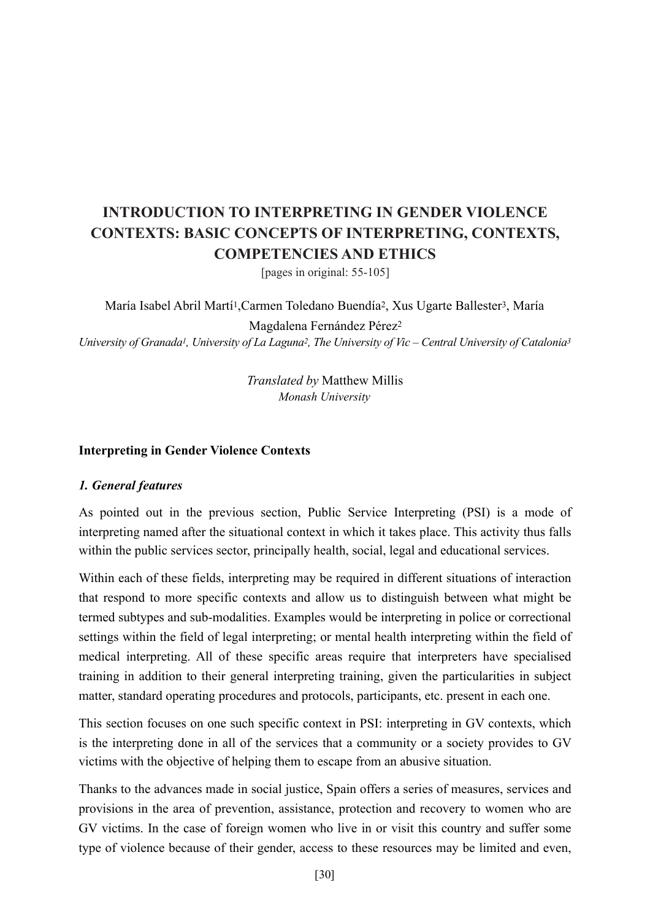# INTRODUCTION TO INTERPRETING IN GENDER VIOLENCE CONTEXTS: BASIC CONCEPTS OF INTERPRETING, CONTEXTS, COMPETENCIES AND ETHICS

[pages in original: 55-105]

María Isabel Abril Martí[1], Carmen Toledano Buendía[2], Xus Ugarte Ballester[3], María Magdalena Fernández Pérez[2]

*University of Granada[1], University of La Laguna[2], The University of Vic – Central University of Catalonia[3]*

*Translated by* Matthew Millis
*Monash University*

## Interpreting in Gender Violence Contexts

### *1. General features*

As pointed out in the previous section, Public Service Interpreting (PSI) is a mode of interpreting named after the situational context in which it takes place. This activity thus falls within the public services sector, principally health, social, legal and educational services.

Within each of these fields, interpreting may be required in different situations of interaction that respond to more specific contexts and allow us to distinguish between what might be termed subtypes and sub-modalities. Examples would be interpreting in police or correctional settings within the field of legal interpreting; or mental health interpreting within the field of medical interpreting. All of these specific areas require that interpreters have specialised training in addition to their general interpreting training, given the particularities in subject matter, standard operating procedures and protocols, participants, etc. present in each one.

This section focuses on one such specific context in PSI: interpreting in GV contexts, which is the interpreting done in all of the services that a community or a society provides to GV victims with the objective of helping them to escape from an abusive situation.

Thanks to the advances made in social justice, Spain offers a series of measures, services and provisions in the area of prevention, assistance, protection and recovery to women who are GV victims. In the case of foreign women who live in or visit this country and suffer some type of violence because of their gender, access to these resources may be limited and even,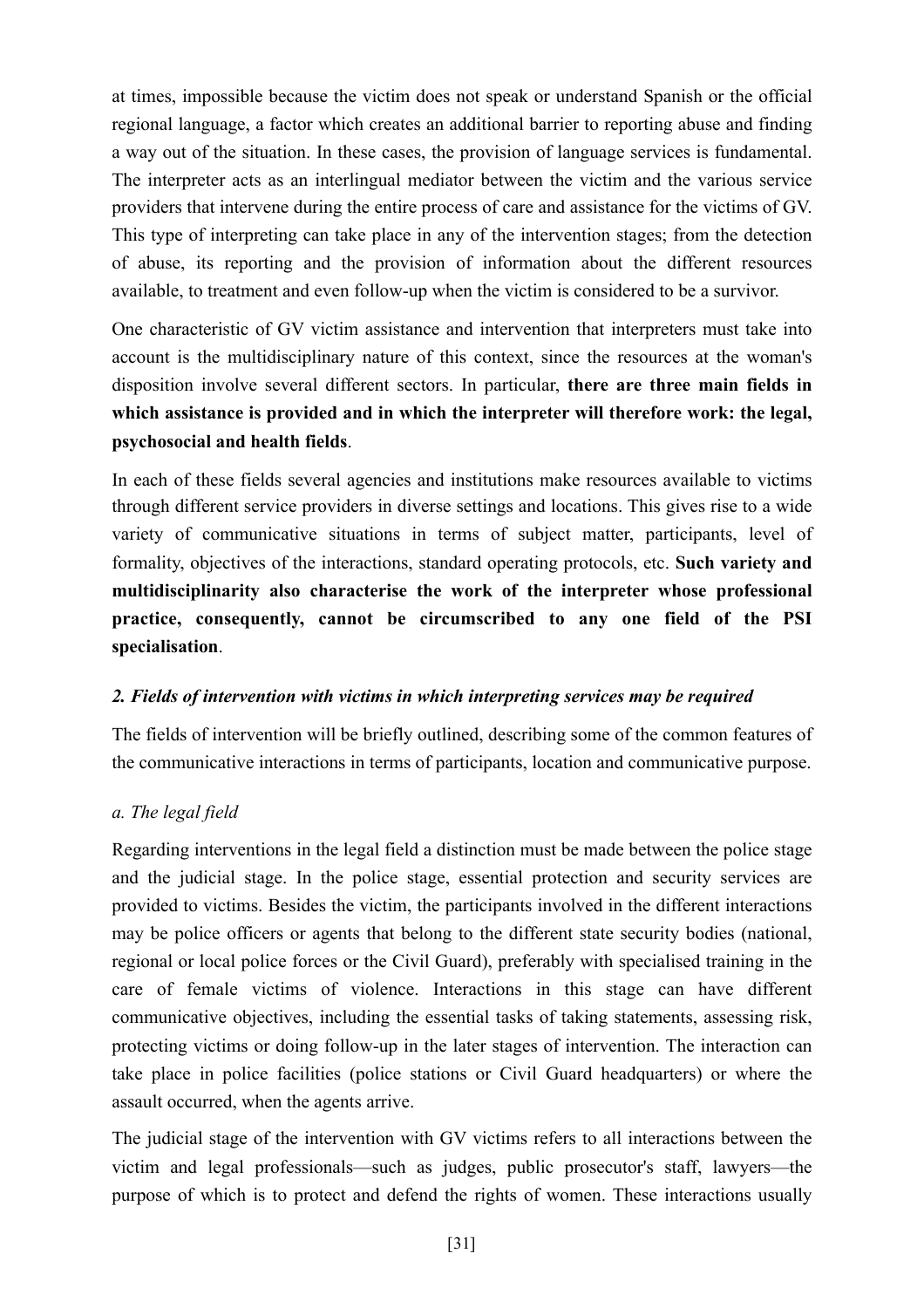at times, impossible because the victim does not speak or understand Spanish or the official regional language, a factor which creates an additional barrier to reporting abuse and finding a way out of the situation. In these cases, the provision of language services is fundamental. The interpreter acts as an interlingual mediator between the victim and the various service providers that intervene during the entire process of care and assistance for the victims of GV. This type of interpreting can take place in any of the intervention stages; from the detection of abuse, its reporting and the provision of information about the different resources available, to treatment and even follow-up when the victim is considered to be a survivor.

One characteristic of GV victim assistance and intervention that interpreters must take into account is the multidisciplinary nature of this context, since the resources at the woman's disposition involve several different sectors. In particular, **there are three main fields in which assistance is provided and in which the interpreter will therefore work: the legal, psychosocial and health fields**.

In each of these fields several agencies and institutions make resources available to victims through different service providers in diverse settings and locations. This gives rise to a wide variety of communicative situations in terms of subject matter, participants, level of formality, objectives of the interactions, standard operating protocols, etc. **Such variety and multidisciplinarity also characterise the work of the interpreter whose professional practice, consequently, cannot be circumscribed to any one field of the PSI specialisation**.

### *2. Fields of intervention with victims in which interpreting services may be required*

The fields of intervention will be briefly outlined, describing some of the common features of the communicative interactions in terms of participants, location and communicative purpose.

#### *a. The legal field*

Regarding interventions in the legal field a distinction must be made between the police stage and the judicial stage. In the police stage, essential protection and security services are provided to victims. Besides the victim, the participants involved in the different interactions may be police officers or agents that belong to the different state security bodies (national, regional or local police forces or the Civil Guard), preferably with specialised training in the care of female victims of violence. Interactions in this stage can have different communicative objectives, including the essential tasks of taking statements, assessing risk, protecting victims or doing follow-up in the later stages of intervention. The interaction can take place in police facilities (police stations or Civil Guard headquarters) or where the assault occurred, when the agents arrive.

The judicial stage of the intervention with GV victims refers to all interactions between the victim and legal professionals—such as judges, public prosecutor's staff, lawyers—the purpose of which is to protect and defend the rights of women. These interactions usually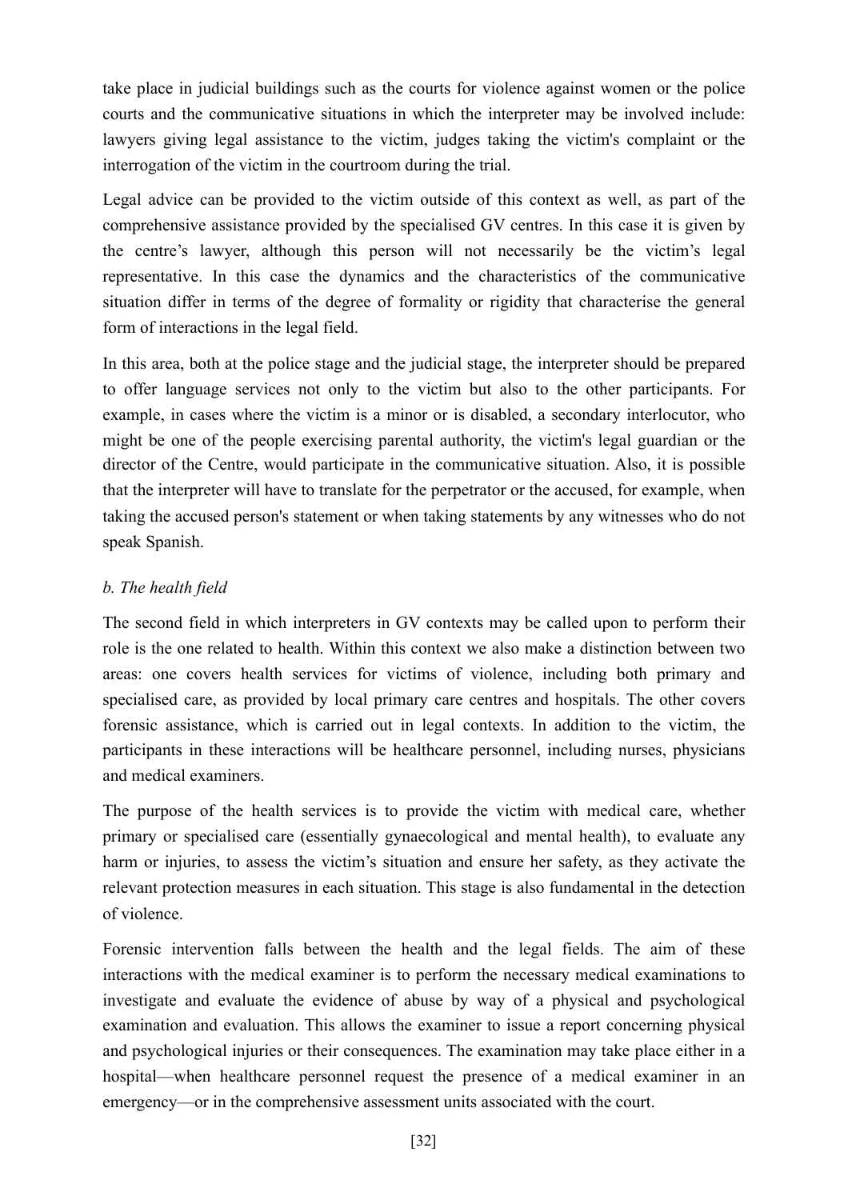take place in judicial buildings such as the courts for violence against women or the police courts and the communicative situations in which the interpreter may be involved include: lawyers giving legal assistance to the victim, judges taking the victim's complaint or the interrogation of the victim in the courtroom during the trial.

Legal advice can be provided to the victim outside of this context as well, as part of the comprehensive assistance provided by the specialised GV centres. In this case it is given by the centre's lawyer, although this person will not necessarily be the victim's legal representative. In this case the dynamics and the characteristics of the communicative situation differ in terms of the degree of formality or rigidity that characterise the general form of interactions in the legal field.

In this area, both at the police stage and the judicial stage, the interpreter should be prepared to offer language services not only to the victim but also to the other participants. For example, in cases where the victim is a minor or is disabled, a secondary interlocutor, who might be one of the people exercising parental authority, the victim's legal guardian or the director of the Centre, would participate in the communicative situation. Also, it is possible that the interpreter will have to translate for the perpetrator or the accused, for example, when taking the accused person's statement or when taking statements by any witnesses who do not speak Spanish.

*b. The health field*

The second field in which interpreters in GV contexts may be called upon to perform their role is the one related to health. Within this context we also make a distinction between two areas: one covers health services for victims of violence, including both primary and specialised care, as provided by local primary care centres and hospitals. The other covers forensic assistance, which is carried out in legal contexts. In addition to the victim, the participants in these interactions will be healthcare personnel, including nurses, physicians and medical examiners.

The purpose of the health services is to provide the victim with medical care, whether primary or specialised care (essentially gynaecological and mental health), to evaluate any harm or injuries, to assess the victim's situation and ensure her safety, as they activate the relevant protection measures in each situation. This stage is also fundamental in the detection of violence.

Forensic intervention falls between the health and the legal fields. The aim of these interactions with the medical examiner is to perform the necessary medical examinations to investigate and evaluate the evidence of abuse by way of a physical and psychological examination and evaluation. This allows the examiner to issue a report concerning physical and psychological injuries or their consequences. The examination may take place either in a hospital—when healthcare personnel request the presence of a medical examiner in an emergency—or in the comprehensive assessment units associated with the court.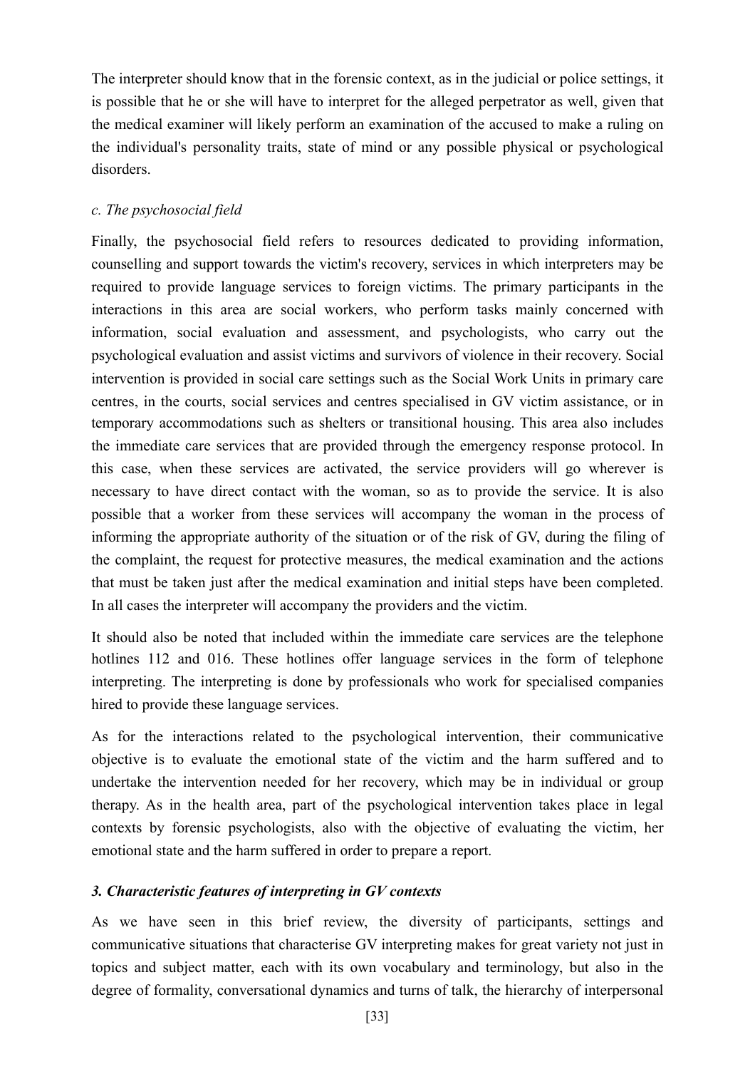The interpreter should know that in the forensic context, as in the judicial or police settings, it is possible that he or she will have to interpret for the alleged perpetrator as well, given that the medical examiner will likely perform an examination of the accused to make a ruling on the individual's personality traits, state of mind or any possible physical or psychological disorders.

*c. The psychosocial field*

Finally, the psychosocial field refers to resources dedicated to providing information, counselling and support towards the victim's recovery, services in which interpreters may be required to provide language services to foreign victims. The primary participants in the interactions in this area are social workers, who perform tasks mainly concerned with information, social evaluation and assessment, and psychologists, who carry out the psychological evaluation and assist victims and survivors of violence in their recovery. Social intervention is provided in social care settings such as the Social Work Units in primary care centres, in the courts, social services and centres specialised in GV victim assistance, or in temporary accommodations such as shelters or transitional housing. This area also includes the immediate care services that are provided through the emergency response protocol. In this case, when these services are activated, the service providers will go wherever is necessary to have direct contact with the woman, so as to provide the service. It is also possible that a worker from these services will accompany the woman in the process of informing the appropriate authority of the situation or of the risk of GV, during the filing of the complaint, the request for protective measures, the medical examination and the actions that must be taken just after the medical examination and initial steps have been completed. In all cases the interpreter will accompany the providers and the victim.

It should also be noted that included within the immediate care services are the telephone hotlines 112 and 016. These hotlines offer language services in the form of telephone interpreting. The interpreting is done by professionals who work for specialised companies hired to provide these language services.

As for the interactions related to the psychological intervention, their communicative objective is to evaluate the emotional state of the victim and the harm suffered and to undertake the intervention needed for her recovery, which may be in individual or group therapy. As in the health area, part of the psychological intervention takes place in legal contexts by forensic psychologists, also with the objective of evaluating the victim, her emotional state and the harm suffered in order to prepare a report.

### *3. Characteristic features of interpreting in GV contexts*

As we have seen in this brief review, the diversity of participants, settings and communicative situations that characterise GV interpreting makes for great variety not just in topics and subject matter, each with its own vocabulary and terminology, but also in the degree of formality, conversational dynamics and turns of talk, the hierarchy of interpersonal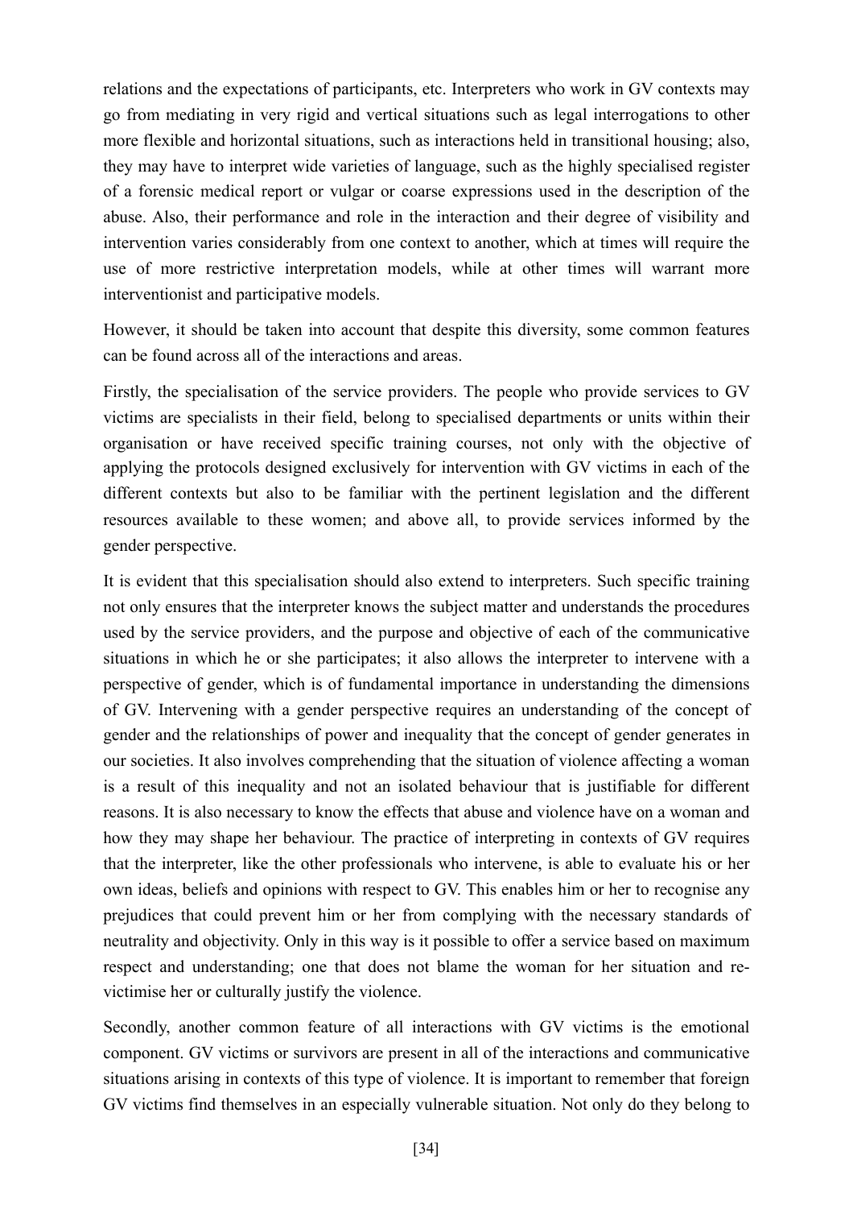relations and the expectations of participants, etc. Interpreters who work in GV contexts may go from mediating in very rigid and vertical situations such as legal interrogations to other more flexible and horizontal situations, such as interactions held in transitional housing; also, they may have to interpret wide varieties of language, such as the highly specialised register of a forensic medical report or vulgar or coarse expressions used in the description of the abuse. Also, their performance and role in the interaction and their degree of visibility and intervention varies considerably from one context to another, which at times will require the use of more restrictive interpretation models, while at other times will warrant more interventionist and participative models.

However, it should be taken into account that despite this diversity, some common features can be found across all of the interactions and areas.

Firstly, the specialisation of the service providers. The people who provide services to GV victims are specialists in their field, belong to specialised departments or units within their organisation or have received specific training courses, not only with the objective of applying the protocols designed exclusively for intervention with GV victims in each of the different contexts but also to be familiar with the pertinent legislation and the different resources available to these women; and above all, to provide services informed by the gender perspective.

It is evident that this specialisation should also extend to interpreters. Such specific training not only ensures that the interpreter knows the subject matter and understands the procedures used by the service providers, and the purpose and objective of each of the communicative situations in which he or she participates; it also allows the interpreter to intervene with a perspective of gender, which is of fundamental importance in understanding the dimensions of GV. Intervening with a gender perspective requires an understanding of the concept of gender and the relationships of power and inequality that the concept of gender generates in our societies. It also involves comprehending that the situation of violence affecting a woman is a result of this inequality and not an isolated behaviour that is justifiable for different reasons. It is also necessary to know the effects that abuse and violence have on a woman and how they may shape her behaviour. The practice of interpreting in contexts of GV requires that the interpreter, like the other professionals who intervene, is able to evaluate his or her own ideas, beliefs and opinions with respect to GV. This enables him or her to recognise any prejudices that could prevent him or her from complying with the necessary standards of neutrality and objectivity. Only in this way is it possible to offer a service based on maximum respect and understanding; one that does not blame the woman for her situation and re-victimise her or culturally justify the violence.

Secondly, another common feature of all interactions with GV victims is the emotional component. GV victims or survivors are present in all of the interactions and communicative situations arising in contexts of this type of violence. It is important to remember that foreign GV victims find themselves in an especially vulnerable situation. Not only do they belong to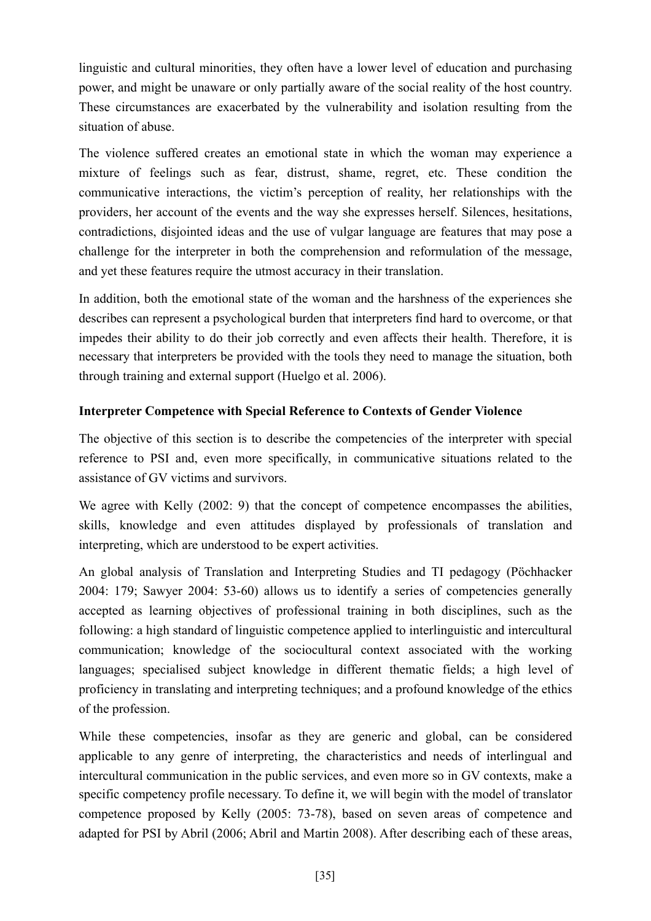linguistic and cultural minorities, they often have a lower level of education and purchasing power, and might be unaware or only partially aware of the social reality of the host country. These circumstances are exacerbated by the vulnerability and isolation resulting from the situation of abuse.

The violence suffered creates an emotional state in which the woman may experience a mixture of feelings such as fear, distrust, shame, regret, etc. These condition the communicative interactions, the victim's perception of reality, her relationships with the providers, her account of the events and the way she expresses herself. Silences, hesitations, contradictions, disjointed ideas and the use of vulgar language are features that may pose a challenge for the interpreter in both the comprehension and reformulation of the message, and yet these features require the utmost accuracy in their translation.

In addition, both the emotional state of the woman and the harshness of the experiences she describes can represent a psychological burden that interpreters find hard to overcome, or that impedes their ability to do their job correctly and even affects their health. Therefore, it is necessary that interpreters be provided with the tools they need to manage the situation, both through training and external support (Huelgo et al. 2006).

**Interpreter Competence with Special Reference to Contexts of Gender Violence**

The objective of this section is to describe the competencies of the interpreter with special reference to PSI and, even more specifically, in communicative situations related to the assistance of GV victims and survivors.

We agree with Kelly (2002: 9) that the concept of competence encompasses the abilities, skills, knowledge and even attitudes displayed by professionals of translation and interpreting, which are understood to be expert activities.

An global analysis of Translation and Interpreting Studies and TI pedagogy (Pöchhacker 2004: 179; Sawyer 2004: 53-60) allows us to identify a series of competencies generally accepted as learning objectives of professional training in both disciplines, such as the following: a high standard of linguistic competence applied to interlinguistic and intercultural communication; knowledge of the sociocultural context associated with the working languages; specialised subject knowledge in different thematic fields; a high level of proficiency in translating and interpreting techniques; and a profound knowledge of the ethics of the profession.

While these competencies, insofar as they are generic and global, can be considered applicable to any genre of interpreting, the characteristics and needs of interlingual and intercultural communication in the public services, and even more so in GV contexts, make a specific competency profile necessary. To define it, we will begin with the model of translator competence proposed by Kelly (2005: 73-78), based on seven areas of competence and adapted for PSI by Abril (2006; Abril and Martin 2008). After describing each of these areas,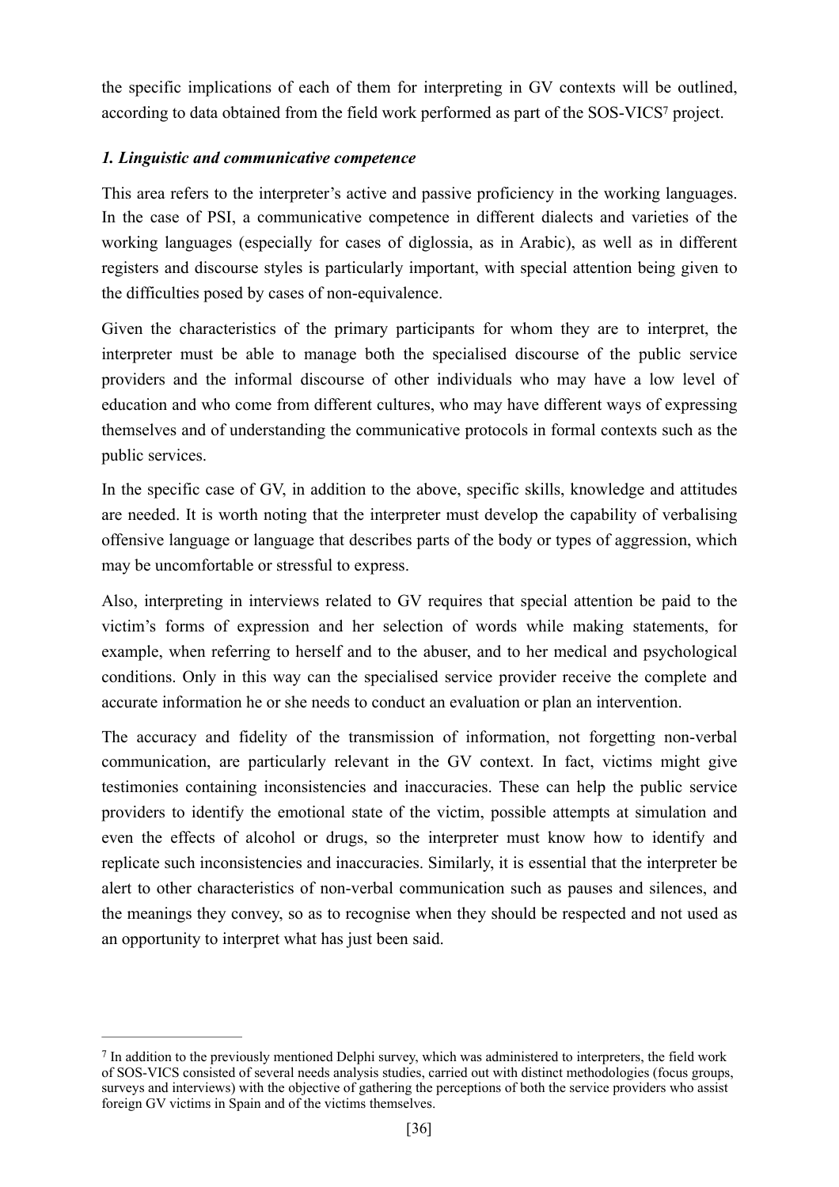the specific implications of each of them for interpreting in GV contexts will be outlined, according to data obtained from the field work performed as part of the SOS-VICS[7] project.

### *1. Linguistic and communicative competence*

This area refers to the interpreter's active and passive proficiency in the working languages. In the case of PSI, a communicative competence in different dialects and varieties of the working languages (especially for cases of diglossia, as in Arabic), as well as in different registers and discourse styles is particularly important, with special attention being given to the difficulties posed by cases of non-equivalence.

Given the characteristics of the primary participants for whom they are to interpret, the interpreter must be able to manage both the specialised discourse of the public service providers and the informal discourse of other individuals who may have a low level of education and who come from different cultures, who may have different ways of expressing themselves and of understanding the communicative protocols in formal contexts such as the public services.

In the specific case of GV, in addition to the above, specific skills, knowledge and attitudes are needed. It is worth noting that the interpreter must develop the capability of verbalising offensive language or language that describes parts of the body or types of aggression, which may be uncomfortable or stressful to express.

Also, interpreting in interviews related to GV requires that special attention be paid to the victim's forms of expression and her selection of words while making statements, for example, when referring to herself and to the abuser, and to her medical and psychological conditions. Only in this way can the specialised service provider receive the complete and accurate information he or she needs to conduct an evaluation or plan an intervention.

The accuracy and fidelity of the transmission of information, not forgetting non-verbal communication, are particularly relevant in the GV context. In fact, victims might give testimonies containing inconsistencies and inaccuracies. These can help the public service providers to identify the emotional state of the victim, possible attempts at simulation and even the effects of alcohol or drugs, so the interpreter must know how to identify and replicate such inconsistencies and inaccuracies. Similarly, it is essential that the interpreter be alert to other characteristics of non-verbal communication such as pauses and silences, and the meanings they convey, so as to recognise when they should be respected and not used as an opportunity to interpret what has just been said.

---

[7] In addition to the previously mentioned Delphi survey, which was administered to interpreters, the field work of SOS-VICS consisted of several needs analysis studies, carried out with distinct methodologies (focus groups, surveys and interviews) with the objective of gathering the perceptions of both the service providers who assist foreign GV victims in Spain and of the victims themselves.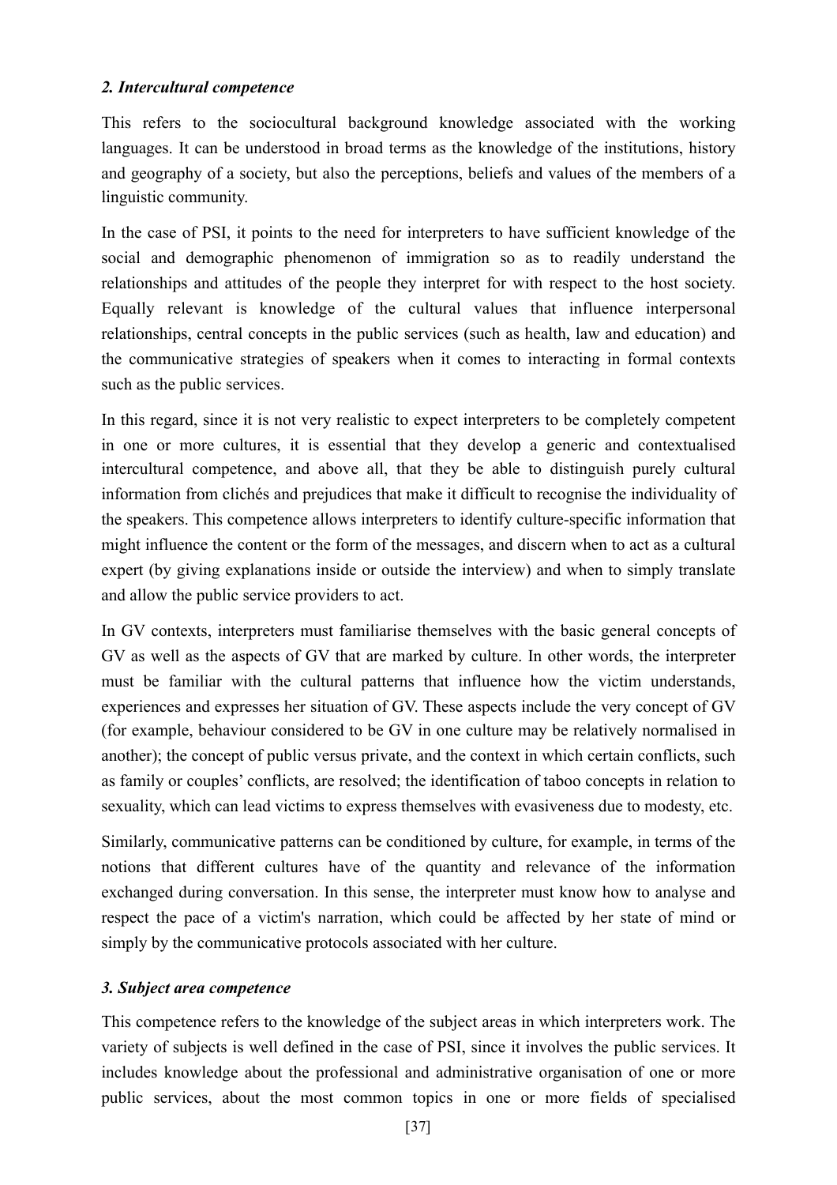### *2. Intercultural competence*

This refers to the sociocultural background knowledge associated with the working languages. It can be understood in broad terms as the knowledge of the institutions, history and geography of a society, but also the perceptions, beliefs and values of the members of a linguistic community.

In the case of PSI, it points to the need for interpreters to have sufficient knowledge of the social and demographic phenomenon of immigration so as to readily understand the relationships and attitudes of the people they interpret for with respect to the host society. Equally relevant is knowledge of the cultural values that influence interpersonal relationships, central concepts in the public services (such as health, law and education) and the communicative strategies of speakers when it comes to interacting in formal contexts such as the public services.

In this regard, since it is not very realistic to expect interpreters to be completely competent in one or more cultures, it is essential that they develop a generic and contextualised intercultural competence, and above all, that they be able to distinguish purely cultural information from clichés and prejudices that make it difficult to recognise the individuality of the speakers. This competence allows interpreters to identify culture-specific information that might influence the content or the form of the messages, and discern when to act as a cultural expert (by giving explanations inside or outside the interview) and when to simply translate and allow the public service providers to act.

In GV contexts, interpreters must familiarise themselves with the basic general concepts of GV as well as the aspects of GV that are marked by culture. In other words, the interpreter must be familiar with the cultural patterns that influence how the victim understands, experiences and expresses her situation of GV. These aspects include the very concept of GV (for example, behaviour considered to be GV in one culture may be relatively normalised in another); the concept of public versus private, and the context in which certain conflicts, such as family or couples' conflicts, are resolved; the identification of taboo concepts in relation to sexuality, which can lead victims to express themselves with evasiveness due to modesty, etc.

Similarly, communicative patterns can be conditioned by culture, for example, in terms of the notions that different cultures have of the quantity and relevance of the information exchanged during conversation. In this sense, the interpreter must know how to analyse and respect the pace of a victim's narration, which could be affected by her state of mind or simply by the communicative protocols associated with her culture.

### *3. Subject area competence*

This competence refers to the knowledge of the subject areas in which interpreters work. The variety of subjects is well defined in the case of PSI, since it involves the public services. It includes knowledge about the professional and administrative organisation of one or more public services, about the most common topics in one or more fields of specialised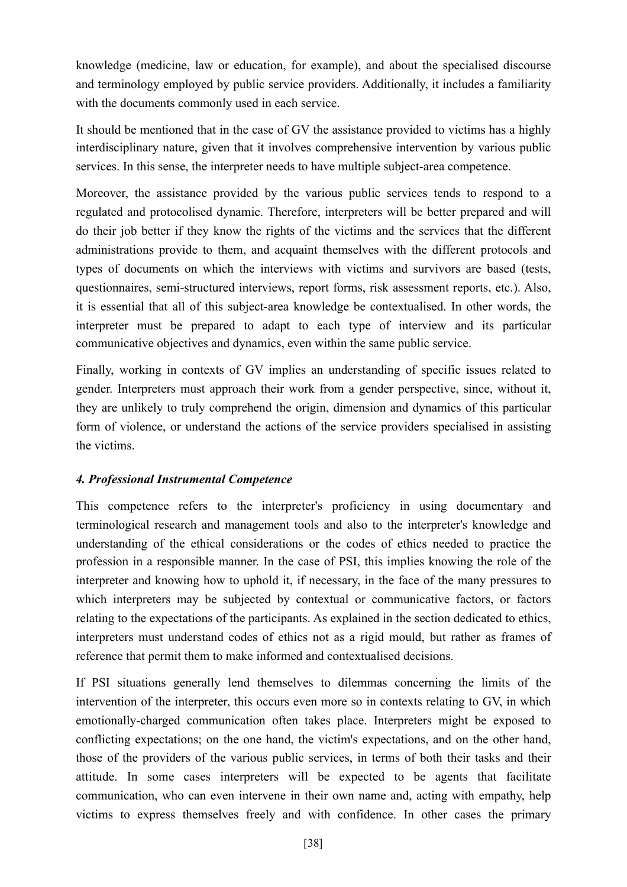knowledge (medicine, law or education, for example), and about the specialised discourse and terminology employed by public service providers. Additionally, it includes a familiarity with the documents commonly used in each service.

It should be mentioned that in the case of GV the assistance provided to victims has a highly interdisciplinary nature, given that it involves comprehensive intervention by various public services. In this sense, the interpreter needs to have multiple subject-area competence.

Moreover, the assistance provided by the various public services tends to respond to a regulated and protocolised dynamic. Therefore, interpreters will be better prepared and will do their job better if they know the rights of the victims and the services that the different administrations provide to them, and acquaint themselves with the different protocols and types of documents on which the interviews with victims and survivors are based (tests, questionnaires, semi-structured interviews, report forms, risk assessment reports, etc.). Also, it is essential that all of this subject-area knowledge be contextualised. In other words, the interpreter must be prepared to adapt to each type of interview and its particular communicative objectives and dynamics, even within the same public service.

Finally, working in contexts of GV implies an understanding of specific issues related to gender. Interpreters must approach their work from a gender perspective, since, without it, they are unlikely to truly comprehend the origin, dimension and dynamics of this particular form of violence, or understand the actions of the service providers specialised in assisting the victims.

#### *4. Professional Instrumental Competence*

This competence refers to the interpreter's proficiency in using documentary and terminological research and management tools and also to the interpreter's knowledge and understanding of the ethical considerations or the codes of ethics needed to practice the profession in a responsible manner. In the case of PSI, this implies knowing the role of the interpreter and knowing how to uphold it, if necessary, in the face of the many pressures to which interpreters may be subjected by contextual or communicative factors, or factors relating to the expectations of the participants. As explained in the section dedicated to ethics, interpreters must understand codes of ethics not as a rigid mould, but rather as frames of reference that permit them to make informed and contextualised decisions.

If PSI situations generally lend themselves to dilemmas concerning the limits of the intervention of the interpreter, this occurs even more so in contexts relating to GV, in which emotionally-charged communication often takes place. Interpreters might be exposed to conflicting expectations; on the one hand, the victim's expectations, and on the other hand, those of the providers of the various public services, in terms of both their tasks and their attitude. In some cases interpreters will be expected to be agents that facilitate communication, who can even intervene in their own name and, acting with empathy, help victims to express themselves freely and with confidence. In other cases the primary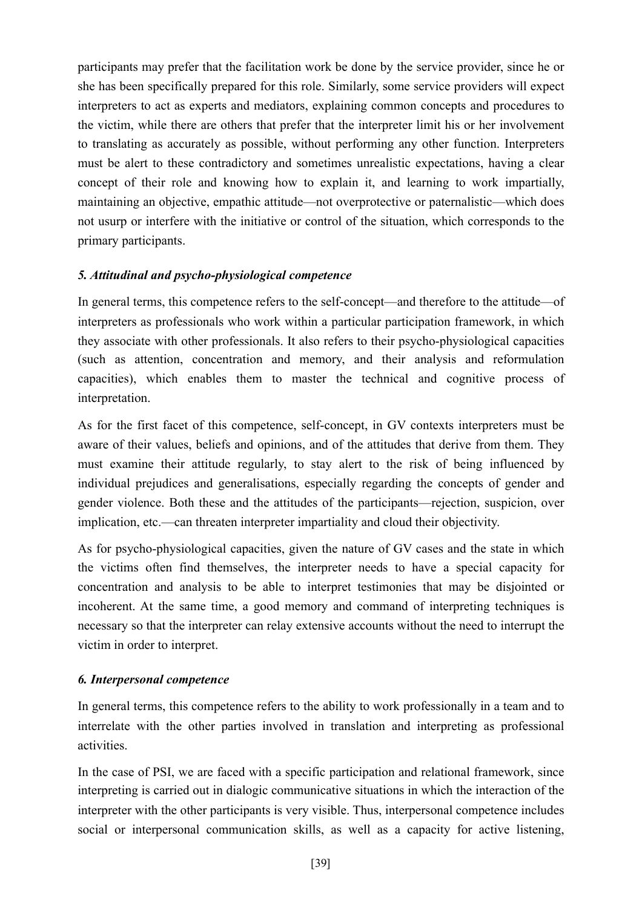participants may prefer that the facilitation work be done by the service provider, since he or she has been specifically prepared for this role. Similarly, some service providers will expect interpreters to act as experts and mediators, explaining common concepts and procedures to the victim, while there are others that prefer that the interpreter limit his or her involvement to translating as accurately as possible, without performing any other function. Interpreters must be alert to these contradictory and sometimes unrealistic expectations, having a clear concept of their role and knowing how to explain it, and learning to work impartially, maintaining an objective, empathic attitude—not overprotective or paternalistic—which does not usurp or interfere with the initiative or control of the situation, which corresponds to the primary participants.

### *5. Attitudinal and psycho-physiological competence*

In general terms, this competence refers to the self-concept—and therefore to the attitude—of interpreters as professionals who work within a particular participation framework, in which they associate with other professionals. It also refers to their psycho-physiological capacities (such as attention, concentration and memory, and their analysis and reformulation capacities), which enables them to master the technical and cognitive process of interpretation.

As for the first facet of this competence, self-concept, in GV contexts interpreters must be aware of their values, beliefs and opinions, and of the attitudes that derive from them. They must examine their attitude regularly, to stay alert to the risk of being influenced by individual prejudices and generalisations, especially regarding the concepts of gender and gender violence. Both these and the attitudes of the participants—rejection, suspicion, over implication, etc.—can threaten interpreter impartiality and cloud their objectivity.

As for psycho-physiological capacities, given the nature of GV cases and the state in which the victims often find themselves, the interpreter needs to have a special capacity for concentration and analysis to be able to interpret testimonies that may be disjointed or incoherent. At the same time, a good memory and command of interpreting techniques is necessary so that the interpreter can relay extensive accounts without the need to interrupt the victim in order to interpret.

### *6. Interpersonal competence*

In general terms, this competence refers to the ability to work professionally in a team and to interrelate with the other parties involved in translation and interpreting as professional activities.

In the case of PSI, we are faced with a specific participation and relational framework, since interpreting is carried out in dialogic communicative situations in which the interaction of the interpreter with the other participants is very visible. Thus, interpersonal competence includes social or interpersonal communication skills, as well as a capacity for active listening,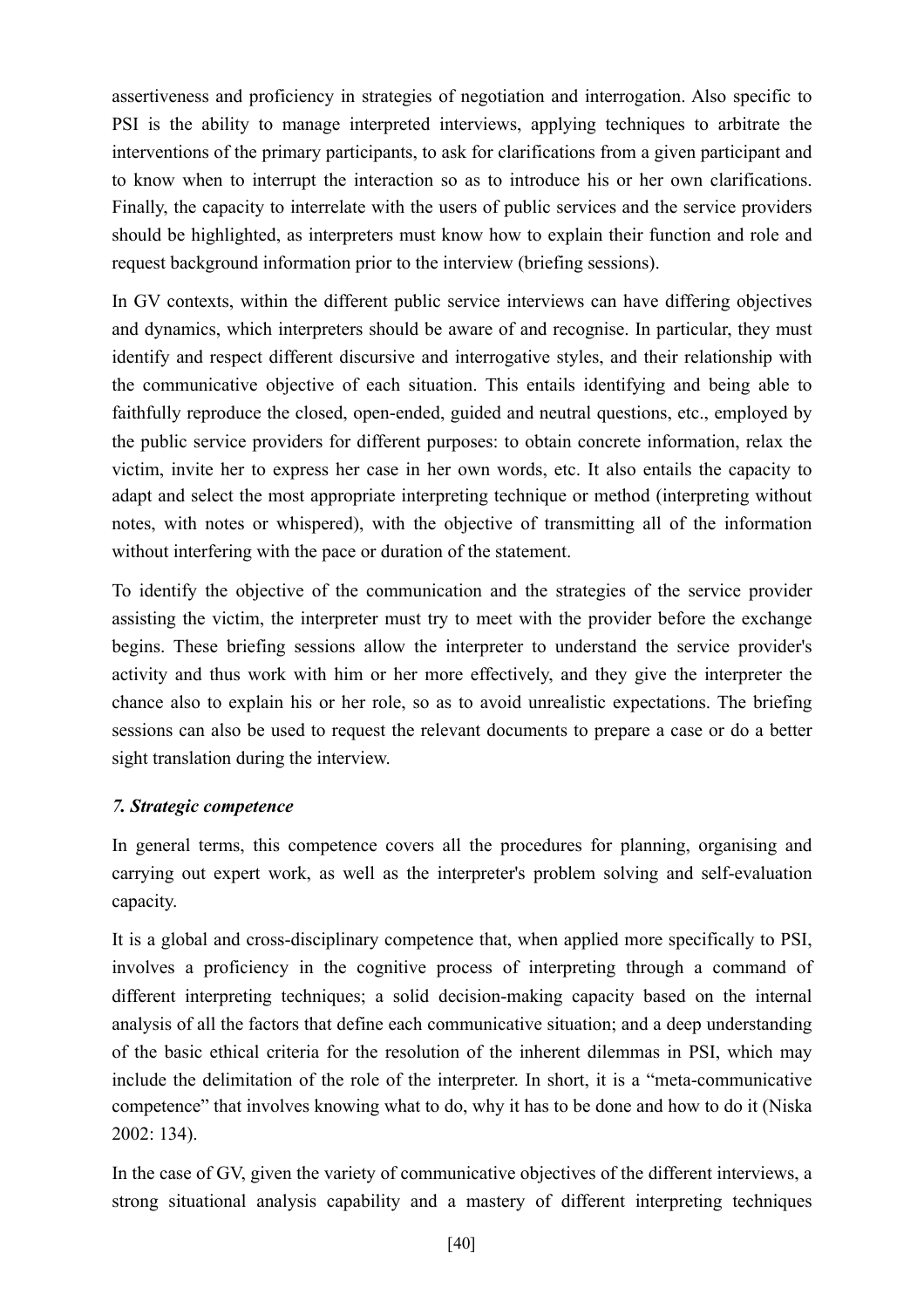assertiveness and proficiency in strategies of negotiation and interrogation. Also specific to PSI is the ability to manage interpreted interviews, applying techniques to arbitrate the interventions of the primary participants, to ask for clarifications from a given participant and to know when to interrupt the interaction so as to introduce his or her own clarifications. Finally, the capacity to interrelate with the users of public services and the service providers should be highlighted, as interpreters must know how to explain their function and role and request background information prior to the interview (briefing sessions).

In GV contexts, within the different public service interviews can have differing objectives and dynamics, which interpreters should be aware of and recognise. In particular, they must identify and respect different discursive and interrogative styles, and their relationship with the communicative objective of each situation. This entails identifying and being able to faithfully reproduce the closed, open-ended, guided and neutral questions, etc., employed by the public service providers for different purposes: to obtain concrete information, relax the victim, invite her to express her case in her own words, etc. It also entails the capacity to adapt and select the most appropriate interpreting technique or method (interpreting without notes, with notes or whispered), with the objective of transmitting all of the information without interfering with the pace or duration of the statement.

To identify the objective of the communication and the strategies of the service provider assisting the victim, the interpreter must try to meet with the provider before the exchange begins. These briefing sessions allow the interpreter to understand the service provider's activity and thus work with him or her more effectively, and they give the interpreter the chance also to explain his or her role, so as to avoid unrealistic expectations. The briefing sessions can also be used to request the relevant documents to prepare a case or do a better sight translation during the interview.

### *7. Strategic competence*

In general terms, this competence covers all the procedures for planning, organising and carrying out expert work, as well as the interpreter's problem solving and self-evaluation capacity.

It is a global and cross-disciplinary competence that, when applied more specifically to PSI, involves a proficiency in the cognitive process of interpreting through a command of different interpreting techniques; a solid decision-making capacity based on the internal analysis of all the factors that define each communicative situation; and a deep understanding of the basic ethical criteria for the resolution of the inherent dilemmas in PSI, which may include the delimitation of the role of the interpreter. In short, it is a "meta-communicative competence" that involves knowing what to do, why it has to be done and how to do it (Niska 2002: 134).

In the case of GV, given the variety of communicative objectives of the different interviews, a strong situational analysis capability and a mastery of different interpreting techniques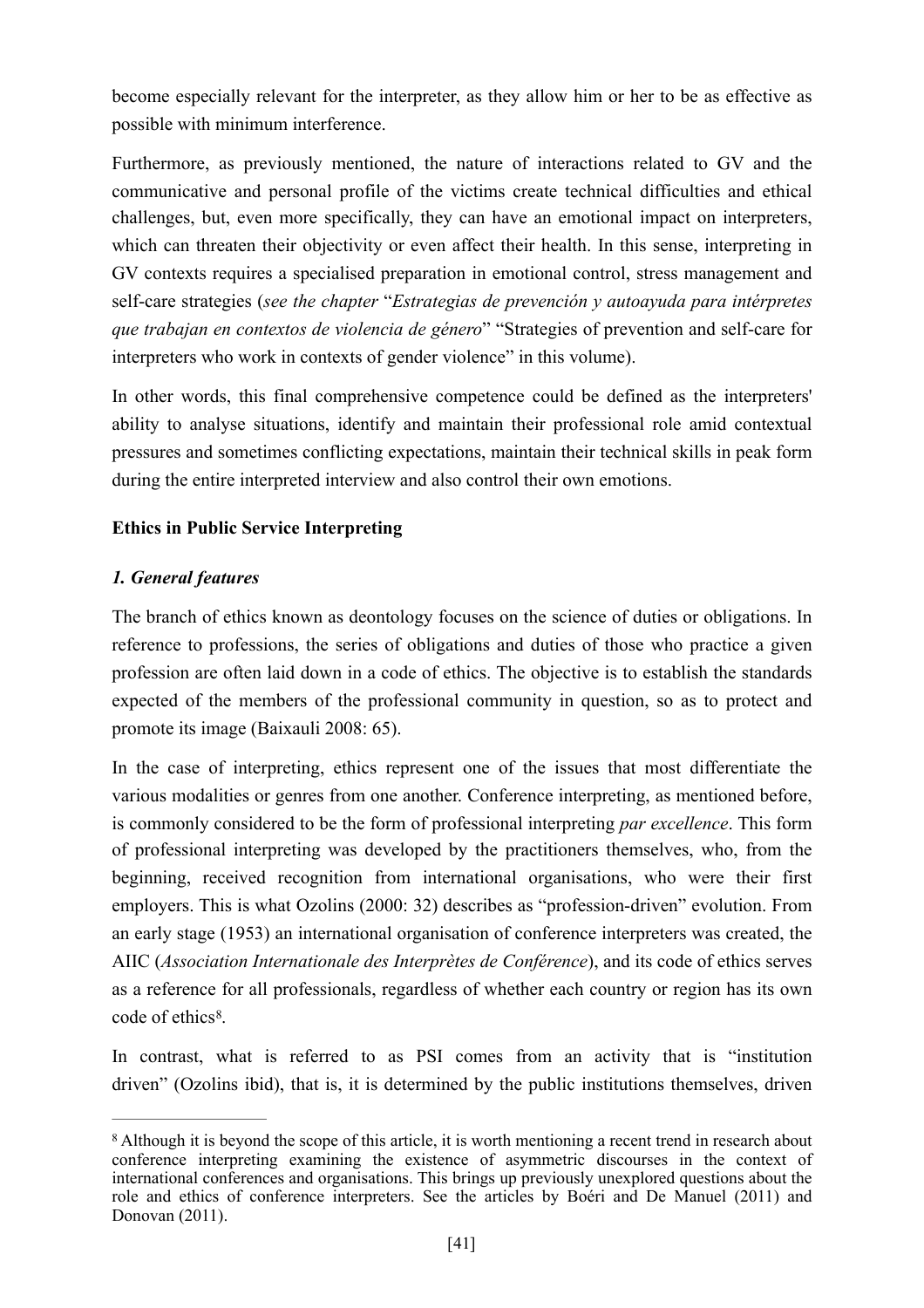become especially relevant for the interpreter, as they allow him or her to be as effective as possible with minimum interference.

Furthermore, as previously mentioned, the nature of interactions related to GV and the communicative and personal profile of the victims create technical difficulties and ethical challenges, but, even more specifically, they can have an emotional impact on interpreters, which can threaten their objectivity or even affect their health. In this sense, interpreting in GV contexts requires a specialised preparation in emotional control, stress management and self-care strategies (*see the chapter* "*Estrategias de prevención y autoayuda para intérpretes que trabajan en contextos de violencia de género*" "Strategies of prevention and self-care for interpreters who work in contexts of gender violence" in this volume).

In other words, this final comprehensive competence could be defined as the interpreters' ability to analyse situations, identify and maintain their professional role amid contextual pressures and sometimes conflicting expectations, maintain their technical skills in peak form during the entire interpreted interview and also control their own emotions.

## Ethics in Public Service Interpreting

### *1. General features*

The branch of ethics known as deontology focuses on the science of duties or obligations. In reference to professions, the series of obligations and duties of those who practice a given profession are often laid down in a code of ethics. The objective is to establish the standards expected of the members of the professional community in question, so as to protect and promote its image (Baixauli 2008: 65).

In the case of interpreting, ethics represent one of the issues that most differentiate the various modalities or genres from one another. Conference interpreting, as mentioned before, is commonly considered to be the form of professional interpreting *par excellence*. This form of professional interpreting was developed by the practitioners themselves, who, from the beginning, received recognition from international organisations, who were their first employers. This is what Ozolins (2000: 32) describes as "profession-driven" evolution. From an early stage (1953) an international organisation of conference interpreters was created, the AIIC (*Association Internationale des Interprètes de Conférence*), and its code of ethics serves as a reference for all professionals, regardless of whether each country or region has its own code of ethics[8].

In contrast, what is referred to as PSI comes from an activity that is "institution driven" (Ozolins ibid), that is, it is determined by the public institutions themselves, driven

---

[8] Although it is beyond the scope of this article, it is worth mentioning a recent trend in research about conference interpreting examining the existence of asymmetric discourses in the context of international conferences and organisations. This brings up previously unexplored questions about the role and ethics of conference interpreters. See the articles by Boéri and De Manuel (2011) and Donovan (2011).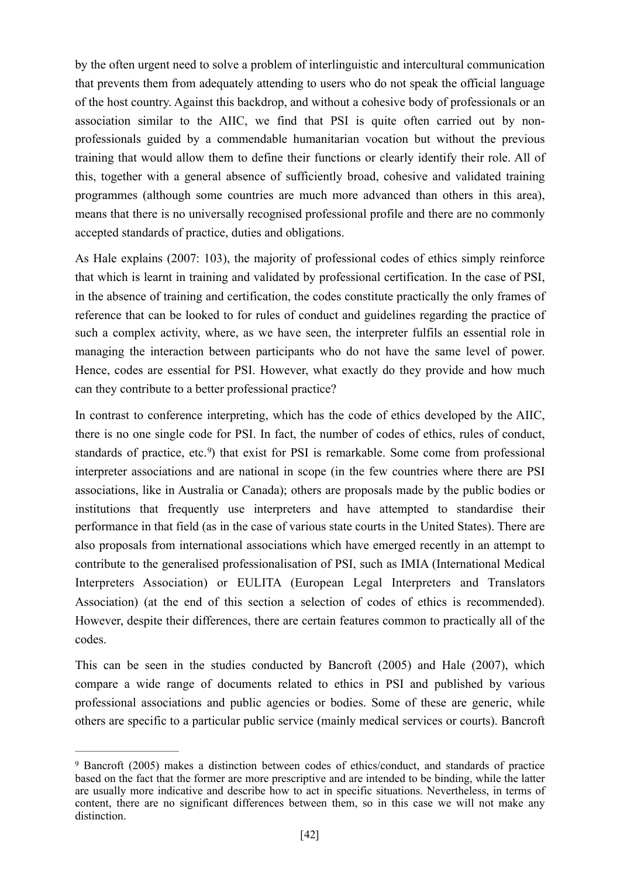by the often urgent need to solve a problem of interlinguistic and intercultural communication that prevents them from adequately attending to users who do not speak the official language of the host country. Against this backdrop, and without a cohesive body of professionals or an association similar to the AIIC, we find that PSI is quite often carried out by non-professionals guided by a commendable humanitarian vocation but without the previous training that would allow them to define their functions or clearly identify their role. All of this, together with a general absence of sufficiently broad, cohesive and validated training programmes (although some countries are much more advanced than others in this area), means that there is no universally recognised professional profile and there are no commonly accepted standards of practice, duties and obligations.

As Hale explains (2007: 103), the majority of professional codes of ethics simply reinforce that which is learnt in training and validated by professional certification. In the case of PSI, in the absence of training and certification, the codes constitute practically the only frames of reference that can be looked to for rules of conduct and guidelines regarding the practice of such a complex activity, where, as we have seen, the interpreter fulfils an essential role in managing the interaction between participants who do not have the same level of power. Hence, codes are essential for PSI. However, what exactly do they provide and how much can they contribute to a better professional practice?

In contrast to conference interpreting, which has the code of ethics developed by the AIIC, there is no one single code for PSI. In fact, the number of codes of ethics, rules of conduct, standards of practice, etc.[9]) that exist for PSI is remarkable. Some come from professional interpreter associations and are national in scope (in the few countries where there are PSI associations, like in Australia or Canada); others are proposals made by the public bodies or institutions that frequently use interpreters and have attempted to standardise their performance in that field (as in the case of various state courts in the United States). There are also proposals from international associations which have emerged recently in an attempt to contribute to the generalised professionalisation of PSI, such as IMIA (International Medical Interpreters Association) or EULITA (European Legal Interpreters and Translators Association) (at the end of this section a selection of codes of ethics is recommended). However, despite their differences, there are certain features common to practically all of the codes.

This can be seen in the studies conducted by Bancroft (2005) and Hale (2007), which compare a wide range of documents related to ethics in PSI and published by various professional associations and public agencies or bodies. Some of these are generic, while others are specific to a particular public service (mainly medical services or courts). Bancroft

[9] Bancroft (2005) makes a distinction between codes of ethics/conduct, and standards of practice based on the fact that the former are more prescriptive and are intended to be binding, while the latter are usually more indicative and describe how to act in specific situations. Nevertheless, in terms of content, there are no significant differences between them, so in this case we will not make any distinction.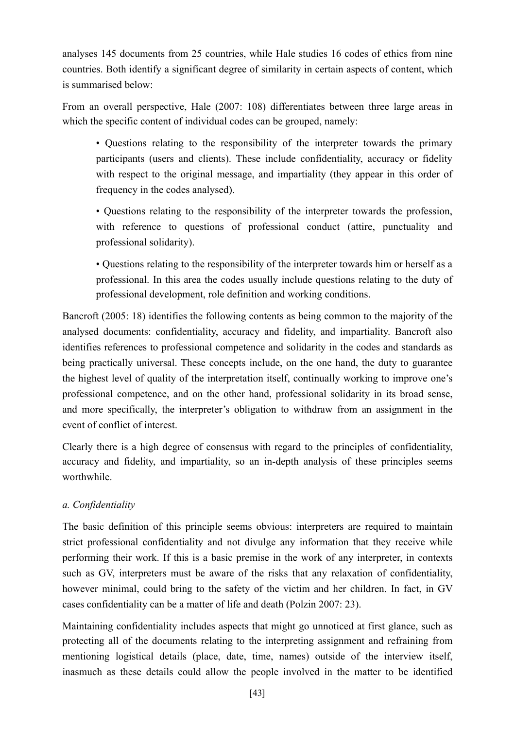analyses 145 documents from 25 countries, while Hale studies 16 codes of ethics from nine countries. Both identify a significant degree of similarity in certain aspects of content, which is summarised below:

From an overall perspective, Hale (2007: 108) differentiates between three large areas in which the specific content of individual codes can be grouped, namely:

- Questions relating to the responsibility of the interpreter towards the primary participants (users and clients). These include confidentiality, accuracy or fidelity with respect to the original message, and impartiality (they appear in this order of frequency in the codes analysed).
- Questions relating to the responsibility of the interpreter towards the profession, with reference to questions of professional conduct (attire, punctuality and professional solidarity).
- Questions relating to the responsibility of the interpreter towards him or herself as a professional. In this area the codes usually include questions relating to the duty of professional development, role definition and working conditions.

Bancroft (2005: 18) identifies the following contents as being common to the majority of the analysed documents: confidentiality, accuracy and fidelity, and impartiality. Bancroft also identifies references to professional competence and solidarity in the codes and standards as being practically universal. These concepts include, on the one hand, the duty to guarantee the highest level of quality of the interpretation itself, continually working to improve one's professional competence, and on the other hand, professional solidarity in its broad sense, and more specifically, the interpreter's obligation to withdraw from an assignment in the event of conflict of interest.

Clearly there is a high degree of consensus with regard to the principles of confidentiality, accuracy and fidelity, and impartiality, so an in-depth analysis of these principles seems worthwhile.

*a. Confidentiality*

The basic definition of this principle seems obvious: interpreters are required to maintain strict professional confidentiality and not divulge any information that they receive while performing their work. If this is a basic premise in the work of any interpreter, in contexts such as GV, interpreters must be aware of the risks that any relaxation of confidentiality, however minimal, could bring to the safety of the victim and her children. In fact, in GV cases confidentiality can be a matter of life and death (Polzin 2007: 23).

Maintaining confidentiality includes aspects that might go unnoticed at first glance, such as protecting all of the documents relating to the interpreting assignment and refraining from mentioning logistical details (place, date, time, names) outside of the interview itself, inasmuch as these details could allow the people involved in the matter to be identified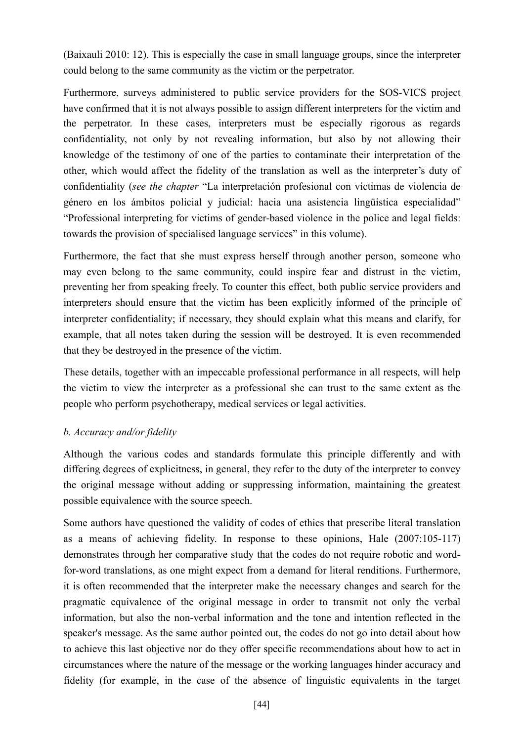(Baixauli 2010: 12). This is especially the case in small language groups, since the interpreter could belong to the same community as the victim or the perpetrator.

Furthermore, surveys administered to public service providers for the SOS-VICS project have confirmed that it is not always possible to assign different interpreters for the victim and the perpetrator. In these cases, interpreters must be especially rigorous as regards confidentiality, not only by not revealing information, but also by not allowing their knowledge of the testimony of one of the parties to contaminate their interpretation of the other, which would affect the fidelity of the translation as well as the interpreter's duty of confidentiality (*see the chapter* "La interpretación profesional con víctimas de violencia de género en los ámbitos policial y judicial: hacia una asistencia lingüística especialidad" "Professional interpreting for victims of gender-based violence in the police and legal fields: towards the provision of specialised language services" in this volume).

Furthermore, the fact that she must express herself through another person, someone who may even belong to the same community, could inspire fear and distrust in the victim, preventing her from speaking freely. To counter this effect, both public service providers and interpreters should ensure that the victim has been explicitly informed of the principle of interpreter confidentiality; if necessary, they should explain what this means and clarify, for example, that all notes taken during the session will be destroyed. It is even recommended that they be destroyed in the presence of the victim.

These details, together with an impeccable professional performance in all respects, will help the victim to view the interpreter as a professional she can trust to the same extent as the people who perform psychotherapy, medical services or legal activities.

*b. Accuracy and/or fidelity*

Although the various codes and standards formulate this principle differently and with differing degrees of explicitness, in general, they refer to the duty of the interpreter to convey the original message without adding or suppressing information, maintaining the greatest possible equivalence with the source speech.

Some authors have questioned the validity of codes of ethics that prescribe literal translation as a means of achieving fidelity. In response to these opinions, Hale (2007:105-117) demonstrates through her comparative study that the codes do not require robotic and word-for-word translations, as one might expect from a demand for literal renditions. Furthermore, it is often recommended that the interpreter make the necessary changes and search for the pragmatic equivalence of the original message in order to transmit not only the verbal information, but also the non-verbal information and the tone and intention reflected in the speaker's message. As the same author pointed out, the codes do not go into detail about how to achieve this last objective nor do they offer specific recommendations about how to act in circumstances where the nature of the message or the working languages hinder accuracy and fidelity (for example, in the case of the absence of linguistic equivalents in the target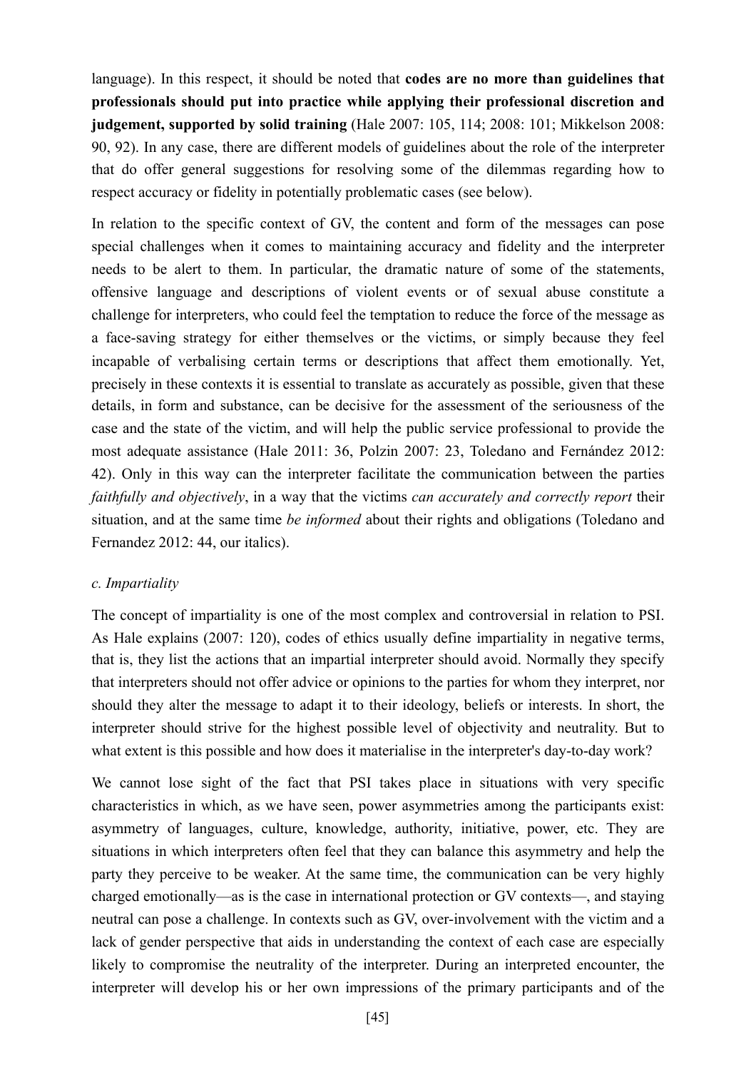language). In this respect, it should be noted that **codes are no more than guidelines that professionals should put into practice while applying their professional discretion and judgement, supported by solid training** (Hale 2007: 105, 114; 2008: 101; Mikkelson 2008: 90, 92). In any case, there are different models of guidelines about the role of the interpreter that do offer general suggestions for resolving some of the dilemmas regarding how to respect accuracy or fidelity in potentially problematic cases (see below).

In relation to the specific context of GV, the content and form of the messages can pose special challenges when it comes to maintaining accuracy and fidelity and the interpreter needs to be alert to them. In particular, the dramatic nature of some of the statements, offensive language and descriptions of violent events or of sexual abuse constitute a challenge for interpreters, who could feel the temptation to reduce the force of the message as a face-saving strategy for either themselves or the victims, or simply because they feel incapable of verbalising certain terms or descriptions that affect them emotionally. Yet, precisely in these contexts it is essential to translate as accurately as possible, given that these details, in form and substance, can be decisive for the assessment of the seriousness of the case and the state of the victim, and will help the public service professional to provide the most adequate assistance (Hale 2011: 36, Polzin 2007: 23, Toledano and Fernández 2012: 42). Only in this way can the interpreter facilitate the communication between the parties *faithfully and objectively*, in a way that the victims *can accurately and correctly report* their situation, and at the same time *be informed* about their rights and obligations (Toledano and Fernandez 2012: 44, our italics).

*c. Impartiality*

The concept of impartiality is one of the most complex and controversial in relation to PSI. As Hale explains (2007: 120), codes of ethics usually define impartiality in negative terms, that is, they list the actions that an impartial interpreter should avoid. Normally they specify that interpreters should not offer advice or opinions to the parties for whom they interpret, nor should they alter the message to adapt it to their ideology, beliefs or interests. In short, the interpreter should strive for the highest possible level of objectivity and neutrality. But to what extent is this possible and how does it materialise in the interpreter's day-to-day work?

We cannot lose sight of the fact that PSI takes place in situations with very specific characteristics in which, as we have seen, power asymmetries among the participants exist: asymmetry of languages, culture, knowledge, authority, initiative, power, etc. They are situations in which interpreters often feel that they can balance this asymmetry and help the party they perceive to be weaker. At the same time, the communication can be very highly charged emotionally—as is the case in international protection or GV contexts—, and staying neutral can pose a challenge. In contexts such as GV, over-involvement with the victim and a lack of gender perspective that aids in understanding the context of each case are especially likely to compromise the neutrality of the interpreter. During an interpreted encounter, the interpreter will develop his or her own impressions of the primary participants and of the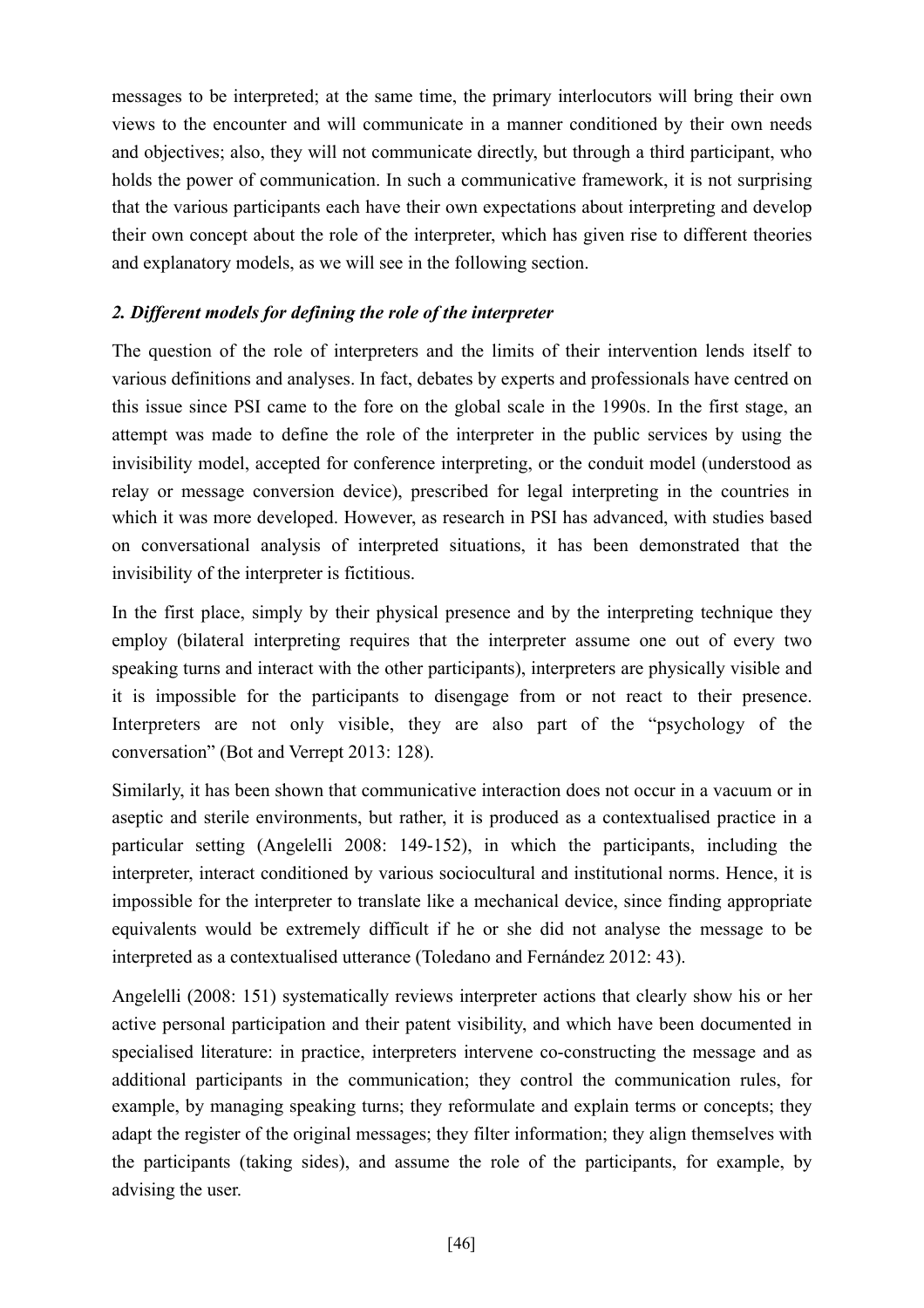messages to be interpreted; at the same time, the primary interlocutors will bring their own views to the encounter and will communicate in a manner conditioned by their own needs and objectives; also, they will not communicate directly, but through a third participant, who holds the power of communication. In such a communicative framework, it is not surprising that the various participants each have their own expectations about interpreting and develop their own concept about the role of the interpreter, which has given rise to different theories and explanatory models, as we will see in the following section.

## *2. Different models for defining the role of the interpreter*

The question of the role of interpreters and the limits of their intervention lends itself to various definitions and analyses. In fact, debates by experts and professionals have centred on this issue since PSI came to the fore on the global scale in the 1990s. In the first stage, an attempt was made to define the role of the interpreter in the public services by using the invisibility model, accepted for conference interpreting, or the conduit model (understood as relay or message conversion device), prescribed for legal interpreting in the countries in which it was more developed. However, as research in PSI has advanced, with studies based on conversational analysis of interpreted situations, it has been demonstrated that the invisibility of the interpreter is fictitious.

In the first place, simply by their physical presence and by the interpreting technique they employ (bilateral interpreting requires that the interpreter assume one out of every two speaking turns and interact with the other participants), interpreters are physically visible and it is impossible for the participants to disengage from or not react to their presence. Interpreters are not only visible, they are also part of the "psychology of the conversation" (Bot and Verrept 2013: 128).

Similarly, it has been shown that communicative interaction does not occur in a vacuum or in aseptic and sterile environments, but rather, it is produced as a contextualised practice in a particular setting (Angelelli 2008: 149-152), in which the participants, including the interpreter, interact conditioned by various sociocultural and institutional norms. Hence, it is impossible for the interpreter to translate like a mechanical device, since finding appropriate equivalents would be extremely difficult if he or she did not analyse the message to be interpreted as a contextualised utterance (Toledano and Fernández 2012: 43).

Angelelli (2008: 151) systematically reviews interpreter actions that clearly show his or her active personal participation and their patent visibility, and which have been documented in specialised literature: in practice, interpreters intervene co-constructing the message and as additional participants in the communication; they control the communication rules, for example, by managing speaking turns; they reformulate and explain terms or concepts; they adapt the register of the original messages; they filter information; they align themselves with the participants (taking sides), and assume the role of the participants, for example, by advising the user.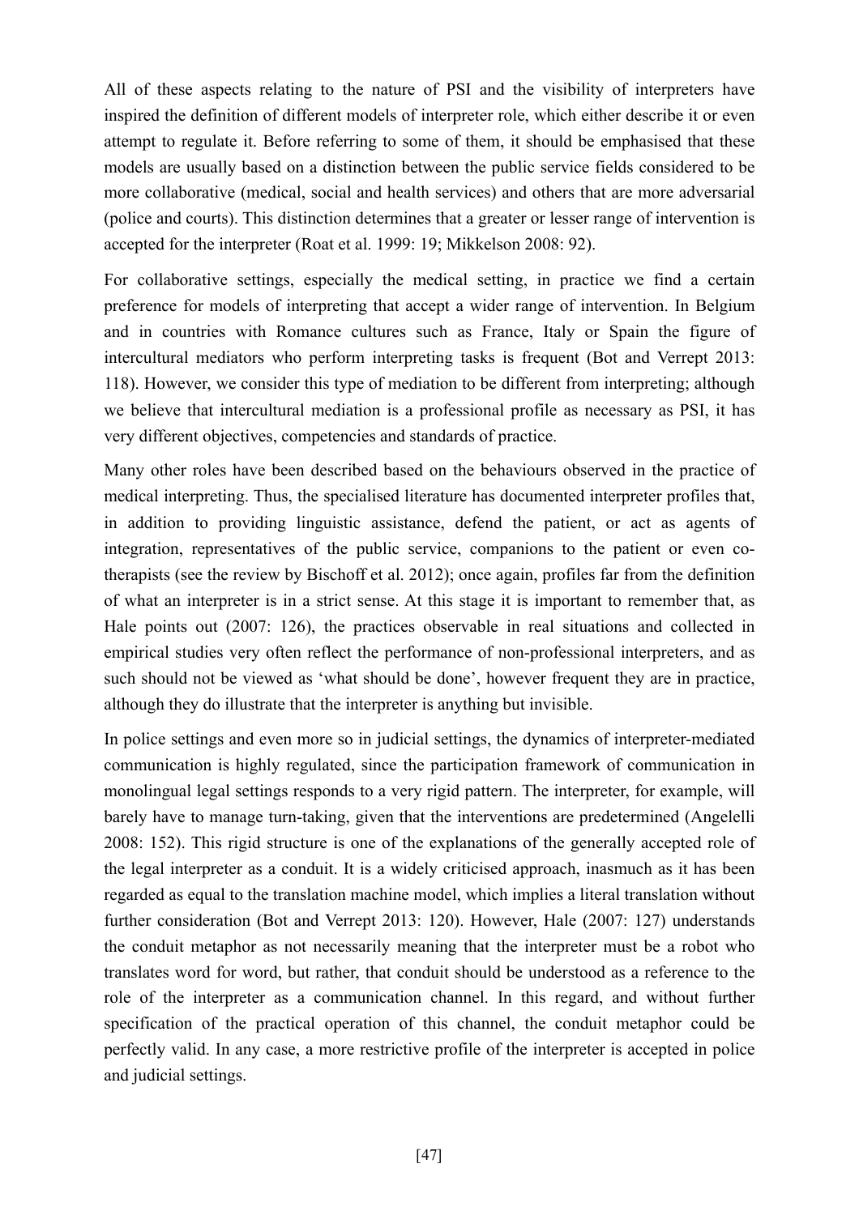All of these aspects relating to the nature of PSI and the visibility of interpreters have inspired the definition of different models of interpreter role, which either describe it or even attempt to regulate it. Before referring to some of them, it should be emphasised that these models are usually based on a distinction between the public service fields considered to be more collaborative (medical, social and health services) and others that are more adversarial (police and courts). This distinction determines that a greater or lesser range of intervention is accepted for the interpreter (Roat et al. 1999: 19; Mikkelson 2008: 92).

For collaborative settings, especially the medical setting, in practice we find a certain preference for models of interpreting that accept a wider range of intervention. In Belgium and in countries with Romance cultures such as France, Italy or Spain the figure of intercultural mediators who perform interpreting tasks is frequent (Bot and Verrept 2013: 118). However, we consider this type of mediation to be different from interpreting; although we believe that intercultural mediation is a professional profile as necessary as PSI, it has very different objectives, competencies and standards of practice.

Many other roles have been described based on the behaviours observed in the practice of medical interpreting. Thus, the specialised literature has documented interpreter profiles that, in addition to providing linguistic assistance, defend the patient, or act as agents of integration, representatives of the public service, companions to the patient or even co-therapists (see the review by Bischoff et al. 2012); once again, profiles far from the definition of what an interpreter is in a strict sense. At this stage it is important to remember that, as Hale points out (2007: 126), the practices observable in real situations and collected in empirical studies very often reflect the performance of non-professional interpreters, and as such should not be viewed as 'what should be done', however frequent they are in practice, although they do illustrate that the interpreter is anything but invisible.

In police settings and even more so in judicial settings, the dynamics of interpreter-mediated communication is highly regulated, since the participation framework of communication in monolingual legal settings responds to a very rigid pattern. The interpreter, for example, will barely have to manage turn-taking, given that the interventions are predetermined (Angelelli 2008: 152). This rigid structure is one of the explanations of the generally accepted role of the legal interpreter as a conduit. It is a widely criticised approach, inasmuch as it has been regarded as equal to the translation machine model, which implies a literal translation without further consideration (Bot and Verrept 2013: 120). However, Hale (2007: 127) understands the conduit metaphor as not necessarily meaning that the interpreter must be a robot who translates word for word, but rather, that conduit should be understood as a reference to the role of the interpreter as a communication channel. In this regard, and without further specification of the practical operation of this channel, the conduit metaphor could be perfectly valid. In any case, a more restrictive profile of the interpreter is accepted in police and judicial settings.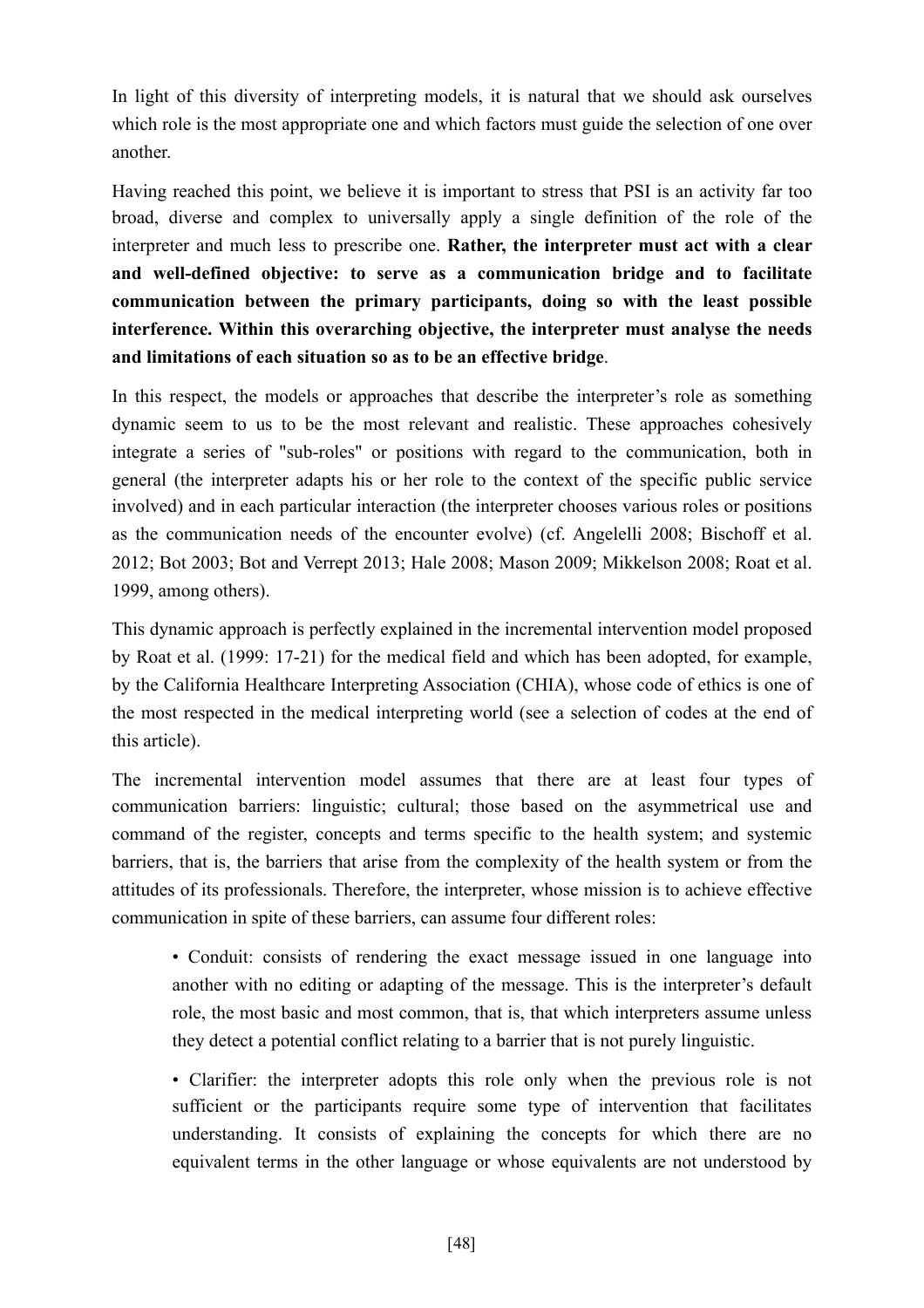In light of this diversity of interpreting models, it is natural that we should ask ourselves which role is the most appropriate one and which factors must guide the selection of one over another.

Having reached this point, we believe it is important to stress that PSI is an activity far too broad, diverse and complex to universally apply a single definition of the role of the interpreter and much less to prescribe one. **Rather, the interpreter must act with a clear and well-defined objective: to serve as a communication bridge and to facilitate communication between the primary participants, doing so with the least possible interference. Within this overarching objective, the interpreter must analyse the needs and limitations of each situation so as to be an effective bridge**.

In this respect, the models or approaches that describe the interpreter's role as something dynamic seem to us to be the most relevant and realistic. These approaches cohesively integrate a series of "sub-roles" or positions with regard to the communication, both in general (the interpreter adapts his or her role to the context of the specific public service involved) and in each particular interaction (the interpreter chooses various roles or positions as the communication needs of the encounter evolve) (cf. Angelelli 2008; Bischoff et al. 2012; Bot 2003; Bot and Verrept 2013; Hale 2008; Mason 2009; Mikkelson 2008; Roat et al. 1999, among others).

This dynamic approach is perfectly explained in the incremental intervention model proposed by Roat et al. (1999: 17-21) for the medical field and which has been adopted, for example, by the California Healthcare Interpreting Association (CHIA), whose code of ethics is one of the most respected in the medical interpreting world (see a selection of codes at the end of this article).

The incremental intervention model assumes that there are at least four types of communication barriers: linguistic; cultural; those based on the asymmetrical use and command of the register, concepts and terms specific to the health system; and systemic barriers, that is, the barriers that arise from the complexity of the health system or from the attitudes of its professionals. Therefore, the interpreter, whose mission is to achieve effective communication in spite of these barriers, can assume four different roles:

- Conduit: consists of rendering the exact message issued in one language into another with no editing or adapting of the message. This is the interpreter's default role, the most basic and most common, that is, that which interpreters assume unless they detect a potential conflict relating to a barrier that is not purely linguistic.
- Clarifier: the interpreter adopts this role only when the previous role is not sufficient or the participants require some type of intervention that facilitates understanding. It consists of explaining the concepts for which there are no equivalent terms in the other language or whose equivalents are not understood by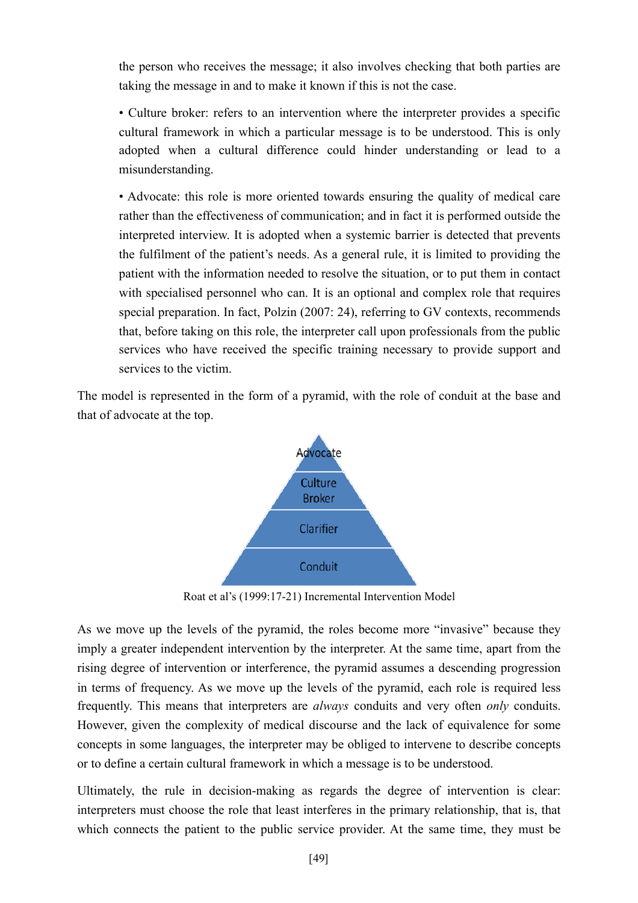the person who receives the message; it also involves checking that both parties are taking the message in and to make it known if this is not the case.

• Culture broker: refers to an intervention where the interpreter provides a specific cultural framework in which a particular message is to be understood. This is only adopted when a cultural difference could hinder understanding or lead to a misunderstanding.

• Advocate: this role is more oriented towards ensuring the quality of medical care rather than the effectiveness of communication; and in fact it is performed outside the interpreted interview. It is adopted when a systemic barrier is detected that prevents the fulfilment of the patient's needs. As a general rule, it is limited to providing the patient with the information needed to resolve the situation, or to put them in contact with specialised personnel who can. It is an optional and complex role that requires special preparation. In fact, Polzin (2007: 24), referring to GV contexts, recommends that, before taking on this role, the interpreter call upon professionals from the public services who have received the specific training necessary to provide support and services to the victim.

The model is represented in the form of a pyramid, with the role of conduit at the base and that of advocate at the top.

Advocate

Culture Broker

Clarifier

Conduit

Roat et al's (1999:17-21) Incremental Intervention Model

As we move up the levels of the pyramid, the roles become more "invasive" because they imply a greater independent intervention by the interpreter. At the same time, apart from the rising degree of intervention or interference, the pyramid assumes a descending progression in terms of frequency. As we move up the levels of the pyramid, each role is required less frequently. This means that interpreters are *always* conduits and very often *only* conduits. However, given the complexity of medical discourse and the lack of equivalence for some concepts in some languages, the interpreter may be obliged to intervene to describe concepts or to define a certain cultural framework in which a message is to be understood.

Ultimately, the rule in decision-making as regards the degree of intervention is clear: interpreters must choose the role that least interferes in the primary relationship, that is, that which connects the patient to the public service provider. At the same time, they must be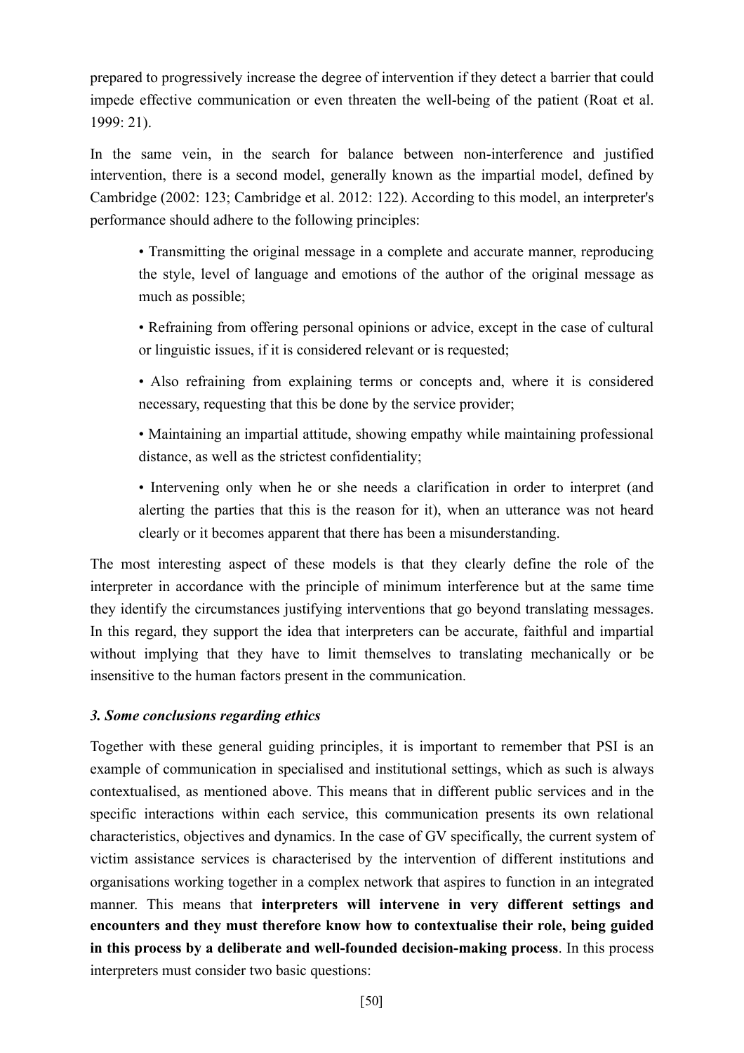prepared to progressively increase the degree of intervention if they detect a barrier that could impede effective communication or even threaten the well-being of the patient (Roat et al. 1999: 21).

In the same vein, in the search for balance between non-interference and justified intervention, there is a second model, generally known as the impartial model, defined by Cambridge (2002: 123; Cambridge et al. 2012: 122). According to this model, an interpreter's performance should adhere to the following principles:

> • Transmitting the original message in a complete and accurate manner, reproducing the style, level of language and emotions of the author of the original message as much as possible;
>
> • Refraining from offering personal opinions or advice, except in the case of cultural or linguistic issues, if it is considered relevant or is requested;
>
> • Also refraining from explaining terms or concepts and, where it is considered necessary, requesting that this be done by the service provider;
>
> • Maintaining an impartial attitude, showing empathy while maintaining professional distance, as well as the strictest confidentiality;
>
> • Intervening only when he or she needs a clarification in order to interpret (and alerting the parties that this is the reason for it), when an utterance was not heard clearly or it becomes apparent that there has been a misunderstanding.

The most interesting aspect of these models is that they clearly define the role of the interpreter in accordance with the principle of minimum interference but at the same time they identify the circumstances justifying interventions that go beyond translating messages. In this regard, they support the idea that interpreters can be accurate, faithful and impartial without implying that they have to limit themselves to translating mechanically or be insensitive to the human factors present in the communication.

### *3. Some conclusions regarding ethics*

Together with these general guiding principles, it is important to remember that PSI is an example of communication in specialised and institutional settings, which as such is always contextualised, as mentioned above. This means that in different public services and in the specific interactions within each service, this communication presents its own relational characteristics, objectives and dynamics. In the case of GV specifically, the current system of victim assistance services is characterised by the intervention of different institutions and organisations working together in a complex network that aspires to function in an integrated manner. This means that **interpreters will intervene in very different settings and encounters and they must therefore know how to contextualise their role, being guided in this process by a deliberate and well-founded decision-making process**. In this process interpreters must consider two basic questions: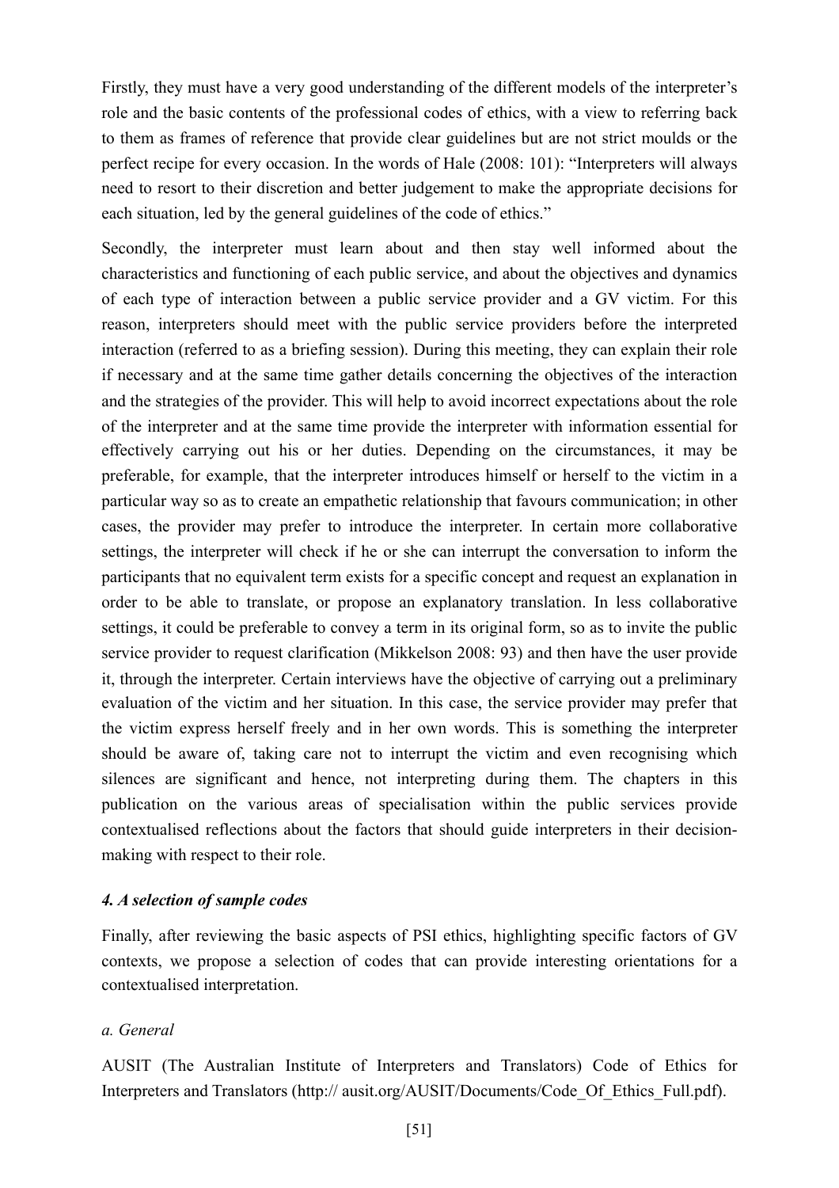Firstly, they must have a very good understanding of the different models of the interpreter's role and the basic contents of the professional codes of ethics, with a view to referring back to them as frames of reference that provide clear guidelines but are not strict moulds or the perfect recipe for every occasion. In the words of Hale (2008: 101): "Interpreters will always need to resort to their discretion and better judgement to make the appropriate decisions for each situation, led by the general guidelines of the code of ethics."

Secondly, the interpreter must learn about and then stay well informed about the characteristics and functioning of each public service, and about the objectives and dynamics of each type of interaction between a public service provider and a GV victim. For this reason, interpreters should meet with the public service providers before the interpreted interaction (referred to as a briefing session). During this meeting, they can explain their role if necessary and at the same time gather details concerning the objectives of the interaction and the strategies of the provider. This will help to avoid incorrect expectations about the role of the interpreter and at the same time provide the interpreter with information essential for effectively carrying out his or her duties. Depending on the circumstances, it may be preferable, for example, that the interpreter introduces himself or herself to the victim in a particular way so as to create an empathetic relationship that favours communication; in other cases, the provider may prefer to introduce the interpreter. In certain more collaborative settings, the interpreter will check if he or she can interrupt the conversation to inform the participants that no equivalent term exists for a specific concept and request an explanation in order to be able to translate, or propose an explanatory translation. In less collaborative settings, it could be preferable to convey a term in its original form, so as to invite the public service provider to request clarification (Mikkelson 2008: 93) and then have the user provide it, through the interpreter. Certain interviews have the objective of carrying out a preliminary evaluation of the victim and her situation. In this case, the service provider may prefer that the victim express herself freely and in her own words. This is something the interpreter should be aware of, taking care not to interrupt the victim and even recognising which silences are significant and hence, not interpreting during them. The chapters in this publication on the various areas of specialisation within the public services provide contextualised reflections about the factors that should guide interpreters in their decision-making with respect to their role.

### *4. A selection of sample codes*

Finally, after reviewing the basic aspects of PSI ethics, highlighting specific factors of GV contexts, we propose a selection of codes that can provide interesting orientations for a contextualised interpretation.

#### *a. General*

AUSIT (The Australian Institute of Interpreters and Translators) Code of Ethics for Interpreters and Translators (http:// ausit.org/AUSIT/Documents/Code_Of_Ethics_Full.pdf).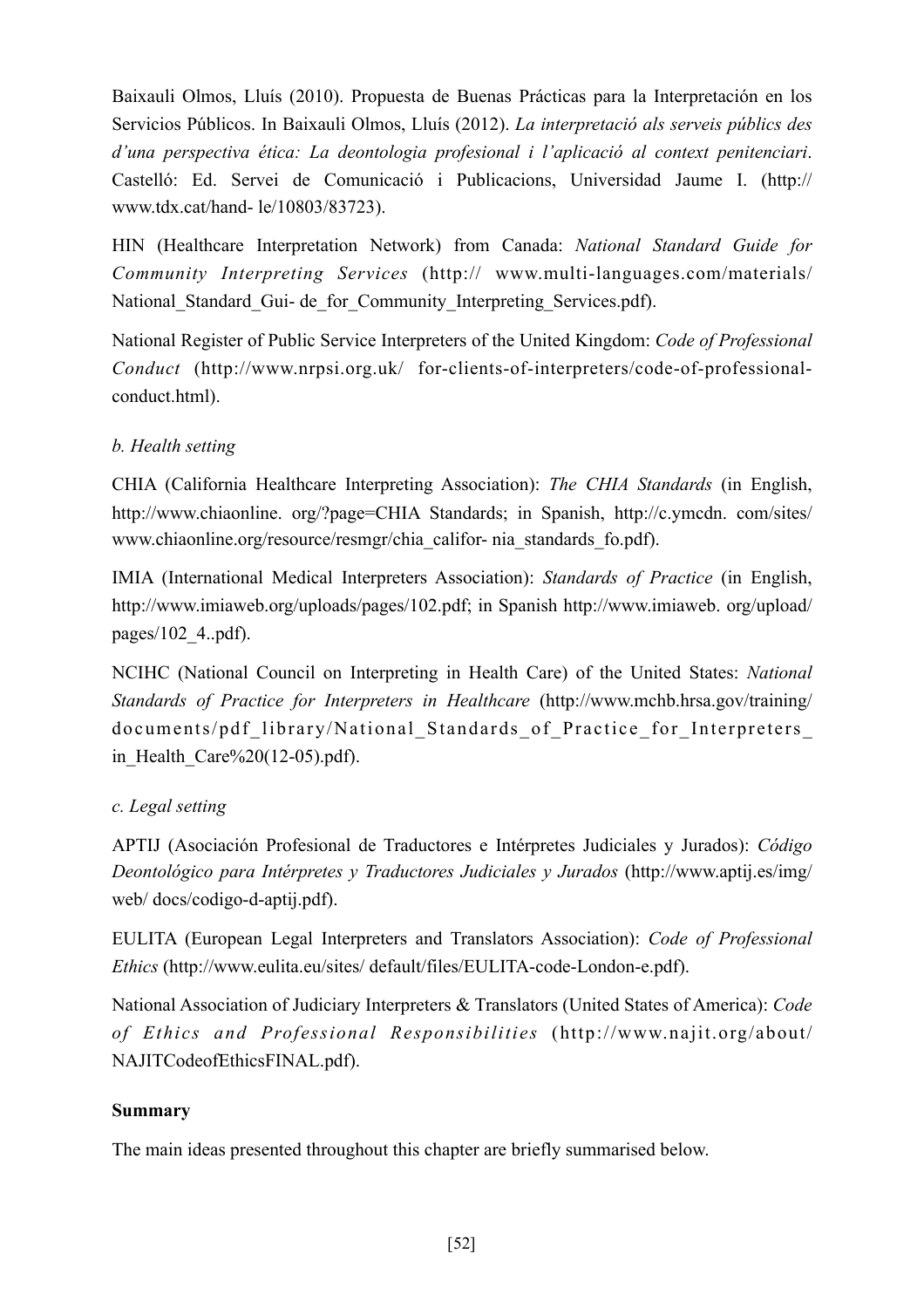Baixauli Olmos, Lluís (2010). Propuesta de Buenas Prácticas para la Interpretación en los Servicios Públicos. In Baixauli Olmos, Lluís (2012). *La interpretació als serveis públics des d'una perspectiva ética: La deontologia profesional i l'aplicació al context penitenciari*. Castelló: Ed. Servei de Comunicació i Publicacions, Universidad Jaume I. (http:// www.tdx.cat/hand- le/10803/83723).

HIN (Healthcare Interpretation Network) from Canada: *National Standard Guide for Community Interpreting Services* (http:// www.multi-languages.com/materials/ National_Standard_Gui- de_for_Community_Interpreting_Services.pdf).

National Register of Public Service Interpreters of the United Kingdom: *Code of Professional Conduct* (http://www.nrpsi.org.uk/ for-clients-of-interpreters/code-of-professional-conduct.html).

*b. Health setting*

CHIA (California Healthcare Interpreting Association): *The CHIA Standards* (in English, http://www.chiaonline. org/?page=CHIA Standards; in Spanish, http://c.ymcdn. com/sites/ www.chiaonline.org/resource/resmgr/chia_califor- nia_standards_fo.pdf).

IMIA (International Medical Interpreters Association): *Standards of Practice* (in English, http://www.imiaweb.org/uploads/pages/102.pdf; in Spanish http://www.imiaweb. org/upload/ pages/102_4..pdf).

NCIHC (National Council on Interpreting in Health Care) of the United States: *National Standards of Practice for Interpreters in Healthcare* (http://www.mchb.hrsa.gov/training/ documents/pdf_library/National_Standards_of_Practice_for_Interpreters_ in_Health_Care%20(12-05).pdf).

*c. Legal setting*

APTIJ (Asociación Profesional de Traductores e Intérpretes Judiciales y Jurados): *Código Deontológico para Intérpretes y Traductores Judiciales y Jurados* (http://www.aptij.es/img/ web/ docs/codigo-d-aptij.pdf).

EULITA (European Legal Interpreters and Translators Association): *Code of Professional Ethics* (http://www.eulita.eu/sites/ default/files/EULITA-code-London-e.pdf).

National Association of Judiciary Interpreters & Translators (United States of America): *Code of Ethics and Professional Responsibilities* (http://www.najit.org/about/ NAJITCodeofEthicsFINAL.pdf).

**Summary**

The main ideas presented throughout this chapter are briefly summarised below.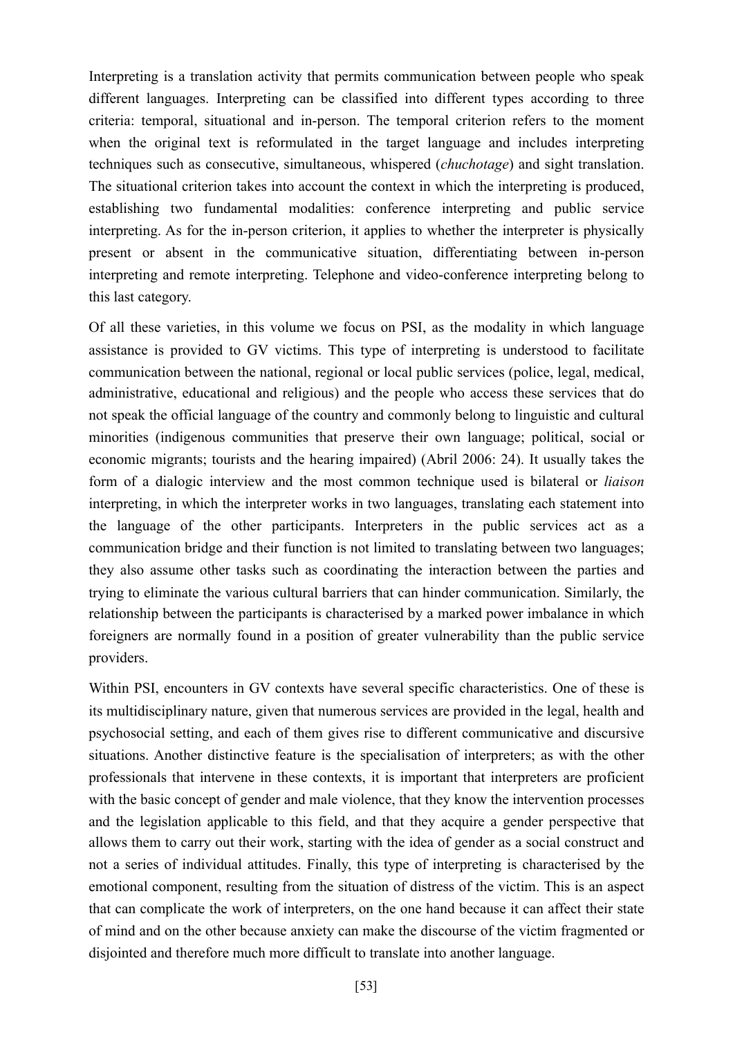Interpreting is a translation activity that permits communication between people who speak different languages. Interpreting can be classified into different types according to three criteria: temporal, situational and in-person. The temporal criterion refers to the moment when the original text is reformulated in the target language and includes interpreting techniques such as consecutive, simultaneous, whispered (*chuchotage*) and sight translation. The situational criterion takes into account the context in which the interpreting is produced, establishing two fundamental modalities: conference interpreting and public service interpreting. As for the in-person criterion, it applies to whether the interpreter is physically present or absent in the communicative situation, differentiating between in-person interpreting and remote interpreting. Telephone and video-conference interpreting belong to this last category.

Of all these varieties, in this volume we focus on PSI, as the modality in which language assistance is provided to GV victims. This type of interpreting is understood to facilitate communication between the national, regional or local public services (police, legal, medical, administrative, educational and religious) and the people who access these services that do not speak the official language of the country and commonly belong to linguistic and cultural minorities (indigenous communities that preserve their own language; political, social or economic migrants; tourists and the hearing impaired) (Abril 2006: 24). It usually takes the form of a dialogic interview and the most common technique used is bilateral or *liaison* interpreting, in which the interpreter works in two languages, translating each statement into the language of the other participants. Interpreters in the public services act as a communication bridge and their function is not limited to translating between two languages; they also assume other tasks such as coordinating the interaction between the parties and trying to eliminate the various cultural barriers that can hinder communication. Similarly, the relationship between the participants is characterised by a marked power imbalance in which foreigners are normally found in a position of greater vulnerability than the public service providers.

Within PSI, encounters in GV contexts have several specific characteristics. One of these is its multidisciplinary nature, given that numerous services are provided in the legal, health and psychosocial setting, and each of them gives rise to different communicative and discursive situations. Another distinctive feature is the specialisation of interpreters; as with the other professionals that intervene in these contexts, it is important that interpreters are proficient with the basic concept of gender and male violence, that they know the intervention processes and the legislation applicable to this field, and that they acquire a gender perspective that allows them to carry out their work, starting with the idea of gender as a social construct and not a series of individual attitudes. Finally, this type of interpreting is characterised by the emotional component, resulting from the situation of distress of the victim. This is an aspect that can complicate the work of interpreters, on the one hand because it can affect their state of mind and on the other because anxiety can make the discourse of the victim fragmented or disjointed and therefore much more difficult to translate into another language.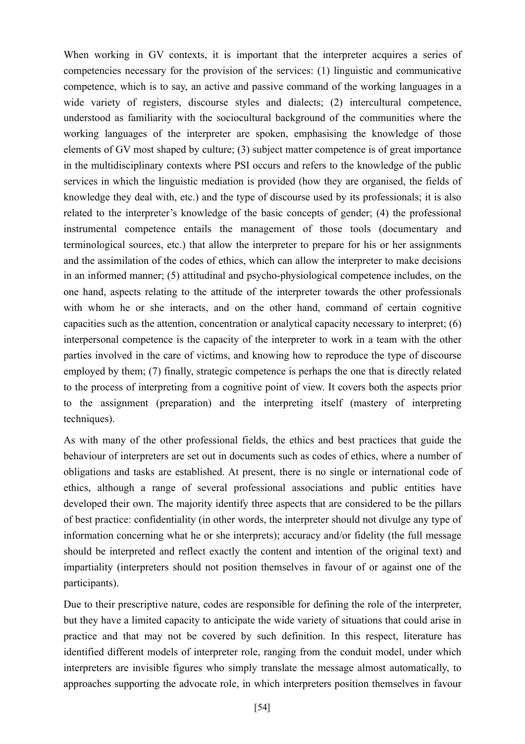When working in GV contexts, it is important that the interpreter acquires a series of competencies necessary for the provision of the services: (1) linguistic and communicative competence, which is to say, an active and passive command of the working languages in a wide variety of registers, discourse styles and dialects; (2) intercultural competence, understood as familiarity with the sociocultural background of the communities where the working languages of the interpreter are spoken, emphasising the knowledge of those elements of GV most shaped by culture; (3) subject matter competence is of great importance in the multidisciplinary contexts where PSI occurs and refers to the knowledge of the public services in which the linguistic mediation is provided (how they are organised, the fields of knowledge they deal with, etc.) and the type of discourse used by its professionals; it is also related to the interpreter's knowledge of the basic concepts of gender; (4) the professional instrumental competence entails the management of those tools (documentary and terminological sources, etc.) that allow the interpreter to prepare for his or her assignments and the assimilation of the codes of ethics, which can allow the interpreter to make decisions in an informed manner; (5) attitudinal and psycho-physiological competence includes, on the one hand, aspects relating to the attitude of the interpreter towards the other professionals with whom he or she interacts, and on the other hand, command of certain cognitive capacities such as the attention, concentration or analytical capacity necessary to interpret; (6) interpersonal competence is the capacity of the interpreter to work in a team with the other parties involved in the care of victims, and knowing how to reproduce the type of discourse employed by them; (7) finally, strategic competence is perhaps the one that is directly related to the process of interpreting from a cognitive point of view. It covers both the aspects prior to the assignment (preparation) and the interpreting itself (mastery of interpreting techniques).

As with many of the other professional fields, the ethics and best practices that guide the behaviour of interpreters are set out in documents such as codes of ethics, where a number of obligations and tasks are established. At present, there is no single or international code of ethics, although a range of several professional associations and public entities have developed their own. The majority identify three aspects that are considered to be the pillars of best practice: confidentiality (in other words, the interpreter should not divulge any type of information concerning what he or she interprets); accuracy and/or fidelity (the full message should be interpreted and reflect exactly the content and intention of the original text) and impartiality (interpreters should not position themselves in favour of or against one of the participants).

Due to their prescriptive nature, codes are responsible for defining the role of the interpreter, but they have a limited capacity to anticipate the wide variety of situations that could arise in practice and that may not be covered by such definition. In this respect, literature has identified different models of interpreter role, ranging from the conduit model, under which interpreters are invisible figures who simply translate the message almost automatically, to approaches supporting the advocate role, in which interpreters position themselves in favour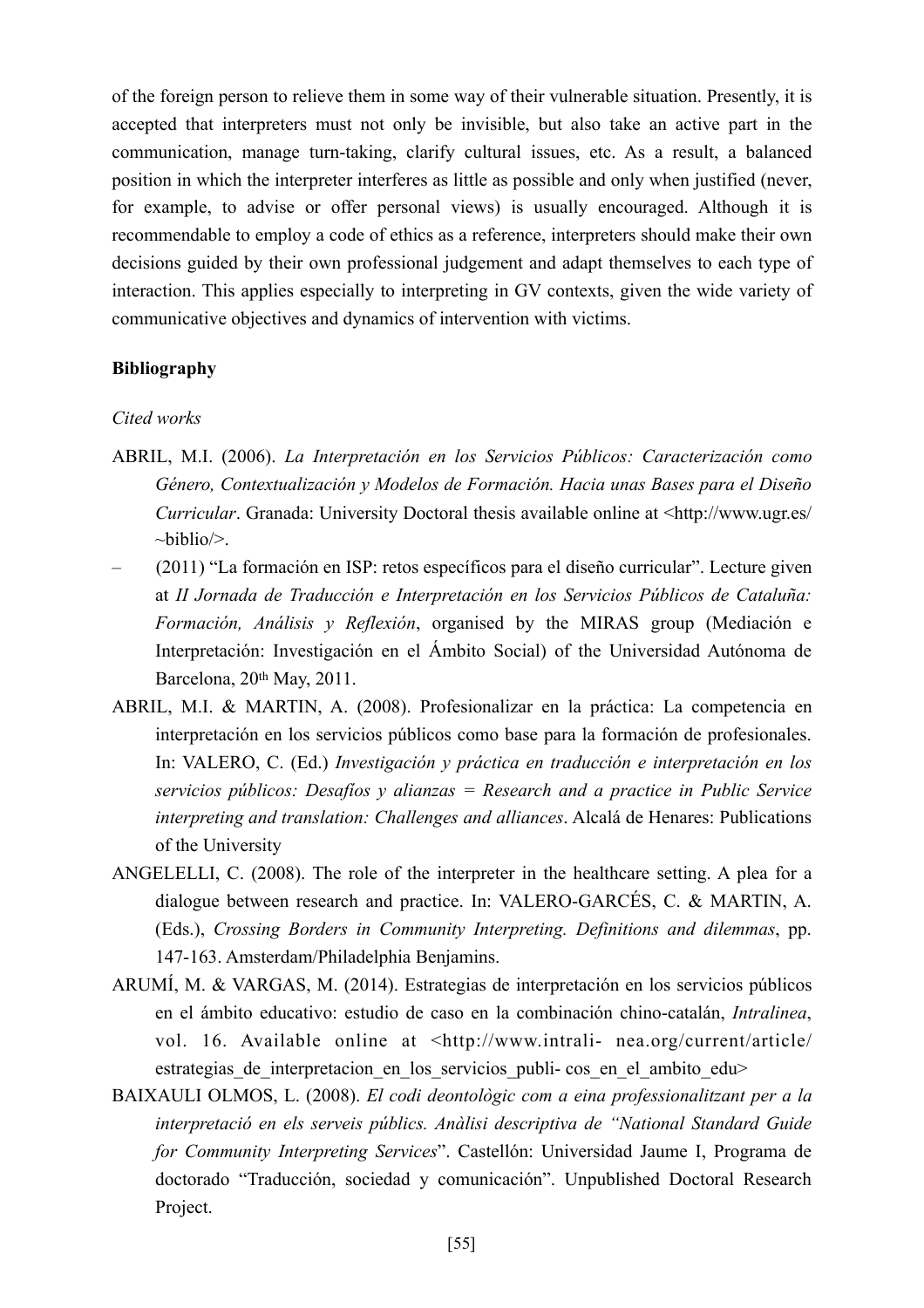of the foreign person to relieve them in some way of their vulnerable situation. Presently, it is accepted that interpreters must not only be invisible, but also take an active part in the communication, manage turn-taking, clarify cultural issues, etc. As a result, a balanced position in which the interpreter interferes as little as possible and only when justified (never, for example, to advise or offer personal views) is usually encouraged. Although it is recommendable to employ a code of ethics as a reference, interpreters should make their own decisions guided by their own professional judgement and adapt themselves to each type of interaction. This applies especially to interpreting in GV contexts, given the wide variety of communicative objectives and dynamics of intervention with victims.

**Bibliography**

*Cited works*

ABRIL, M.I. (2006). *La Interpretación en los Servicios Públicos: Caracterización como Género, Contextualización y Modelos de Formación. Hacia unas Bases para el Diseño Curricular*. Granada: University Doctoral thesis available online at <http://www.ugr.es/~biblio/>.

– (2011) "La formación en ISP: retos específicos para el diseño curricular". Lecture given at *II Jornada de Traducción e Interpretación en los Servicios Públicos de Cataluña: Formación, Análisis y Reflexión*, organised by the MIRAS group (Mediación e Interpretación: Investigación en el Ámbito Social) of the Universidad Autónoma de Barcelona, 20th May, 2011.

ABRIL, M.I. & MARTIN, A. (2008). Profesionalizar en la práctica: La competencia en interpretación en los servicios públicos como base para la formación de profesionales. In: VALERO, C. (Ed.) *Investigación y práctica en traducción e interpretación en los servicios públicos: Desafíos y alianzas = Research and a practice in Public Service interpreting and translation: Challenges and alliances*. Alcalá de Henares: Publications of the University

ANGELELLI, C. (2008). The role of the interpreter in the healthcare setting. A plea for a dialogue between research and practice. In: VALERO-GARCÉS, C. & MARTIN, A. (Eds.), *Crossing Borders in Community Interpreting. Definitions and dilemmas*, pp. 147-163. Amsterdam/Philadelphia Benjamins.

ARUMÍ, M. & VARGAS, M. (2014). Estrategias de interpretación en los servicios públicos en el ámbito educativo: estudio de caso en la combinación chino-catalán, *Intralinea*, vol. 16. Available online at <http://www.intrali- nea.org/current/article/estrategias_de_interpretacion_en_los_servicios_publi- cos_en_el_ambito_edu>

BAIXAULI OLMOS, L. (2008). *El codi deontològic com a eina professionalitzant per a la interpretació en els serveis públics. Anàlisi descriptiva de "National Standard Guide for Community Interpreting Services*". Castellón: Universidad Jaume I, Programa de doctorado "Traducción, sociedad y comunicación". Unpublished Doctoral Research Project.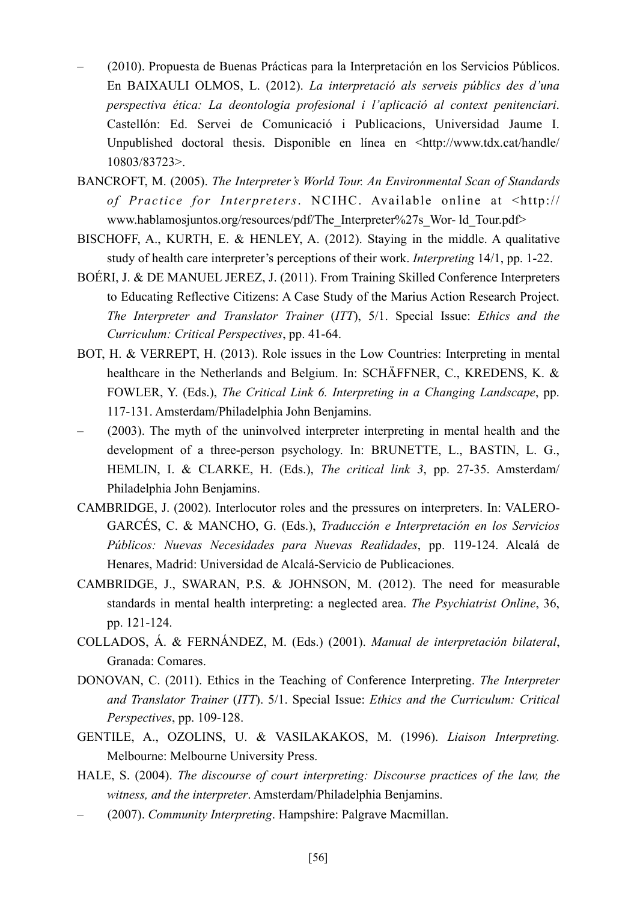– (2010). Propuesta de Buenas Prácticas para la Interpretación en los Servicios Públicos. En BAIXAULI OLMOS, L. (2012). *La interpretació als serveis públics des d'una perspectiva ética: La deontologia profesional i l'aplicació al context penitenciari*. Castellón: Ed. Servei de Comunicació i Publicacions, Universidad Jaume I. Unpublished doctoral thesis. Disponible en línea en <http://www.tdx.cat/handle/10803/83723>.

BANCROFT, M. (2005). *The Interpreter's World Tour. An Environmental Scan of Standards of Practice for Interpreters*. NCIHC. Available online at <http://www.hablamosjuntos.org/resources/pdf/The_Interpreter%27s_Wor- ld_Tour.pdf>

BISCHOFF, A., KURTH, E. & HENLEY, A. (2012). Staying in the middle. A qualitative study of health care interpreter's perceptions of their work. *Interpreting* 14/1, pp. 1-22.

BOÉRI, J. & DE MANUEL JEREZ, J. (2011). From Training Skilled Conference Interpreters to Educating Reflective Citizens: A Case Study of the Marius Action Research Project. *The Interpreter and Translator Trainer* (*ITT*), 5/1. Special Issue: *Ethics and the Curriculum: Critical Perspectives*, pp. 41-64.

BOT, H. & VERREPT, H. (2013). Role issues in the Low Countries: Interpreting in mental healthcare in the Netherlands and Belgium. In: SCHÄFFNER, C., KREDENS, K. & FOWLER, Y. (Eds.), *The Critical Link 6. Interpreting in a Changing Landscape*, pp. 117-131. Amsterdam/Philadelphia John Benjamins.

– (2003). The myth of the uninvolved interpreter interpreting in mental health and the development of a three-person psychology. In: BRUNETTE, L., BASTIN, L. G., HEMLIN, I. & CLARKE, H. (Eds.), *The critical link 3*, pp. 27-35. Amsterdam/Philadelphia John Benjamins.

CAMBRIDGE, J. (2002). Interlocutor roles and the pressures on interpreters. In: VALERO-GARCÉS, C. & MANCHO, G. (Eds.), *Traducción e Interpretación en los Servicios Públicos: Nuevas Necesidades para Nuevas Realidades*, pp. 119-124. Alcalá de Henares, Madrid: Universidad de Alcalá-Servicio de Publicaciones.

CAMBRIDGE, J., SWARAN, P.S. & JOHNSON, M. (2012). The need for measurable standards in mental health interpreting: a neglected area. *The Psychiatrist Online*, 36, pp. 121-124.

COLLADOS, Á. & FERNÁNDEZ, M. (Eds.) (2001). *Manual de interpretación bilateral*, Granada: Comares.

DONOVAN, C. (2011). Ethics in the Teaching of Conference Interpreting. *The Interpreter and Translator Trainer* (*ITT*). 5/1. Special Issue: *Ethics and the Curriculum: Critical Perspectives*, pp. 109-128.

GENTILE, A., OZOLINS, U. & VASILAKAKOS, M. (1996). *Liaison Interpreting.* Melbourne: Melbourne University Press.

HALE, S. (2004). *The discourse of court interpreting: Discourse practices of the law, the witness, and the interpreter*. Amsterdam/Philadelphia Benjamins.

– (2007). *Community Interpreting*. Hampshire: Palgrave Macmillan.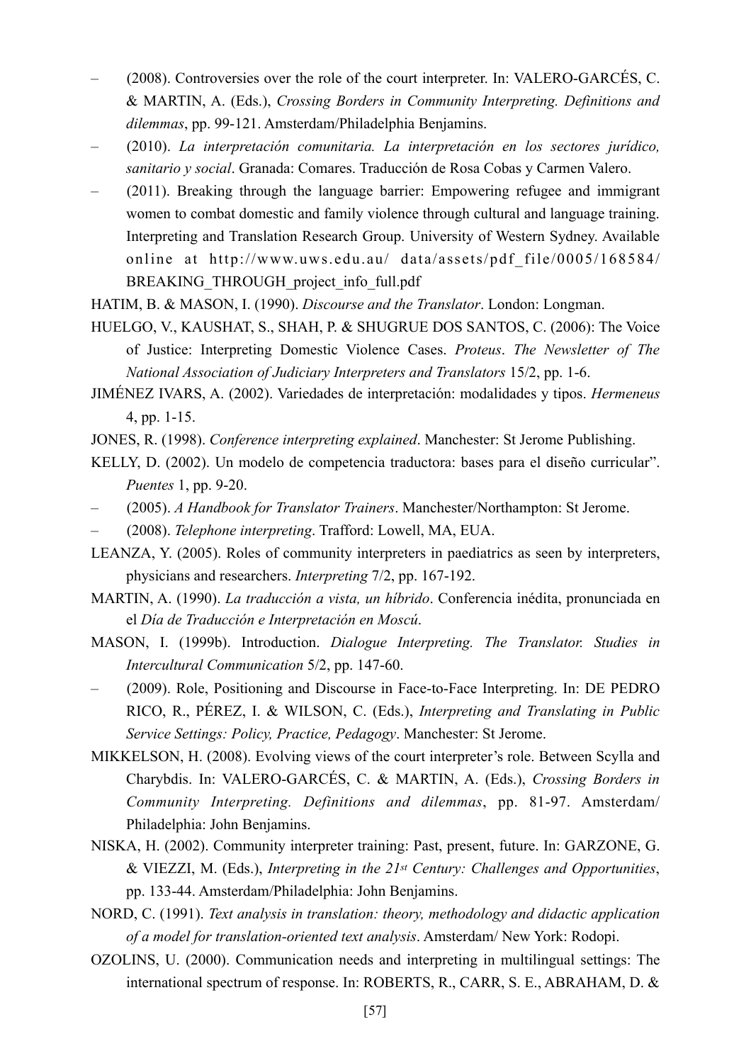– (2008). Controversies over the role of the court interpreter. In: VALERO-GARCÉS, C. & MARTIN, A. (Eds.), *Crossing Borders in Community Interpreting. Definitions and dilemmas*, pp. 99-121. Amsterdam/Philadelphia Benjamins.

– (2010). *La interpretación comunitaria. La interpretación en los sectores jurídico, sanitario y social*. Granada: Comares. Traducción de Rosa Cobas y Carmen Valero.

– (2011). Breaking through the language barrier: Empowering refugee and immigrant women to combat domestic and family violence through cultural and language training. Interpreting and Translation Research Group. University of Western Sydney. Available online at http://www.uws.edu.au/ data/assets/pdf_file/0005/168584/ BREAKING_THROUGH_project_info_full.pdf

HATIM, B. & MASON, I. (1990). *Discourse and the Translator*. London: Longman.

HUELGO, V., KAUSHAT, S., SHAH, P. & SHUGRUE DOS SANTOS, C. (2006): The Voice of Justice: Interpreting Domestic Violence Cases. *Proteus*. *The Newsletter of The National Association of Judiciary Interpreters and Translators* 15/2, pp. 1-6.

JIMÉNEZ IVARS, A. (2002). Variedades de interpretación: modalidades y tipos. *Hermeneus* 4, pp. 1-15.

JONES, R. (1998). *Conference interpreting explained*. Manchester: St Jerome Publishing.

KELLY, D. (2002). Un modelo de competencia traductora: bases para el diseño curricular". *Puentes* 1, pp. 9-20.

– (2005). *A Handbook for Translator Trainers*. Manchester/Northampton: St Jerome.

– (2008). *Telephone interpreting*. Trafford: Lowell, MA, EUA.

LEANZA, Y. (2005). Roles of community interpreters in paediatrics as seen by interpreters, physicians and researchers. *Interpreting* 7/2, pp. 167-192.

MARTIN, A. (1990). *La traducción a vista, un híbrido*. Conferencia inédita, pronunciada en el *Día de Traducción e Interpretación en Moscú*.

MASON, I. (1999b). Introduction. *Dialogue Interpreting. The Translator. Studies in Intercultural Communication* 5/2, pp. 147-60.

– (2009). Role, Positioning and Discourse in Face-to-Face Interpreting. In: DE PEDRO RICO, R., PÉREZ, I. & WILSON, C. (Eds.), *Interpreting and Translating in Public Service Settings: Policy, Practice, Pedagogy*. Manchester: St Jerome.

MIKKELSON, H. (2008). Evolving views of the court interpreter's role. Between Scylla and Charybdis. In: VALERO-GARCÉS, C. & MARTIN, A. (Eds.), *Crossing Borders in Community Interpreting. Definitions and dilemmas*, pp. 81-97. Amsterdam/ Philadelphia: John Benjamins.

NISKA, H. (2002). Community interpreter training: Past, present, future. In: GARZONE, G. & VIEZZI, M. (Eds.), *Interpreting in the 21st Century: Challenges and Opportunities*, pp. 133-44. Amsterdam/Philadelphia: John Benjamins.

NORD, C. (1991). *Text analysis in translation: theory, methodology and didactic application of a model for translation-oriented text analysis*. Amsterdam/ New York: Rodopi.

OZOLINS, U. (2000). Communication needs and interpreting in multilingual settings: The international spectrum of response. In: ROBERTS, R., CARR, S. E., ABRAHAM, D. &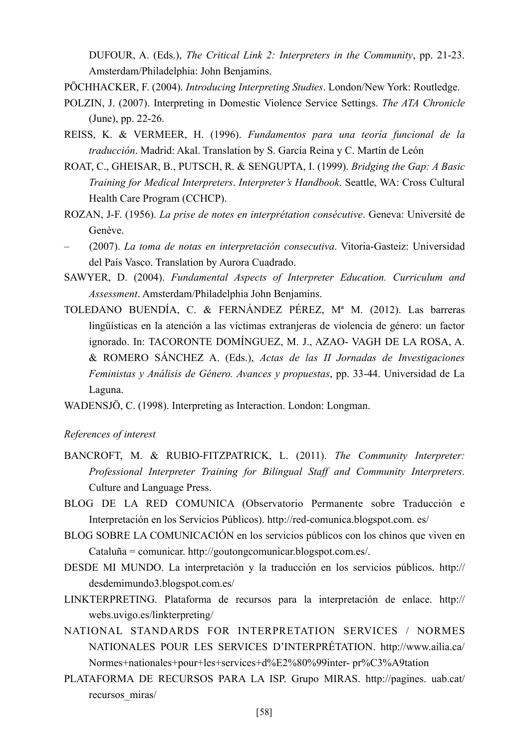DUFOUR, A. (Eds.), *The Critical Link 2: Interpreters in the Community*, pp. 21-23. Amsterdam/Philadelphia: John Benjamins.

PÖCHHACKER, F. (2004). *Introducing Interpreting Studies*. London/New York: Routledge.

POLZIN, J. (2007). Interpreting in Domestic Violence Service Settings. *The ATA Chronicle* (June), pp. 22-26.

REISS, K. & VERMEER, H. (1996). *Fundamentos para una teoría funcional de la traducción*. Madrid: Akal. Translation by S. García Reina y C. Martín de León

ROAT, C., GHEISAR, B., PUTSCH, R. & SENGUPTA, I. (1999). *Bridging the Gap: A Basic Training for Medical Interpreters*. *Interpreter's Handbook*. Seattle, WA: Cross Cultural Health Care Program (CCHCP).

ROZAN, J-F. (1956). *La prise de notes en interprétation consécutive*. Geneva: Université de Genève.

– (2007). *La toma de notas en interpretación consecutiva*. Vitoria-Gasteiz: Universidad del País Vasco. Translation by Aurora Cuadrado.

SAWYER, D. (2004). *Fundamental Aspects of Interpreter Education. Curriculum and Assessment*. Amsterdam/Philadelphia John Benjamins.

TOLEDANO BUENDÍA, C. & FERNÁNDEZ PÉREZ, Mª M. (2012). Las barreras lingüísticas en la atención a las víctimas extranjeras de violencia de género: un factor ignorado. In: TACORONTE DOMÍNGUEZ, M. J., AZAO- VAGH DE LA ROSA, A. & ROMERO SÁNCHEZ A. (Eds.), *Actas de las II Jornadas de Investigaciones Feministas y Análisis de Género. Avances y propuestas*, pp. 33-44. Universidad de La Laguna.

WADENSJÖ, C. (1998). Interpreting as Interaction. London: Longman.

*References of interest*

BANCROFT, M. & RUBIO-FITZPATRICK, L. (2011). *The Community Interpreter: Professional Interpreter Training for Bilingual Staff and Community Interpreters*. Culture and Language Press.

BLOG DE LA RED COMUNICA (Observatorio Permanente sobre Traducción e Interpretación en los Servicios Públicos). http://red-comunica.blogspot.com. es/

BLOG SOBRE LA COMUNICACIÓN en los servicios públicos con los chinos que viven en Cataluña = comunicar. http://goutongcomunicar.blogspot.com.es/.

DESDE MI MUNDO. La interpretación y la traducción en los servicios públicos. http:// desdemimundo3.blogspot.com.es/

LINKTERPRETING. Plataforma de recursos para la interpretación de enlace. http:// webs.uvigo.es/linkterpreting/

NATIONAL STANDARDS FOR INTERPRETATION SERVICES / NORMES NATIONALES POUR LES SERVICES D'INTERPRÉTATION. http://www.ailia.ca/ Normes+nationales+pour+les+services+d%E2%80%99inter- pr%C3%A9tation

PLATAFORMA DE RECURSOS PARA LA ISP. Grupo MIRAS. http://pagines. uab.cat/ recursos_miras/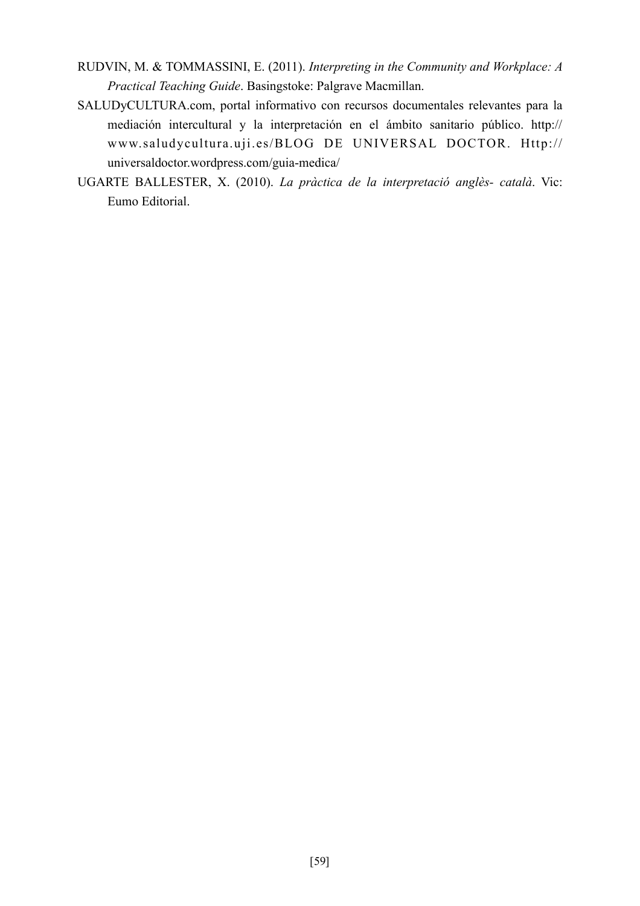RUDVIN, M. & TOMMASSINI, E. (2011). *Interpreting in the Community and Workplace: A Practical Teaching Guide*. Basingstoke: Palgrave Macmillan.

SALUDyCULTURA.com, portal informativo con recursos documentales relevantes para la mediación intercultural y la interpretación en el ámbito sanitario público. http://www.saludycultura.uji.es/BLOG DE UNIVERSAL DOCTOR. Http://universaldoctor.wordpress.com/guia-medica/

UGARTE BALLESTER, X. (2010). *La pràctica de la interpretació anglès- català*. Vic: Eumo Editorial.